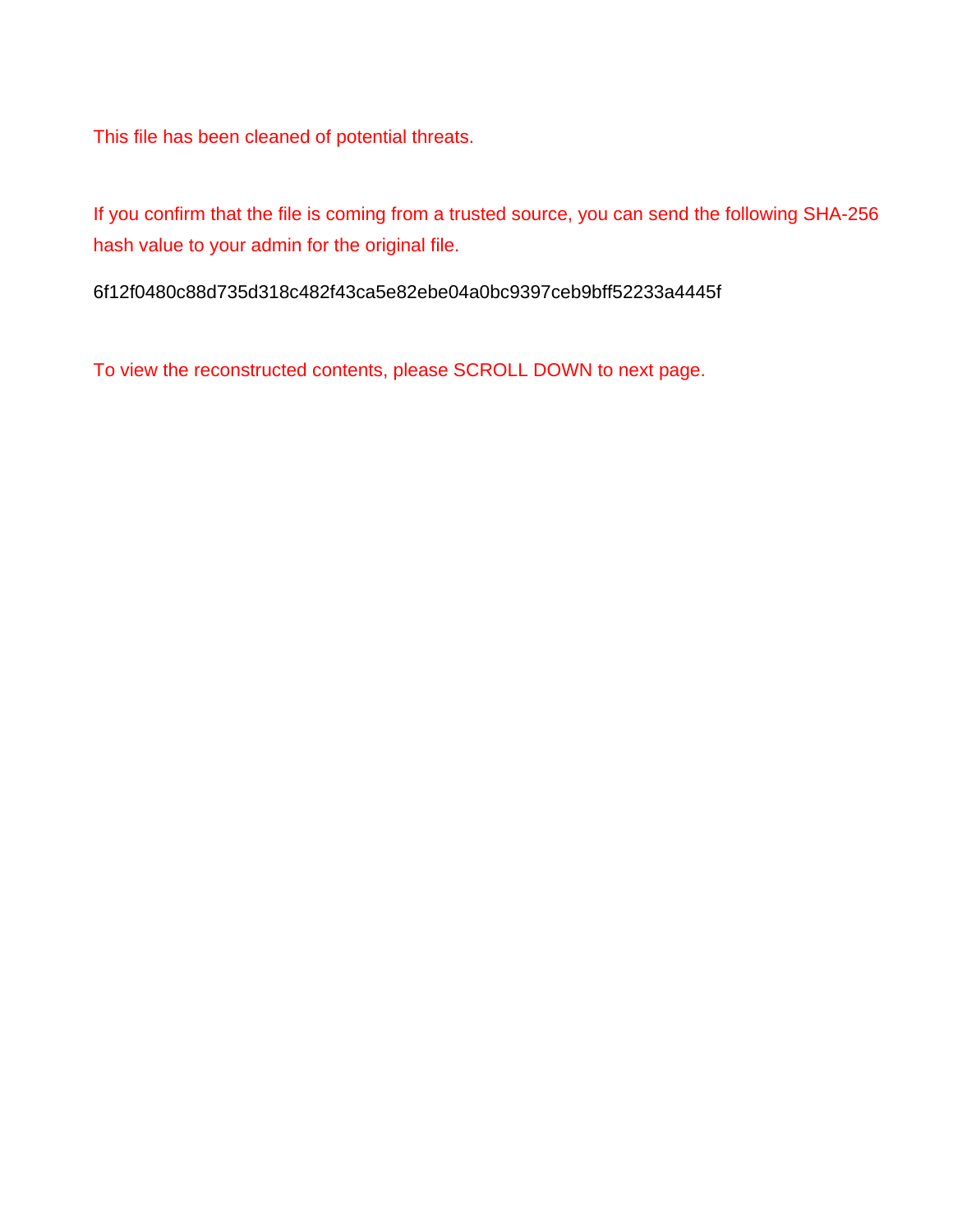This file has been cleaned of potential threats.

If you confirm that the file is coming from a trusted source, you can send the following SHA-256 hash value to your admin for the original file.

6f12f0480c88d735d318c482f43ca5e82ebe04a0bc9397ceb9bff52233a4445f

To view the reconstructed contents, please SCROLL DOWN to next page.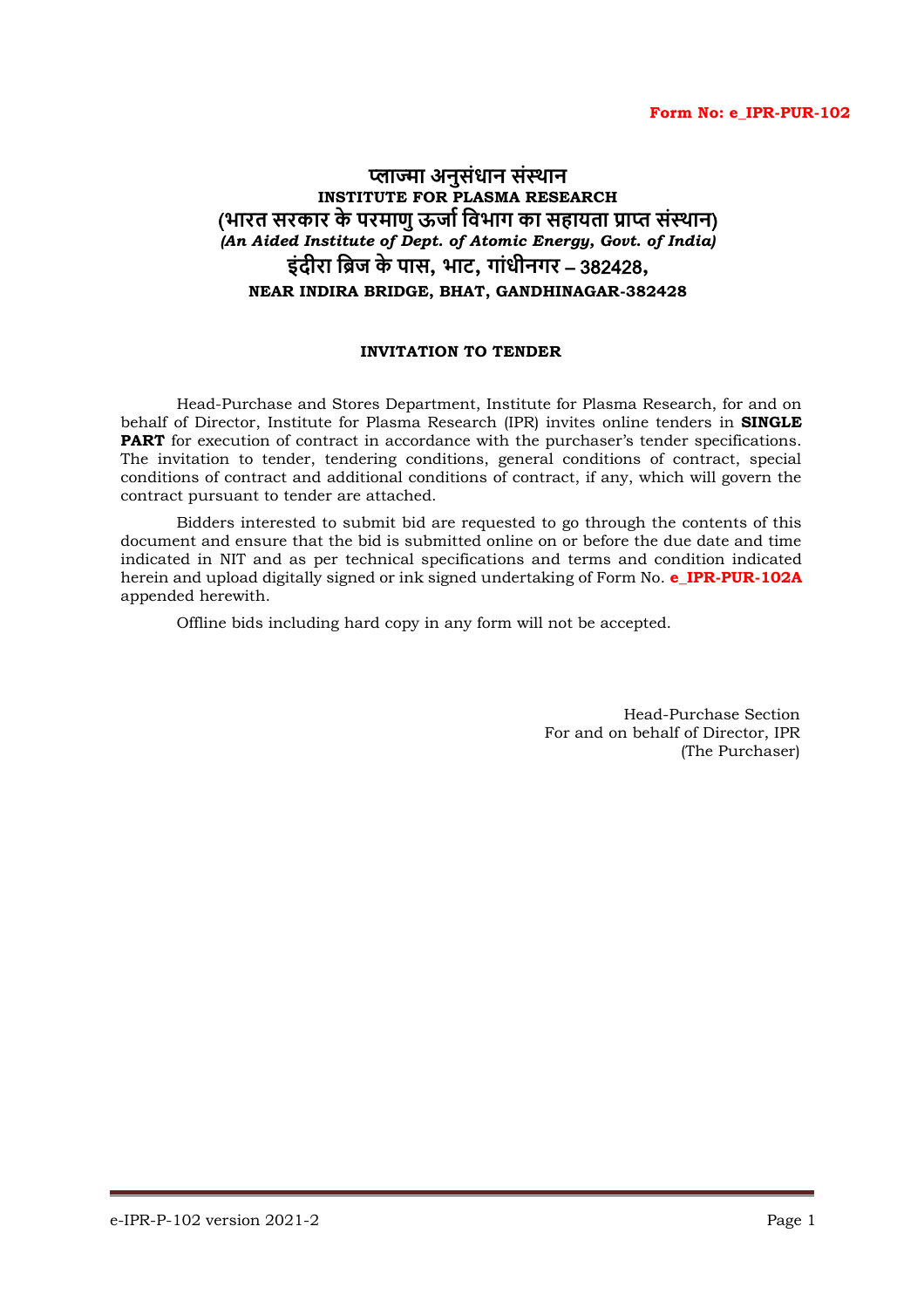**Form No: e_IPR-PUR-102**

# प्लाज्मा अनुसंधान संस्थान
## INSTITUTE FOR PLASMA RESEARCH
## (भारत सरकार के परमाणु ऊर्जा विभाग का सहायता प्राप्त संस्थान)
### *(An Aided Institute of Dept. of Atomic Energy, Govt. of India)*
## इंदीरा ब्रिज के पास, भाट, गांधीनगर – 382428,
### NEAR INDIRA BRIDGE, BHAT, GANDHINAGAR-382428

**INVITATION TO TENDER**

Head-Purchase and Stores Department, Institute for Plasma Research, for and on behalf of Director, Institute for Plasma Research (IPR) invites online tenders in **SINGLE PART** for execution of contract in accordance with the purchaser's tender specifications. The invitation to tender, tendering conditions, general conditions of contract, special conditions of contract and additional conditions of contract, if any, which will govern the contract pursuant to tender are attached.

Bidders interested to submit bid are requested to go through the contents of this document and ensure that the bid is submitted online on or before the due date and time indicated in NIT and as per technical specifications and terms and condition indicated herein and upload digitally signed or ink signed undertaking of Form No. **e_IPR-PUR-102A** appended herewith.

Offline bids including hard copy in any form will not be accepted.

Head-Purchase Section
For and on behalf of Director, IPR
(The Purchaser)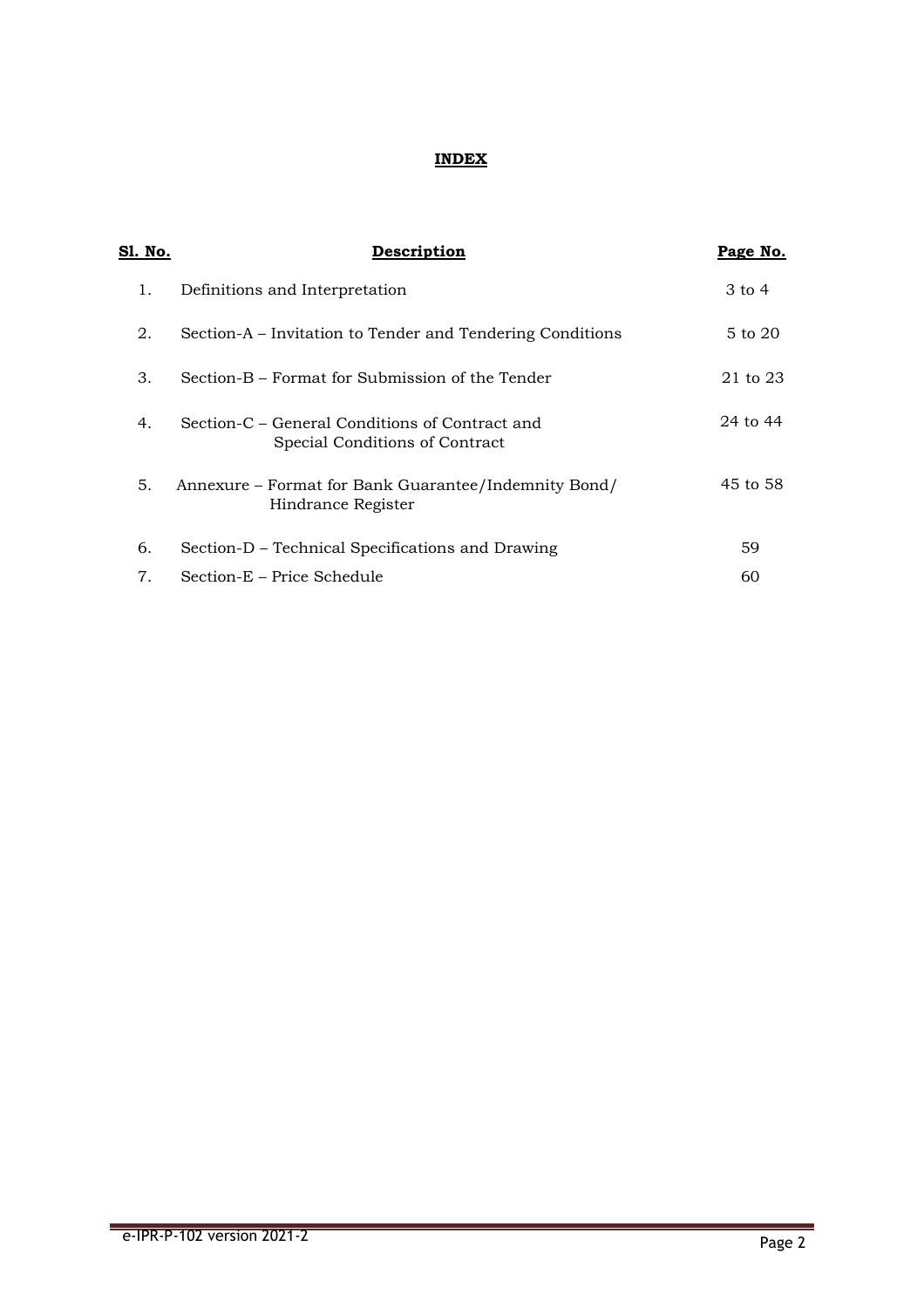# INDEX

| Sl. No. | Description | Page No. |
|---|---|---|
| 1. | Definitions and Interpretation | 3 to 4 |
| 2. | Section-A – Invitation to Tender and Tendering Conditions | 5 to 20 |
| 3. | Section-B – Format for Submission of the Tender | 21 to 23 |
| 4. | Section-C – General Conditions of Contract and Special Conditions of Contract | 24 to 44 |
| 5. | Annexure – Format for Bank Guarantee/Indemnity Bond/ Hindrance Register | 45 to 58 |
| 6. | Section-D – Technical Specifications and Drawing | 59 |
| 7. | Section-E – Price Schedule | 60 |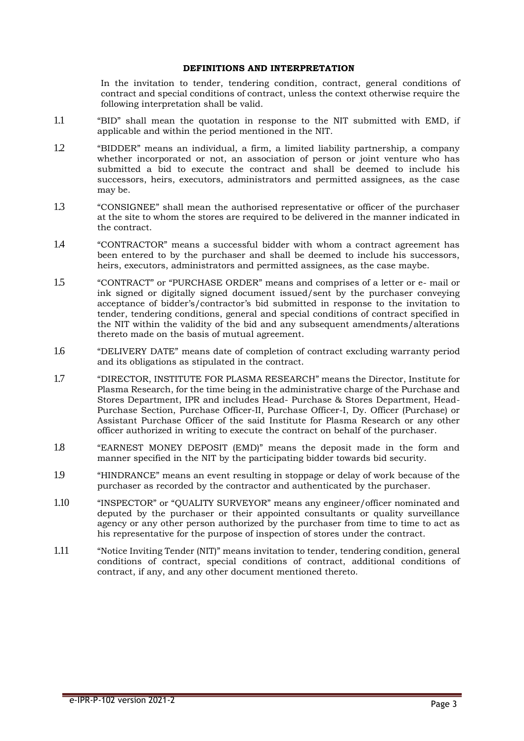## DEFINITIONS AND INTERPRETATION

In the invitation to tender, tendering condition, contract, general conditions of contract and special conditions of contract, unless the context otherwise require the following interpretation shall be valid.

1.1 "BID" shall mean the quotation in response to the NIT submitted with EMD, if applicable and within the period mentioned in the NIT.

1.2 "BIDDER" means an individual, a firm, a limited liability partnership, a company whether incorporated or not, an association of person or joint venture who has submitted a bid to execute the contract and shall be deemed to include his successors, heirs, executors, administrators and permitted assignees, as the case may be.

1.3 "CONSIGNEE" shall mean the authorised representative or officer of the purchaser at the site to whom the stores are required to be delivered in the manner indicated in the contract.

1.4 "CONTRACTOR" means a successful bidder with whom a contract agreement has been entered to by the purchaser and shall be deemed to include his successors, heirs, executors, administrators and permitted assignees, as the case maybe.

1.5 "CONTRACT" or "PURCHASE ORDER" means and comprises of a letter or e- mail or ink signed or digitally signed document issued/sent by the purchaser conveying acceptance of bidder's/contractor's bid submitted in response to the invitation to tender, tendering conditions, general and special conditions of contract specified in the NIT within the validity of the bid and any subsequent amendments/alterations thereto made on the basis of mutual agreement.

1.6 "DELIVERY DATE" means date of completion of contract excluding warranty period and its obligations as stipulated in the contract.

1.7 "DIRECTOR, INSTITUTE FOR PLASMA RESEARCH" means the Director, Institute for Plasma Research, for the time being in the administrative charge of the Purchase and Stores Department, IPR and includes Head- Purchase & Stores Department, Head-Purchase Section, Purchase Officer-II, Purchase Officer-I, Dy. Officer (Purchase) or Assistant Purchase Officer of the said Institute for Plasma Research or any other officer authorized in writing to execute the contract on behalf of the purchaser.

1.8 "EARNEST MONEY DEPOSIT (EMD)" means the deposit made in the form and manner specified in the NIT by the participating bidder towards bid security.

1.9 "HINDRANCE" means an event resulting in stoppage or delay of work because of the purchaser as recorded by the contractor and authenticated by the purchaser.

1.10 "INSPECTOR" or "QUALITY SURVEYOR" means any engineer/officer nominated and deputed by the purchaser or their appointed consultants or quality surveillance agency or any other person authorized by the purchaser from time to time to act as his representative for the purpose of inspection of stores under the contract.

1.11 "Notice Inviting Tender (NIT)" means invitation to tender, tendering condition, general conditions of contract, special conditions of contract, additional conditions of contract, if any, and any other document mentioned thereto.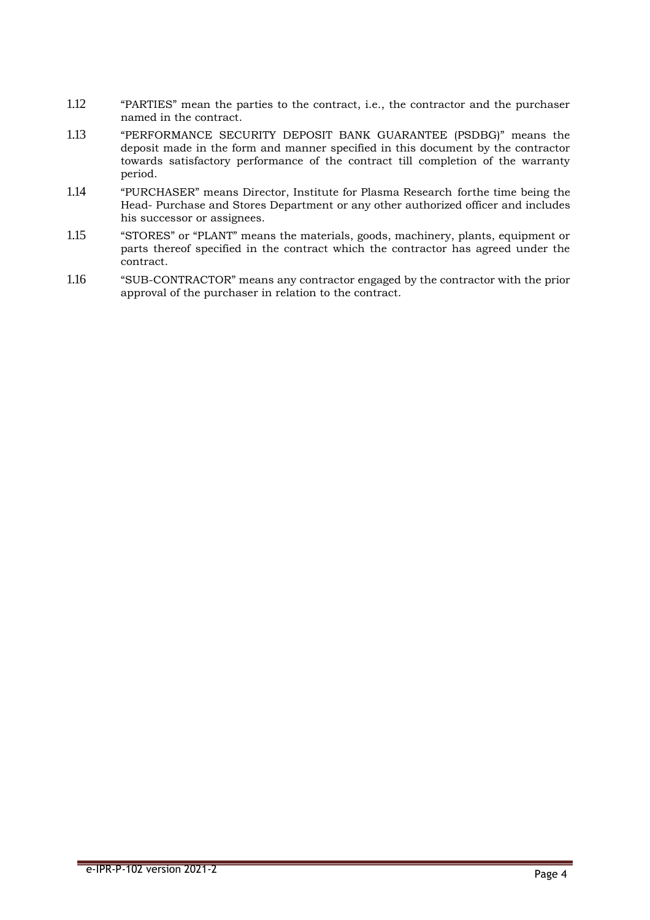1.12 “PARTIES” mean the parties to the contract, i.e., the contractor and the purchaser named in the contract.

1.13 “PERFORMANCE SECURITY DEPOSIT BANK GUARANTEE (PSDBG)” means the deposit made in the form and manner specified in this document by the contractor towards satisfactory performance of the contract till completion of the warranty period.

1.14 “PURCHASER” means Director, Institute for Plasma Research forthe time being the Head- Purchase and Stores Department or any other authorized officer and includes his successor or assignees.

1.15 “STORES” or “PLANT” means the materials, goods, machinery, plants, equipment or parts thereof specified in the contract which the contractor has agreed under the contract.

1.16 “SUB-CONTRACTOR” means any contractor engaged by the contractor with the prior approval of the purchaser in relation to the contract.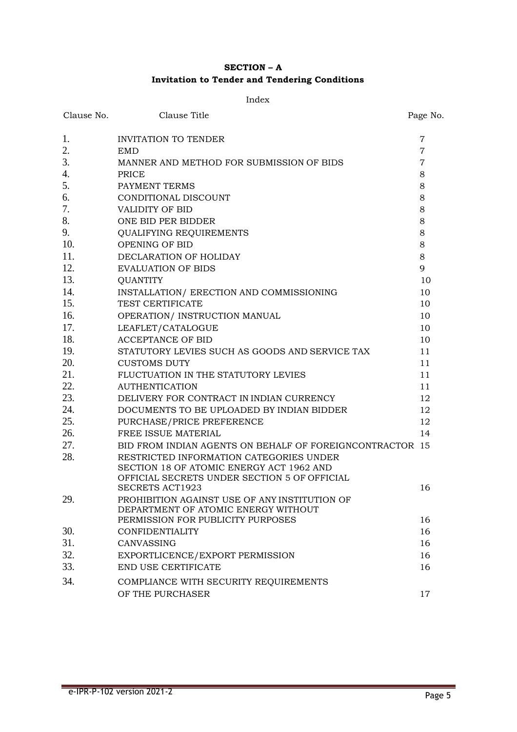**SECTION – A**

**Invitation to Tender and Tendering Conditions**

Index

| Clause No. | Clause Title | Page No. |
|---|---|---|
| 1. | INVITATION TO TENDER | 7 |
| 2. | EMD | 7 |
| 3. | MANNER AND METHOD FOR SUBMISSION OF BIDS | 7 |
| 4. | PRICE | 8 |
| 5. | PAYMENT TERMS | 8 |
| 6. | CONDITIONAL DISCOUNT | 8 |
| 7. | VALIDITY OF BID | 8 |
| 8. | ONE BID PER BIDDER | 8 |
| 9. | QUALIFYING REQUIREMENTS | 8 |
| 10. | OPENING OF BID | 8 |
| 11. | DECLARATION OF HOLIDAY | 8 |
| 12. | EVALUATION OF BIDS | 9 |
| 13. | QUANTITY | 10 |
| 14. | INSTALLATION/ ERECTION AND COMMISSIONING | 10 |
| 15. | TEST CERTIFICATE | 10 |
| 16. | OPERATION/ INSTRUCTION MANUAL | 10 |
| 17. | LEAFLET/CATALOGUE | 10 |
| 18. | ACCEPTANCE OF BID | 10 |
| 19. | STATUTORY LEVIES SUCH AS GOODS AND SERVICE TAX | 11 |
| 20. | CUSTOMS DUTY | 11 |
| 21. | FLUCTUATION IN THE STATUTORY LEVIES | 11 |
| 22. | AUTHENTICATION | 11 |
| 23. | DELIVERY FOR CONTRACT IN INDIAN CURRENCY | 12 |
| 24. | DOCUMENTS TO BE UPLOADED BY INDIAN BIDDER | 12 |
| 25. | PURCHASE/PRICE PREFERENCE | 12 |
| 26. | FREE ISSUE MATERIAL | 14 |
| 27. | BID FROM INDIAN AGENTS ON BEHALF OF FOREIGNCONTRACTOR | 15 |
| 28. | RESTRICTED INFORMATION CATEGORIES UNDER SECTION 18 OF ATOMIC ENERGY ACT 1962 AND OFFICIAL SECRETS UNDER SECTION 5 OF OFFICIAL SECRETS ACT1923 | 16 |
| 29. | PROHIBITION AGAINST USE OF ANY INSTITUTION OF DEPARTMENT OF ATOMIC ENERGY WITHOUT PERMISSION FOR PUBLICITY PURPOSES | 16 |
| 30. | CONFIDENTIALITY | 16 |
| 31. | CANVASSING | 16 |
| 32. | EXPORTLICENCE/EXPORT PERMISSION | 16 |
| 33. | END USE CERTIFICATE | 16 |
| 34. | COMPLIANCE WITH SECURITY REQUIREMENTS OF THE PURCHASER | 17 |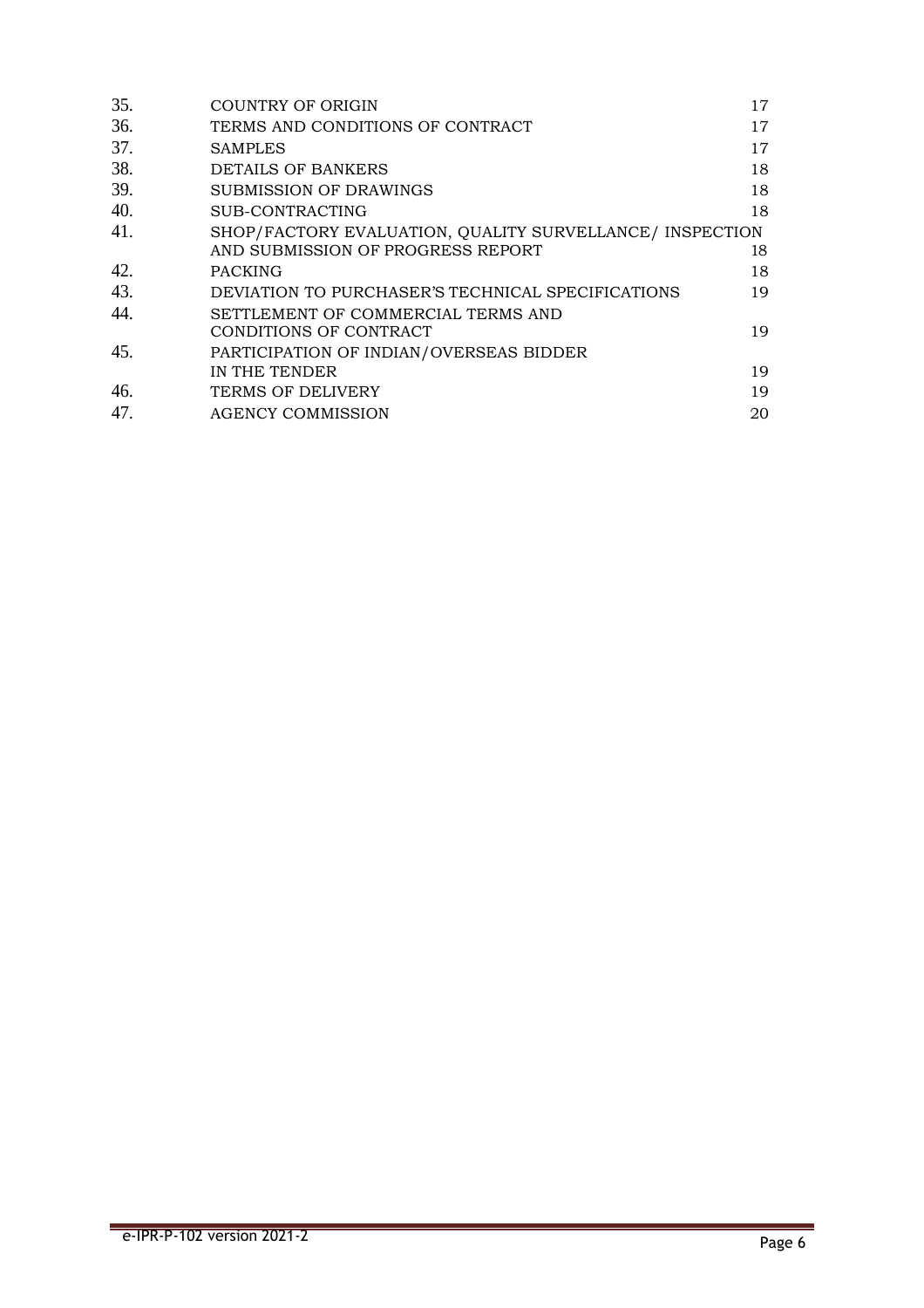| | | |
|---|---|---|
| 35. | COUNTRY OF ORIGIN | 17 |
| 36. | TERMS AND CONDITIONS OF CONTRACT | 17 |
| 37. | SAMPLES | 17 |
| 38. | DETAILS OF BANKERS | 18 |
| 39. | SUBMISSION OF DRAWINGS | 18 |
| 40. | SUB-CONTRACTING | 18 |
| 41. | SHOP/FACTORY EVALUATION, QUALITY SURVELLANCE/ INSPECTION AND SUBMISSION OF PROGRESS REPORT | 18 |
| 42. | PACKING | 18 |
| 43. | DEVIATION TO PURCHASER'S TECHNICAL SPECIFICATIONS | 19 |
| 44. | SETTLEMENT OF COMMERCIAL TERMS AND CONDITIONS OF CONTRACT | 19 |
| 45. | PARTICIPATION OF INDIAN/OVERSEAS BIDDER IN THE TENDER | 19 |
| 46. | TERMS OF DELIVERY | 19 |
| 47. | AGENCY COMMISSION | 20 |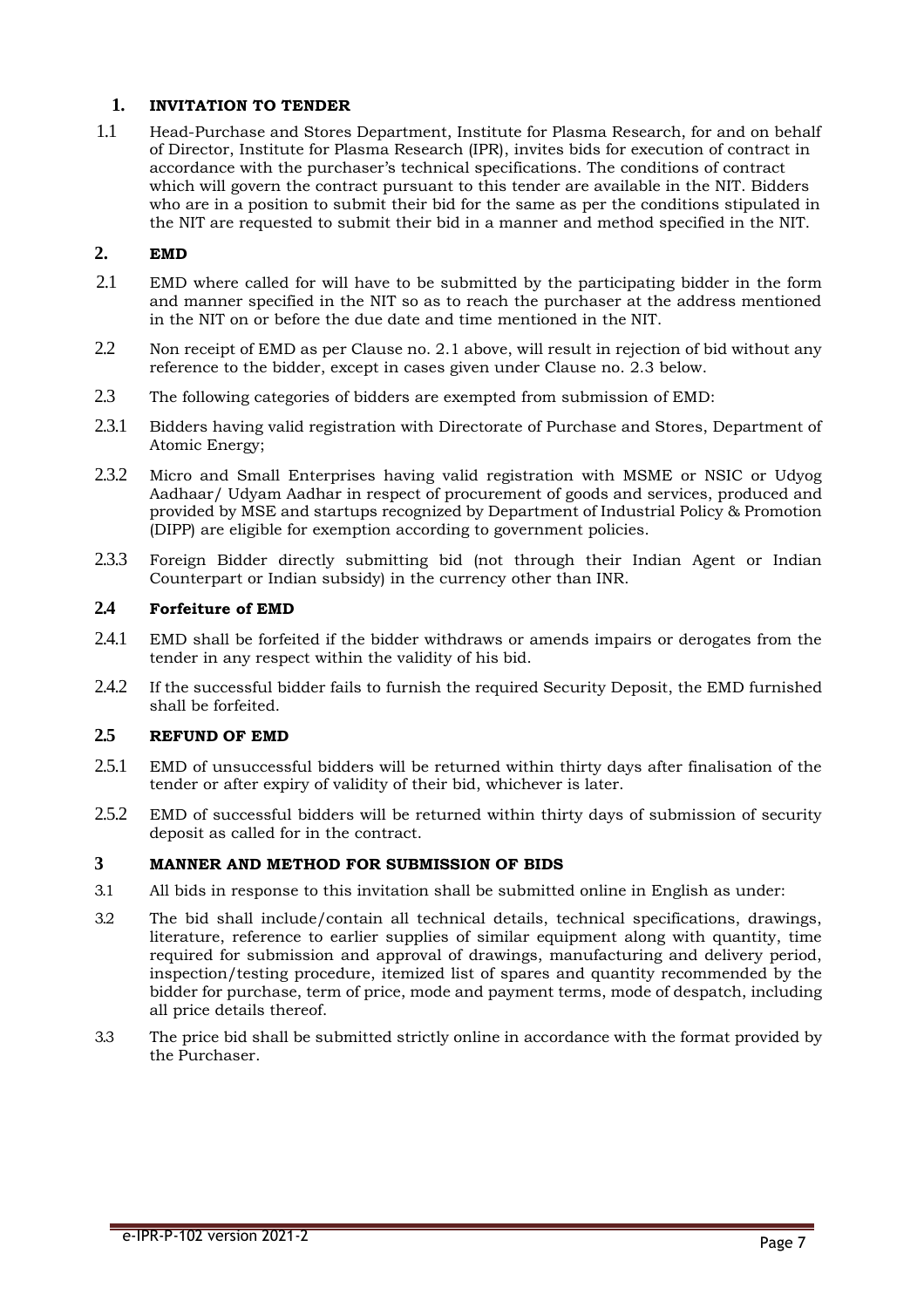## 1. INVITATION TO TENDER

1.1 Head-Purchase and Stores Department, Institute for Plasma Research, for and on behalf of Director, Institute for Plasma Research (IPR), invites bids for execution of contract in accordance with the purchaser's technical specifications. The conditions of contract which will govern the contract pursuant to this tender are available in the NIT. Bidders who are in a position to submit their bid for the same as per the conditions stipulated in the NIT are requested to submit their bid in a manner and method specified in the NIT.

## 2. EMD

2.1 EMD where called for will have to be submitted by the participating bidder in the form and manner specified in the NIT so as to reach the purchaser at the address mentioned in the NIT on or before the due date and time mentioned in the NIT.

2.2 Non receipt of EMD as per Clause no. 2.1 above, will result in rejection of bid without any reference to the bidder, except in cases given under Clause no. 2.3 below.

2.3 The following categories of bidders are exempted from submission of EMD:

2.3.1 Bidders having valid registration with Directorate of Purchase and Stores, Department of Atomic Energy;

2.3.2 Micro and Small Enterprises having valid registration with MSME or NSIC or Udyog Aadhaar/ Udyam Aadhar in respect of procurement of goods and services, produced and provided by MSE and startups recognized by Department of Industrial Policy & Promotion (DIPP) are eligible for exemption according to government policies.

2.3.3 Foreign Bidder directly submitting bid (not through their Indian Agent or Indian Counterpart or Indian subsidy) in the currency other than INR.

### 2.4 Forfeiture of EMD

2.4.1 EMD shall be forfeited if the bidder withdraws or amends impairs or derogates from the tender in any respect within the validity of his bid.

2.4.2 If the successful bidder fails to furnish the required Security Deposit, the EMD furnished shall be forfeited.

### 2.5 REFUND OF EMD

2.5.1 EMD of unsuccessful bidders will be returned within thirty days after finalisation of the tender or after expiry of validity of their bid, whichever is later.

2.5.2 EMD of successful bidders will be returned within thirty days of submission of security deposit as called for in the contract.

## 3 MANNER AND METHOD FOR SUBMISSION OF BIDS

3.1 All bids in response to this invitation shall be submitted online in English as under:

3.2 The bid shall include/contain all technical details, technical specifications, drawings, literature, reference to earlier supplies of similar equipment along with quantity, time required for submission and approval of drawings, manufacturing and delivery period, inspection/testing procedure, itemized list of spares and quantity recommended by the bidder for purchase, term of price, mode and payment terms, mode of despatch, including all price details thereof.

3.3 The price bid shall be submitted strictly online in accordance with the format provided by the Purchaser.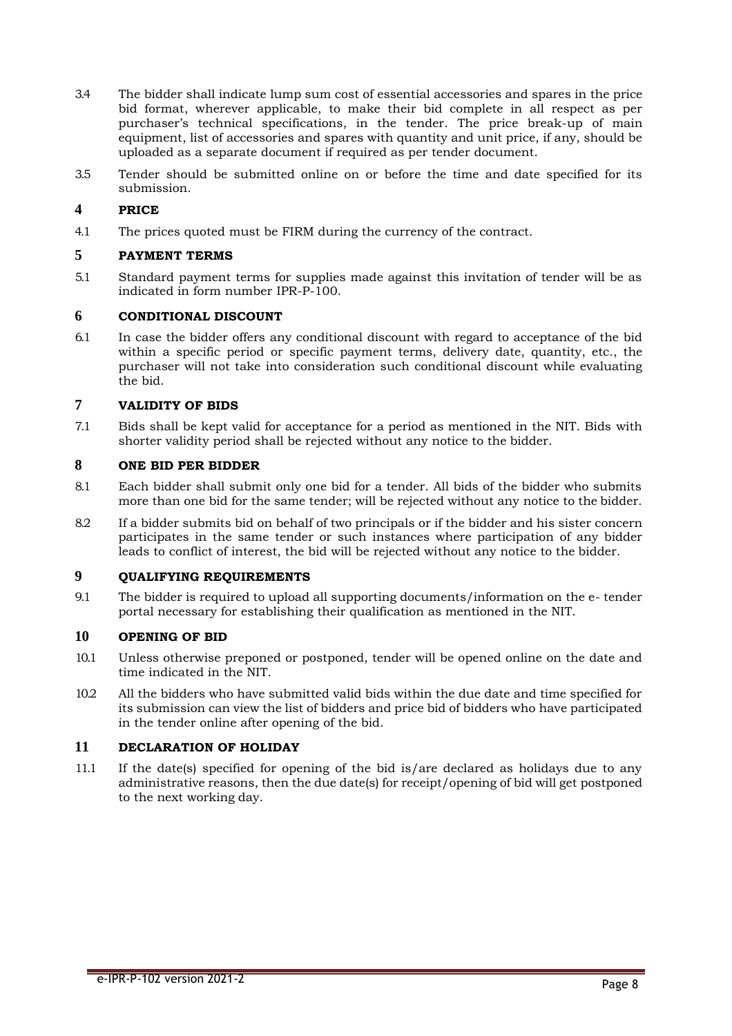3.4 The bidder shall indicate lump sum cost of essential accessories and spares in the price bid format, wherever applicable, to make their bid complete in all respect as per purchaser's technical specifications, in the tender. The price break-up of main equipment, list of accessories and spares with quantity and unit price, if any, should be uploaded as a separate document if required as per tender document.

3.5 Tender should be submitted online on or before the time and date specified for its submission.

## 4 PRICE

4.1 The prices quoted must be FIRM during the currency of the contract.

## 5 PAYMENT TERMS

5.1 Standard payment terms for supplies made against this invitation of tender will be as indicated in form number IPR-P-100.

## 6 CONDITIONAL DISCOUNT

6.1 In case the bidder offers any conditional discount with regard to acceptance of the bid within a specific period or specific payment terms, delivery date, quantity, etc., the purchaser will not take into consideration such conditional discount while evaluating the bid.

## 7 VALIDITY OF BIDS

7.1 Bids shall be kept valid for acceptance for a period as mentioned in the NIT. Bids with shorter validity period shall be rejected without any notice to the bidder.

## 8 ONE BID PER BIDDER

8.1 Each bidder shall submit only one bid for a tender. All bids of the bidder who submits more than one bid for the same tender; will be rejected without any notice to the bidder.

8.2 If a bidder submits bid on behalf of two principals or if the bidder and his sister concern participates in the same tender or such instances where participation of any bidder leads to conflict of interest, the bid will be rejected without any notice to the bidder.

## 9 QUALIFYING REQUIREMENTS

9.1 The bidder is required to upload all supporting documents/information on the e- tender portal necessary for establishing their qualification as mentioned in the NIT.

## 10 OPENING OF BID

10.1 Unless otherwise preponed or postponed, tender will be opened online on the date and time indicated in the NIT.

10.2 All the bidders who have submitted valid bids within the due date and time specified for its submission can view the list of bidders and price bid of bidders who have participated in the tender online after opening of the bid.

## 11 DECLARATION OF HOLIDAY

11.1 If the date(s) specified for opening of the bid is/are declared as holidays due to any administrative reasons, then the due date(s) for receipt/opening of bid will get postponed to the next working day.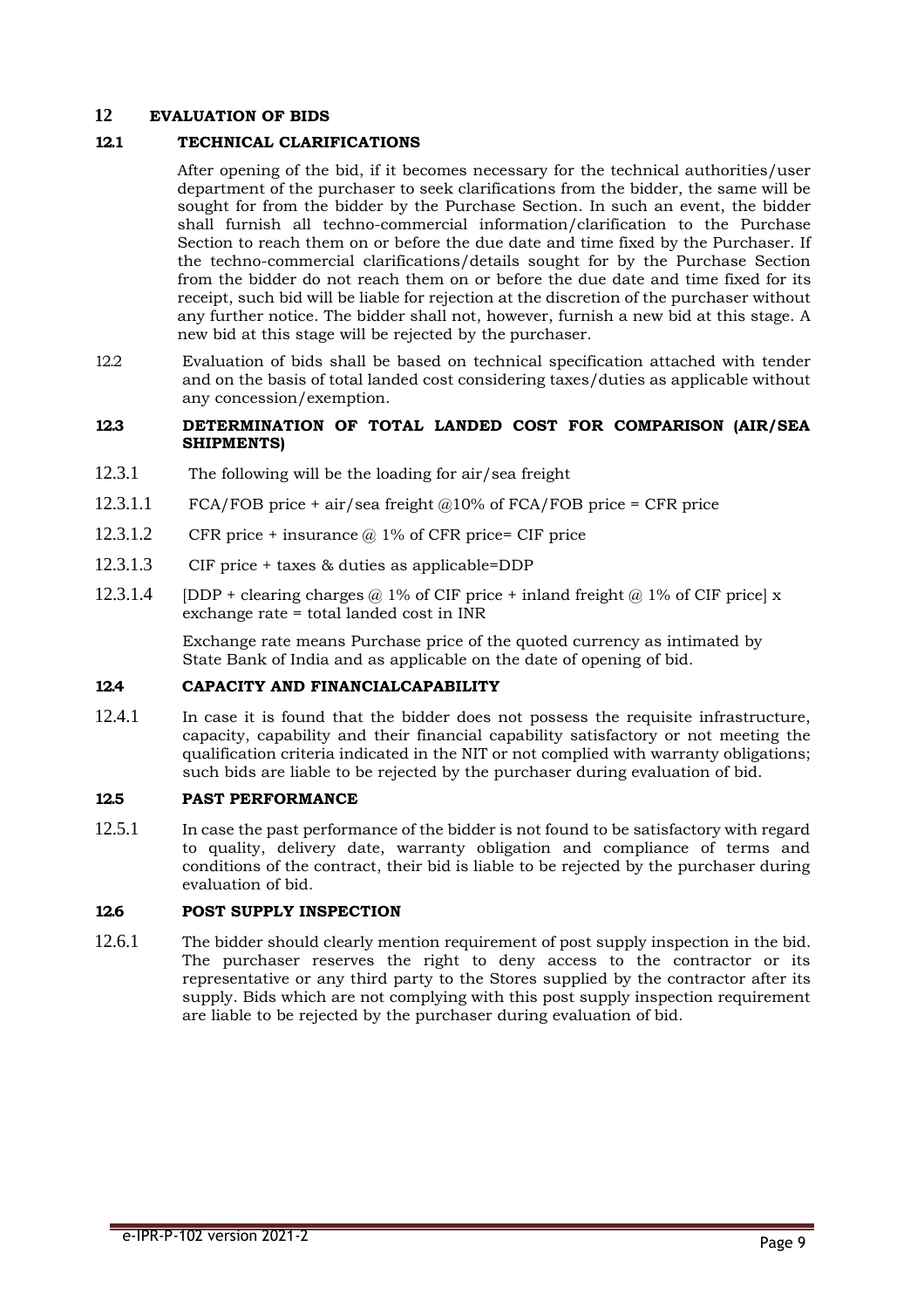## 12 EVALUATION OF BIDS

### 12.1 TECHNICAL CLARIFICATIONS

After opening of the bid, if it becomes necessary for the technical authorities/user department of the purchaser to seek clarifications from the bidder, the same will be sought for from the bidder by the Purchase Section. In such an event, the bidder shall furnish all techno-commercial information/clarification to the Purchase Section to reach them on or before the due date and time fixed by the Purchaser. If the techno-commercial clarifications/details sought for by the Purchase Section from the bidder do not reach them on or before the due date and time fixed for its receipt, such bid will be liable for rejection at the discretion of the purchaser without any further notice. The bidder shall not, however, furnish a new bid at this stage. A new bid at this stage will be rejected by the purchaser.

12.2 Evaluation of bids shall be based on technical specification attached with tender and on the basis of total landed cost considering taxes/duties as applicable without any concession/exemption.

### 12.3 DETERMINATION OF TOTAL LANDED COST FOR COMPARISON (AIR/SEA SHIPMENTS)

12.3.1 The following will be the loading for air/sea freight

12.3.1.1 FCA/FOB price + air/sea freight @10% of FCA/FOB price = CFR price

12.3.1.2 CFR price + insurance @ 1% of CFR price= CIF price

12.3.1.3 CIF price + taxes & duties as applicable=DDP

12.3.1.4 [DDP + clearing charges @ 1% of CIF price + inland freight @ 1% of CIF price] x exchange rate = total landed cost in INR

Exchange rate means Purchase price of the quoted currency as intimated by State Bank of India and as applicable on the date of opening of bid.

### 12.4 CAPACITY AND FINANCIALCAPABILITY

12.4.1 In case it is found that the bidder does not possess the requisite infrastructure, capacity, capability and their financial capability satisfactory or not meeting the qualification criteria indicated in the NIT or not complied with warranty obligations; such bids are liable to be rejected by the purchaser during evaluation of bid.

### 12.5 PAST PERFORMANCE

12.5.1 In case the past performance of the bidder is not found to be satisfactory with regard to quality, delivery date, warranty obligation and compliance of terms and conditions of the contract, their bid is liable to be rejected by the purchaser during evaluation of bid.

### 12.6 POST SUPPLY INSPECTION

12.6.1 The bidder should clearly mention requirement of post supply inspection in the bid. The purchaser reserves the right to deny access to the contractor or its representative or any third party to the Stores supplied by the contractor after its supply. Bids which are not complying with this post supply inspection requirement are liable to be rejected by the purchaser during evaluation of bid.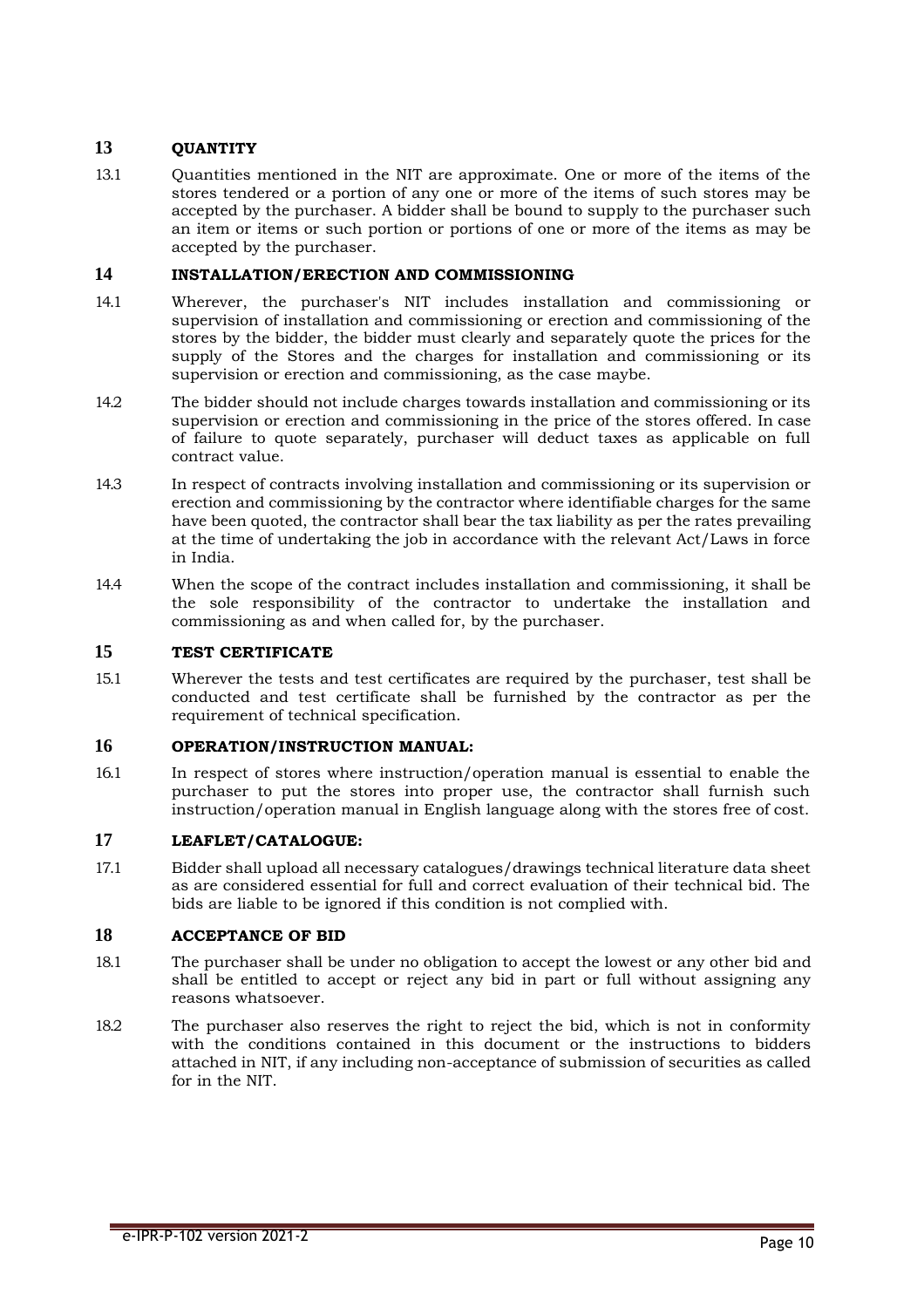## 13 QUANTITY

13.1 Quantities mentioned in the NIT are approximate. One or more of the items of the stores tendered or a portion of any one or more of the items of such stores may be accepted by the purchaser. A bidder shall be bound to supply to the purchaser such an item or items or such portion or portions of one or more of the items as may be accepted by the purchaser.

## 14 INSTALLATION/ERECTION AND COMMISSIONING

14.1 Wherever, the purchaser's NIT includes installation and commissioning or supervision of installation and commissioning or erection and commissioning of the stores by the bidder, the bidder must clearly and separately quote the prices for the supply of the Stores and the charges for installation and commissioning or its supervision or erection and commissioning, as the case maybe.

14.2 The bidder should not include charges towards installation and commissioning or its supervision or erection and commissioning in the price of the stores offered. In case of failure to quote separately, purchaser will deduct taxes as applicable on full contract value.

14.3 In respect of contracts involving installation and commissioning or its supervision or erection and commissioning by the contractor where identifiable charges for the same have been quoted, the contractor shall bear the tax liability as per the rates prevailing at the time of undertaking the job in accordance with the relevant Act/Laws in force in India.

14.4 When the scope of the contract includes installation and commissioning, it shall be the sole responsibility of the contractor to undertake the installation and commissioning as and when called for, by the purchaser.

## 15 TEST CERTIFICATE

15.1 Wherever the tests and test certificates are required by the purchaser, test shall be conducted and test certificate shall be furnished by the contractor as per the requirement of technical specification.

## 16 OPERATION/INSTRUCTION MANUAL:

16.1 In respect of stores where instruction/operation manual is essential to enable the purchaser to put the stores into proper use, the contractor shall furnish such instruction/operation manual in English language along with the stores free of cost.

## 17 LEAFLET/CATALOGUE:

17.1 Bidder shall upload all necessary catalogues/drawings technical literature data sheet as are considered essential for full and correct evaluation of their technical bid. The bids are liable to be ignored if this condition is not complied with.

## 18 ACCEPTANCE OF BID

18.1 The purchaser shall be under no obligation to accept the lowest or any other bid and shall be entitled to accept or reject any bid in part or full without assigning any reasons whatsoever.

18.2 The purchaser also reserves the right to reject the bid, which is not in conformity with the conditions contained in this document or the instructions to bidders attached in NIT, if any including non-acceptance of submission of securities as called for in the NIT.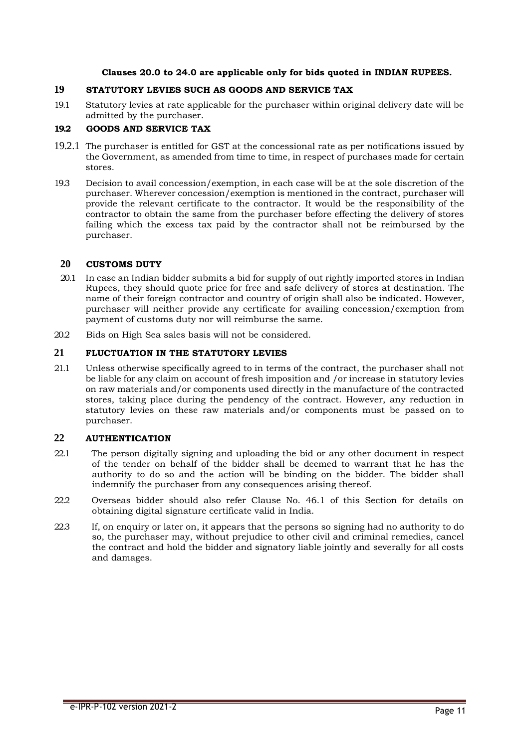**Clauses 20.0 to 24.0 are applicable only for bids quoted in INDIAN RUPEES.**

## 19 STATUTORY LEVIES SUCH AS GOODS AND SERVICE TAX

19.1 Statutory levies at rate applicable for the purchaser within original delivery date will be admitted by the purchaser.

### 19.2 GOODS AND SERVICE TAX

19.2.1 The purchaser is entitled for GST at the concessional rate as per notifications issued by the Government, as amended from time to time, in respect of purchases made for certain stores.

19.3 Decision to avail concession/exemption, in each case will be at the sole discretion of the purchaser. Wherever concession/exemption is mentioned in the contract, purchaser will provide the relevant certificate to the contractor. It would be the responsibility of the contractor to obtain the same from the purchaser before effecting the delivery of stores failing which the excess tax paid by the contractor shall not be reimbursed by the purchaser.

## 20 CUSTOMS DUTY

20.1 In case an Indian bidder submits a bid for supply of out rightly imported stores in Indian Rupees, they should quote price for free and safe delivery of stores at destination. The name of their foreign contractor and country of origin shall also be indicated. However, purchaser will neither provide any certificate for availing concession/exemption from payment of customs duty nor will reimburse the same.

20.2 Bids on High Sea sales basis will not be considered.

## 21 FLUCTUATION IN THE STATUTORY LEVIES

21.1 Unless otherwise specifically agreed to in terms of the contract, the purchaser shall not be liable for any claim on account of fresh imposition and /or increase in statutory levies on raw materials and/or components used directly in the manufacture of the contracted stores, taking place during the pendency of the contract. However, any reduction in statutory levies on these raw materials and/or components must be passed on to purchaser.

## 22 AUTHENTICATION

22.1 The person digitally signing and uploading the bid or any other document in respect of the tender on behalf of the bidder shall be deemed to warrant that he has the authority to do so and the action will be binding on the bidder. The bidder shall indemnify the purchaser from any consequences arising thereof.

22.2 Overseas bidder should also refer Clause No. 46.1 of this Section for details on obtaining digital signature certificate valid in India.

22.3 If, on enquiry or later on, it appears that the persons so signing had no authority to do so, the purchaser may, without prejudice to other civil and criminal remedies, cancel the contract and hold the bidder and signatory liable jointly and severally for all costs and damages.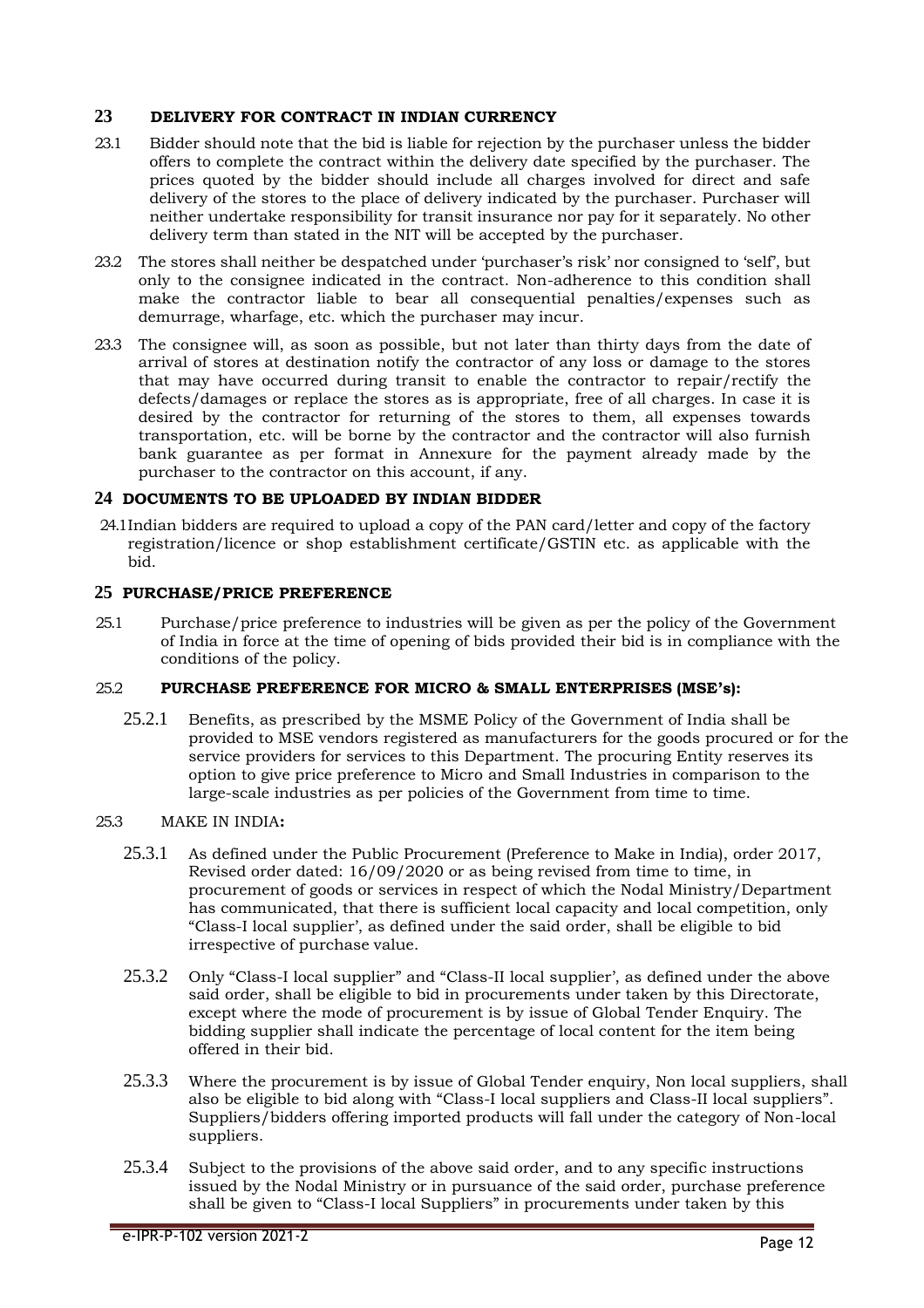## 23 DELIVERY FOR CONTRACT IN INDIAN CURRENCY

23.1 Bidder should note that the bid is liable for rejection by the purchaser unless the bidder offers to complete the contract within the delivery date specified by the purchaser. The prices quoted by the bidder should include all charges involved for direct and safe delivery of the stores to the place of delivery indicated by the purchaser. Purchaser will neither undertake responsibility for transit insurance nor pay for it separately. No other delivery term than stated in the NIT will be accepted by the purchaser.

23.2 The stores shall neither be despatched under 'purchaser's risk' nor consigned to 'self', but only to the consignee indicated in the contract. Non-adherence to this condition shall make the contractor liable to bear all consequential penalties/expenses such as demurrage, wharfage, etc. which the purchaser may incur.

23.3 The consignee will, as soon as possible, but not later than thirty days from the date of arrival of stores at destination notify the contractor of any loss or damage to the stores that may have occurred during transit to enable the contractor to repair/rectify the defects/damages or replace the stores as is appropriate, free of all charges. In case it is desired by the contractor for returning of the stores to them, all expenses towards transportation, etc. will be borne by the contractor and the contractor will also furnish bank guarantee as per format in Annexure for the payment already made by the purchaser to the contractor on this account, if any.

## 24 DOCUMENTS TO BE UPLOADED BY INDIAN BIDDER

24.1 Indian bidders are required to upload a copy of the PAN card/letter and copy of the factory registration/licence or shop establishment certificate/GSTIN etc. as applicable with the bid.

## 25 PURCHASE/PRICE PREFERENCE

25.1 Purchase/price preference to industries will be given as per the policy of the Government of India in force at the time of opening of bids provided their bid is in compliance with the conditions of the policy.

25.2 **PURCHASE PREFERENCE FOR MICRO & SMALL ENTERPRISES (MSE's):**

25.2.1 Benefits, as prescribed by the MSME Policy of the Government of India shall be provided to MSE vendors registered as manufacturers for the goods procured or for the service providers for services to this Department. The procuring Entity reserves its option to give price preference to Micro and Small Industries in comparison to the large-scale industries as per policies of the Government from time to time.

25.3 MAKE IN INDIA**:**

25.3.1 As defined under the Public Procurement (Preference to Make in India), order 2017, Revised order dated: 16/09/2020 or as being revised from time to time, in procurement of goods or services in respect of which the Nodal Ministry/Department has communicated, that there is sufficient local capacity and local competition, only "Class-I local supplier', as defined under the said order, shall be eligible to bid irrespective of purchase value.

25.3.2 Only "Class-I local supplier" and "Class-II local supplier', as defined under the above said order, shall be eligible to bid in procurements under taken by this Directorate, except where the mode of procurement is by issue of Global Tender Enquiry. The bidding supplier shall indicate the percentage of local content for the item being offered in their bid.

25.3.3 Where the procurement is by issue of Global Tender enquiry, Non local suppliers, shall also be eligible to bid along with "Class-I local suppliers and Class-II local suppliers". Suppliers/bidders offering imported products will fall under the category of Non-local suppliers.

25.3.4 Subject to the provisions of the above said order, and to any specific instructions issued by the Nodal Ministry or in pursuance of the said order, purchase preference shall be given to "Class-I local Suppliers" in procurements under taken by this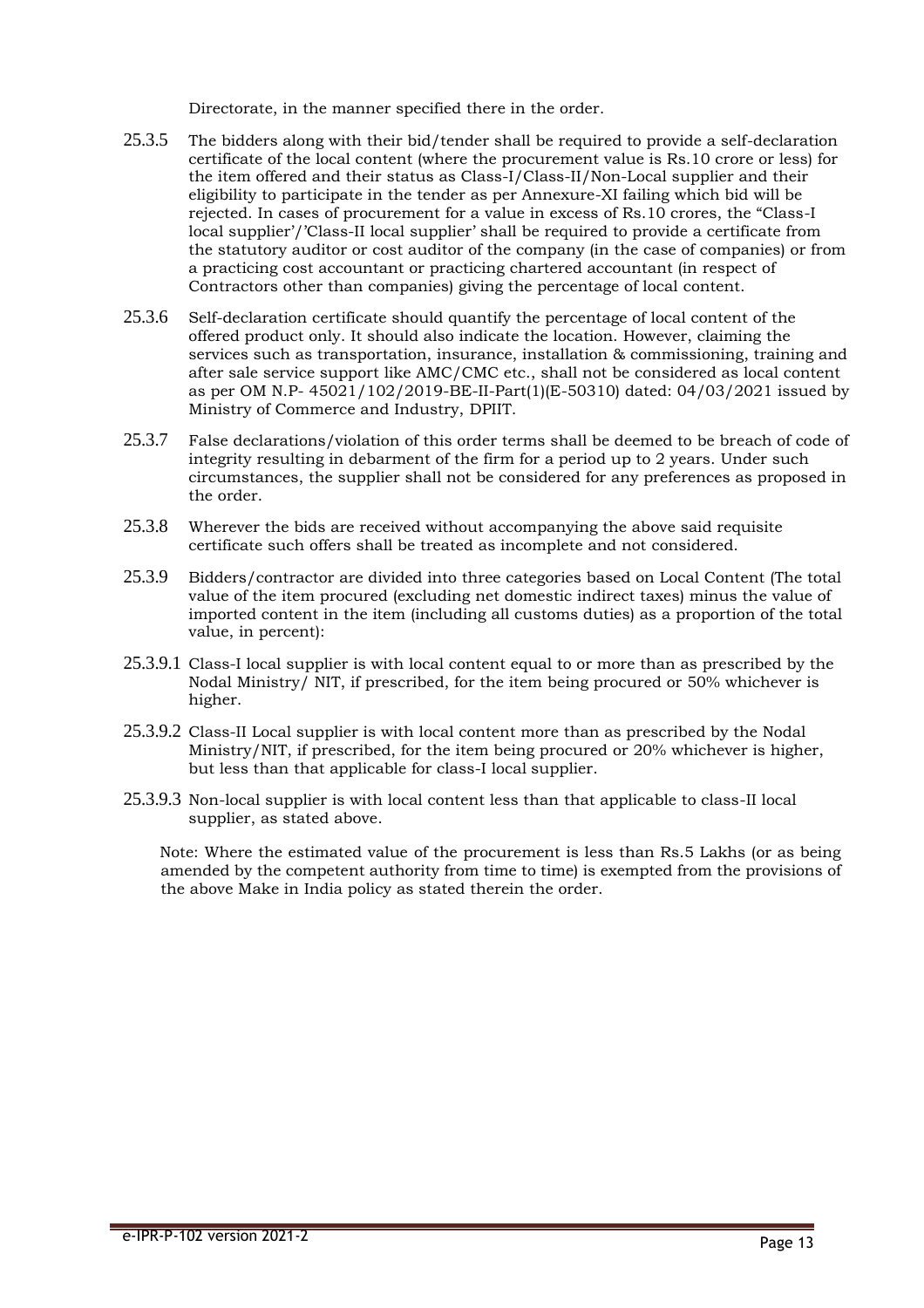Directorate, in the manner specified there in the order.

25.3.5 The bidders along with their bid/tender shall be required to provide a self-declaration certificate of the local content (where the procurement value is Rs.10 crore or less) for the item offered and their status as Class-I/Class-II/Non-Local supplier and their eligibility to participate in the tender as per Annexure-XI failing which bid will be rejected. In cases of procurement for a value in excess of Rs.10 crores, the "Class-I local supplier'/'Class-II local supplier' shall be required to provide a certificate from the statutory auditor or cost auditor of the company (in the case of companies) or from a practicing cost accountant or practicing chartered accountant (in respect of Contractors other than companies) giving the percentage of local content.

25.3.6 Self-declaration certificate should quantify the percentage of local content of the offered product only. It should also indicate the location. However, claiming the services such as transportation, insurance, installation & commissioning, training and after sale service support like AMC/CMC etc., shall not be considered as local content as per OM N.P- 45021/102/2019-BE-II-Part(1)(E-50310) dated: 04/03/2021 issued by Ministry of Commerce and Industry, DPIIT.

25.3.7 False declarations/violation of this order terms shall be deemed to be breach of code of integrity resulting in debarment of the firm for a period up to 2 years. Under such circumstances, the supplier shall not be considered for any preferences as proposed in the order.

25.3.8 Wherever the bids are received without accompanying the above said requisite certificate such offers shall be treated as incomplete and not considered.

25.3.9 Bidders/contractor are divided into three categories based on Local Content (The total value of the item procured (excluding net domestic indirect taxes) minus the value of imported content in the item (including all customs duties) as a proportion of the total value, in percent):

25.3.9.1 Class-I local supplier is with local content equal to or more than as prescribed by the Nodal Ministry/ NIT, if prescribed, for the item being procured or 50% whichever is higher.

25.3.9.2 Class-II Local supplier is with local content more than as prescribed by the Nodal Ministry/NIT, if prescribed, for the item being procured or 20% whichever is higher, but less than that applicable for class-I local supplier.

25.3.9.3 Non-local supplier is with local content less than that applicable to class-II local supplier, as stated above.

Note: Where the estimated value of the procurement is less than Rs.5 Lakhs (or as being amended by the competent authority from time to time) is exempted from the provisions of the above Make in India policy as stated therein the order.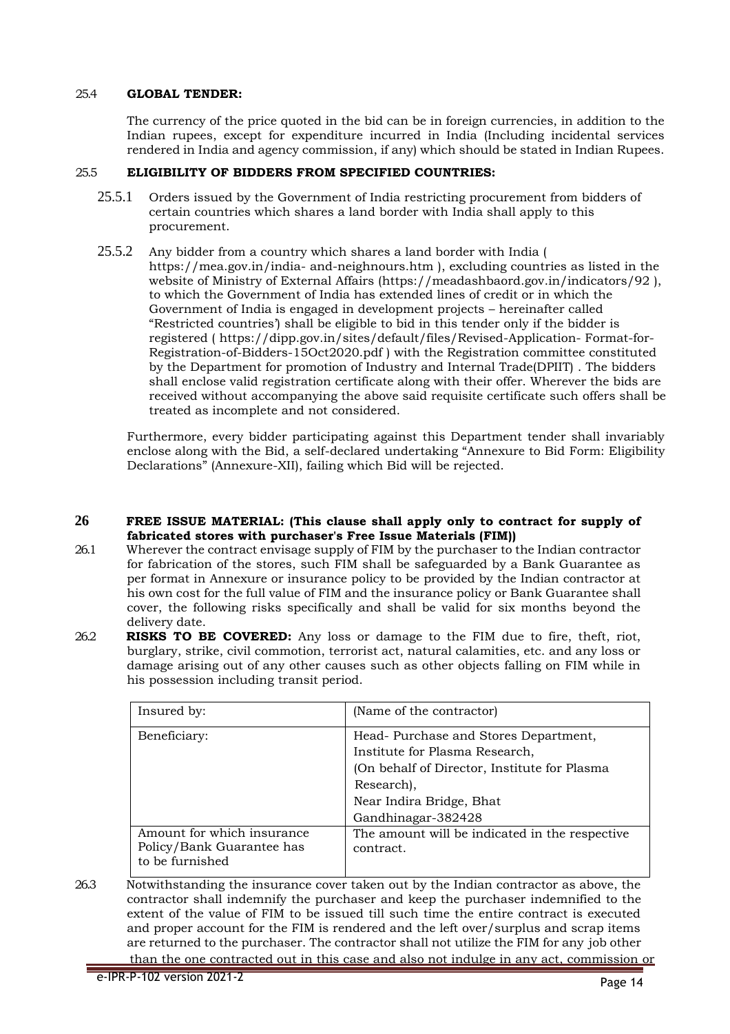25.4 **GLOBAL TENDER:**

The currency of the price quoted in the bid can be in foreign currencies, in addition to the Indian rupees, except for expenditure incurred in India (Including incidental services rendered in India and agency commission, if any) which should be stated in Indian Rupees.

25.5 **ELIGIBILITY OF BIDDERS FROM SPECIFIED COUNTRIES:**

25.5.1 Orders issued by the Government of India restricting procurement from bidders of certain countries which shares a land border with India shall apply to this procurement.

25.5.2 Any bidder from a country which shares a land border with India ( https://mea.gov.in/india- and-neighnours.htm ), excluding countries as listed in the website of Ministry of External Affairs (https://meadashbaord.gov.in/indicators/92 ), to which the Government of India has extended lines of credit or in which the Government of India is engaged in development projects – hereinafter called "Restricted countries') shall be eligible to bid in this tender only if the bidder is registered ( https://dipp.gov.in/sites/default/files/Revised-Application- Format-for-Registration-of-Bidders-15Oct2020.pdf ) with the Registration committee constituted by the Department for promotion of Industry and Internal Trade(DPIIT) . The bidders shall enclose valid registration certificate along with their offer. Wherever the bids are received without accompanying the above said requisite certificate such offers shall be treated as incomplete and not considered.

Furthermore, every bidder participating against this Department tender shall invariably enclose along with the Bid, a self-declared undertaking "Annexure to Bid Form: Eligibility Declarations" (Annexure-XII), failing which Bid will be rejected.

## 26 FREE ISSUE MATERIAL: (This clause shall apply only to contract for supply of fabricated stores with purchaser's Free Issue Materials (FIM))

26.1 Wherever the contract envisage supply of FIM by the purchaser to the Indian contractor for fabrication of the stores, such FIM shall be safeguarded by a Bank Guarantee as per format in Annexure or insurance policy to be provided by the Indian contractor at his own cost for the full value of FIM and the insurance policy or Bank Guarantee shall cover, the following risks specifically and shall be valid for six months beyond the delivery date.

26.2 **RISKS TO BE COVERED:** Any loss or damage to the FIM due to fire, theft, riot, burglary, strike, civil commotion, terrorist act, natural calamities, etc. and any loss or damage arising out of any other causes such as other objects falling on FIM while in his possession including transit period.

| Insured by: | (Name of the contractor) |
|---|---|
| Beneficiary: | Head- Purchase and Stores Department, Institute for Plasma Research, (On behalf of Director, Institute for Plasma Research), Near Indira Bridge, Bhat Gandhinagar-382428 |
| Amount for which insurance Policy/Bank Guarantee has to be furnished | The amount will be indicated in the respective contract. |

26.3 Notwithstanding the insurance cover taken out by the Indian contractor as above, the contractor shall indemnify the purchaser and keep the purchaser indemnified to the extent of the value of FIM to be issued till such time the entire contract is executed and proper account for the FIM is rendered and the left over/surplus and scrap items are returned to the purchaser. The contractor shall not utilize the FIM for any job other than the one contracted out in this case and also not indulge in any act, commission or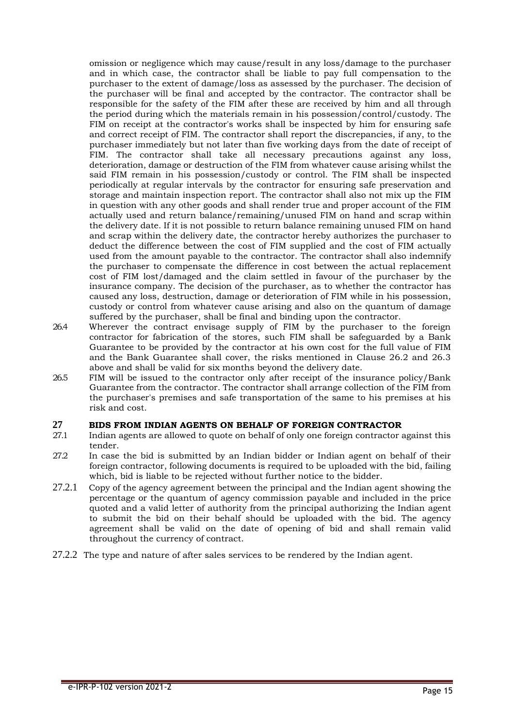omission or negligence which may cause/result in any loss/damage to the purchaser and in which case, the contractor shall be liable to pay full compensation to the purchaser to the extent of damage/loss as assessed by the purchaser. The decision of the purchaser will be final and accepted by the contractor. The contractor shall be responsible for the safety of the FIM after these are received by him and all through the period during which the materials remain in his possession/control/custody. The FIM on receipt at the contractor's works shall be inspected by him for ensuring safe and correct receipt of FIM. The contractor shall report the discrepancies, if any, to the purchaser immediately but not later than five working days from the date of receipt of FIM. The contractor shall take all necessary precautions against any loss, deterioration, damage or destruction of the FIM from whatever cause arising whilst the said FIM remain in his possession/custody or control. The FIM shall be inspected periodically at regular intervals by the contractor for ensuring safe preservation and storage and maintain inspection report. The contractor shall also not mix up the FIM in question with any other goods and shall render true and proper account of the FIM actually used and return balance/remaining/unused FIM on hand and scrap within the delivery date. If it is not possible to return balance remaining unused FIM on hand and scrap within the delivery date, the contractor hereby authorizes the purchaser to deduct the difference between the cost of FIM supplied and the cost of FIM actually used from the amount payable to the contractor. The contractor shall also indemnify the purchaser to compensate the difference in cost between the actual replacement cost of FIM lost/damaged and the claim settled in favour of the purchaser by the insurance company. The decision of the purchaser, as to whether the contractor has caused any loss, destruction, damage or deterioration of FIM while in his possession, custody or control from whatever cause arising and also on the quantum of damage suffered by the purchaser, shall be final and binding upon the contractor.

26.4 Wherever the contract envisage supply of FIM by the purchaser to the foreign contractor for fabrication of the stores, such FIM shall be safeguarded by a Bank Guarantee to be provided by the contractor at his own cost for the full value of FIM and the Bank Guarantee shall cover, the risks mentioned in Clause 26.2 and 26.3 above and shall be valid for six months beyond the delivery date.

26.5 FIM will be issued to the contractor only after receipt of the insurance policy/Bank Guarantee from the contractor. The contractor shall arrange collection of the FIM from the purchaser's premises and safe transportation of the same to his premises at his risk and cost.

## 27 BIDS FROM INDIAN AGENTS ON BEHALF OF FOREIGN CONTRACTOR

27.1 Indian agents are allowed to quote on behalf of only one foreign contractor against this tender.

27.2 In case the bid is submitted by an Indian bidder or Indian agent on behalf of their foreign contractor, following documents is required to be uploaded with the bid, failing which, bid is liable to be rejected without further notice to the bidder.

27.2.1 Copy of the agency agreement between the principal and the Indian agent showing the percentage or the quantum of agency commission payable and included in the price quoted and a valid letter of authority from the principal authorizing the Indian agent to submit the bid on their behalf should be uploaded with the bid. The agency agreement shall be valid on the date of opening of bid and shall remain valid throughout the currency of contract.

27.2.2 The type and nature of after sales services to be rendered by the Indian agent.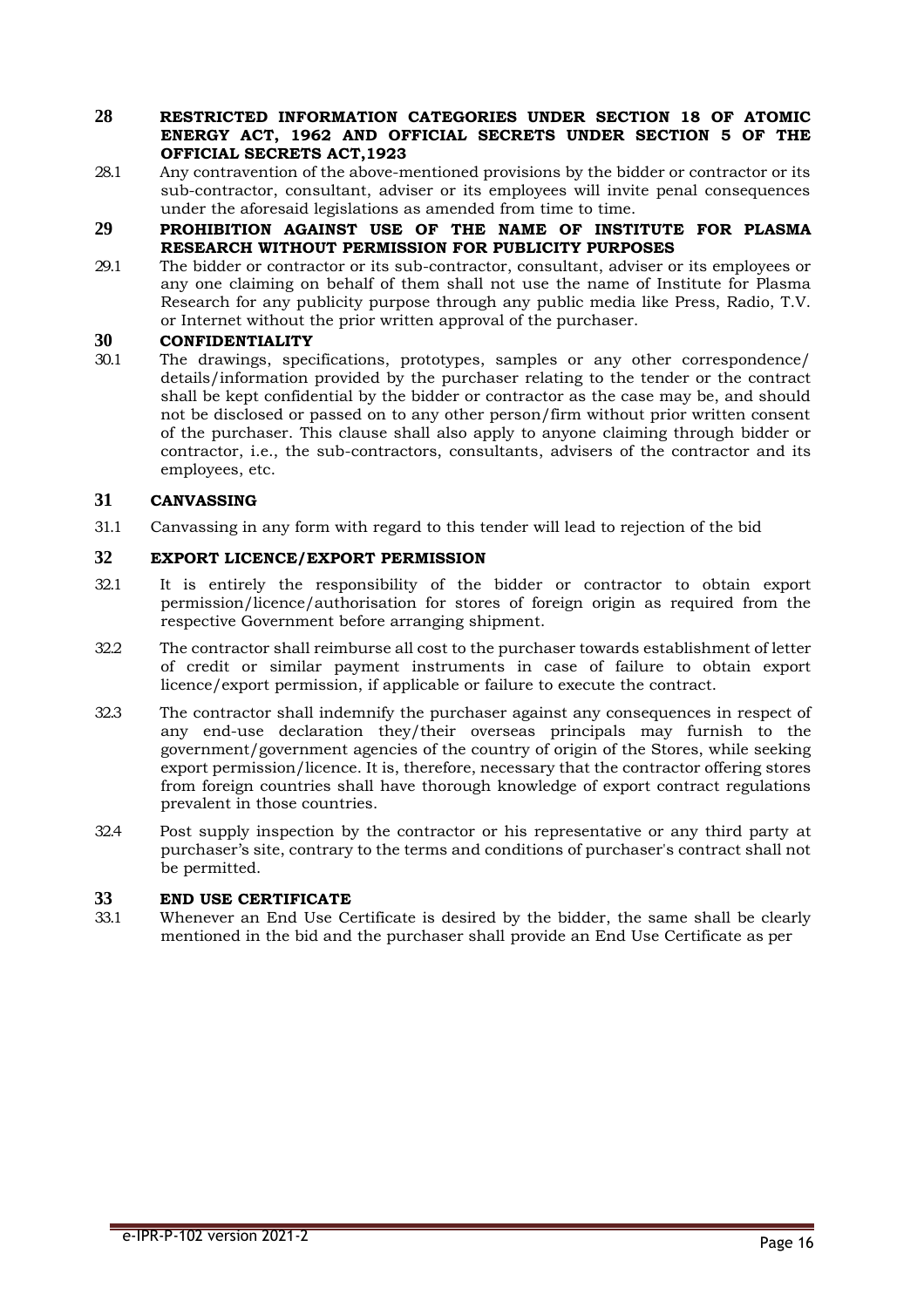## 28 RESTRICTED INFORMATION CATEGORIES UNDER SECTION 18 OF ATOMIC ENERGY ACT, 1962 AND OFFICIAL SECRETS UNDER SECTION 5 OF THE OFFICIAL SECRETS ACT,1923

28.1 Any contravention of the above-mentioned provisions by the bidder or contractor or its sub-contractor, consultant, adviser or its employees will invite penal consequences under the aforesaid legislations as amended from time to time.

## 29 PROHIBITION AGAINST USE OF THE NAME OF INSTITUTE FOR PLASMA RESEARCH WITHOUT PERMISSION FOR PUBLICITY PURPOSES

29.1 The bidder or contractor or its sub-contractor, consultant, adviser or its employees or any one claiming on behalf of them shall not use the name of Institute for Plasma Research for any publicity purpose through any public media like Press, Radio, T.V. or Internet without the prior written approval of the purchaser.

## 30 CONFIDENTIALITY

30.1 The drawings, specifications, prototypes, samples or any other correspondence/ details/information provided by the purchaser relating to the tender or the contract shall be kept confidential by the bidder or contractor as the case may be, and should not be disclosed or passed on to any other person/firm without prior written consent of the purchaser. This clause shall also apply to anyone claiming through bidder or contractor, i.e., the sub-contractors, consultants, advisers of the contractor and its employees, etc.

## 31 CANVASSING

31.1 Canvassing in any form with regard to this tender will lead to rejection of the bid

## 32 EXPORT LICENCE/EXPORT PERMISSION

32.1 It is entirely the responsibility of the bidder or contractor to obtain export permission/licence/authorisation for stores of foreign origin as required from the respective Government before arranging shipment.

32.2 The contractor shall reimburse all cost to the purchaser towards establishment of letter of credit or similar payment instruments in case of failure to obtain export licence/export permission, if applicable or failure to execute the contract.

32.3 The contractor shall indemnify the purchaser against any consequences in respect of any end-use declaration they/their overseas principals may furnish to the government/government agencies of the country of origin of the Stores, while seeking export permission/licence. It is, therefore, necessary that the contractor offering stores from foreign countries shall have thorough knowledge of export contract regulations prevalent in those countries.

32.4 Post supply inspection by the contractor or his representative or any third party at purchaser's site, contrary to the terms and conditions of purchaser's contract shall not be permitted.

## 33 END USE CERTIFICATE

33.1 Whenever an End Use Certificate is desired by the bidder, the same shall be clearly mentioned in the bid and the purchaser shall provide an End Use Certificate as per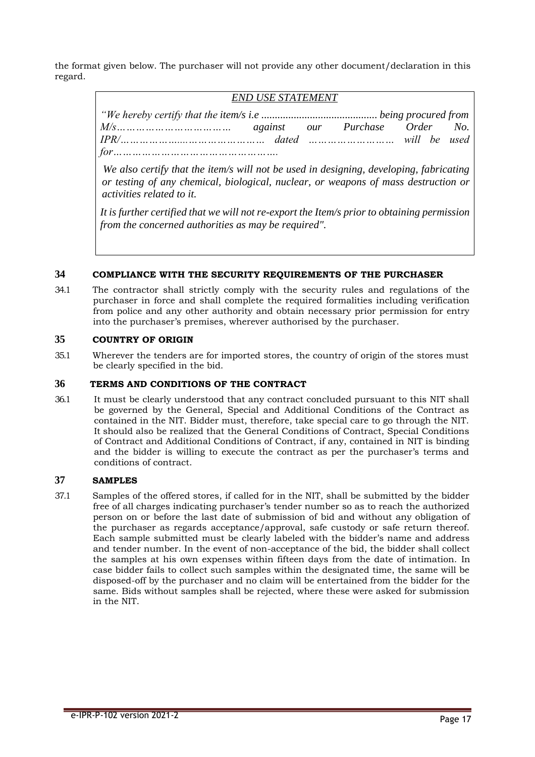the format given below. The purchaser will not provide any other document/declaration in this regard.

> *END USE STATEMENT*
>
> *"We hereby certify that the item/s i.e .......................................... being procured from M/s……………………………… against our Purchase Order No. IPR/……………….…………………… dated …………………… will be used for…………………………………………….*
>
> *We also certify that the item/s will not be used in designing, developing, fabricating or testing of any chemical, biological, nuclear, or weapons of mass destruction or activities related to it.*
>
> *It is further certified that we will not re-export the Item/s prior to obtaining permission from the concerned authorities as may be required".*

## 34 COMPLIANCE WITH THE SECURITY REQUIREMENTS OF THE PURCHASER

34.1 The contractor shall strictly comply with the security rules and regulations of the purchaser in force and shall complete the required formalities including verification from police and any other authority and obtain necessary prior permission for entry into the purchaser's premises, wherever authorised by the purchaser.

## 35 COUNTRY OF ORIGIN

35.1 Wherever the tenders are for imported stores, the country of origin of the stores must be clearly specified in the bid.

## 36 TERMS AND CONDITIONS OF THE CONTRACT

36.1 It must be clearly understood that any contract concluded pursuant to this NIT shall be governed by the General, Special and Additional Conditions of the Contract as contained in the NIT. Bidder must, therefore, take special care to go through the NIT. It should also be realized that the General Conditions of Contract, Special Conditions of Contract and Additional Conditions of Contract, if any, contained in NIT is binding and the bidder is willing to execute the contract as per the purchaser's terms and conditions of contract.

## 37 SAMPLES

37.1 Samples of the offered stores, if called for in the NIT, shall be submitted by the bidder free of all charges indicating purchaser's tender number so as to reach the authorized person on or before the last date of submission of bid and without any obligation of the purchaser as regards acceptance/approval, safe custody or safe return thereof. Each sample submitted must be clearly labeled with the bidder's name and address and tender number. In the event of non-acceptance of the bid, the bidder shall collect the samples at his own expenses within fifteen days from the date of intimation. In case bidder fails to collect such samples within the designated time, the same will be disposed-off by the purchaser and no claim will be entertained from the bidder for the same. Bids without samples shall be rejected, where these were asked for submission in the NIT.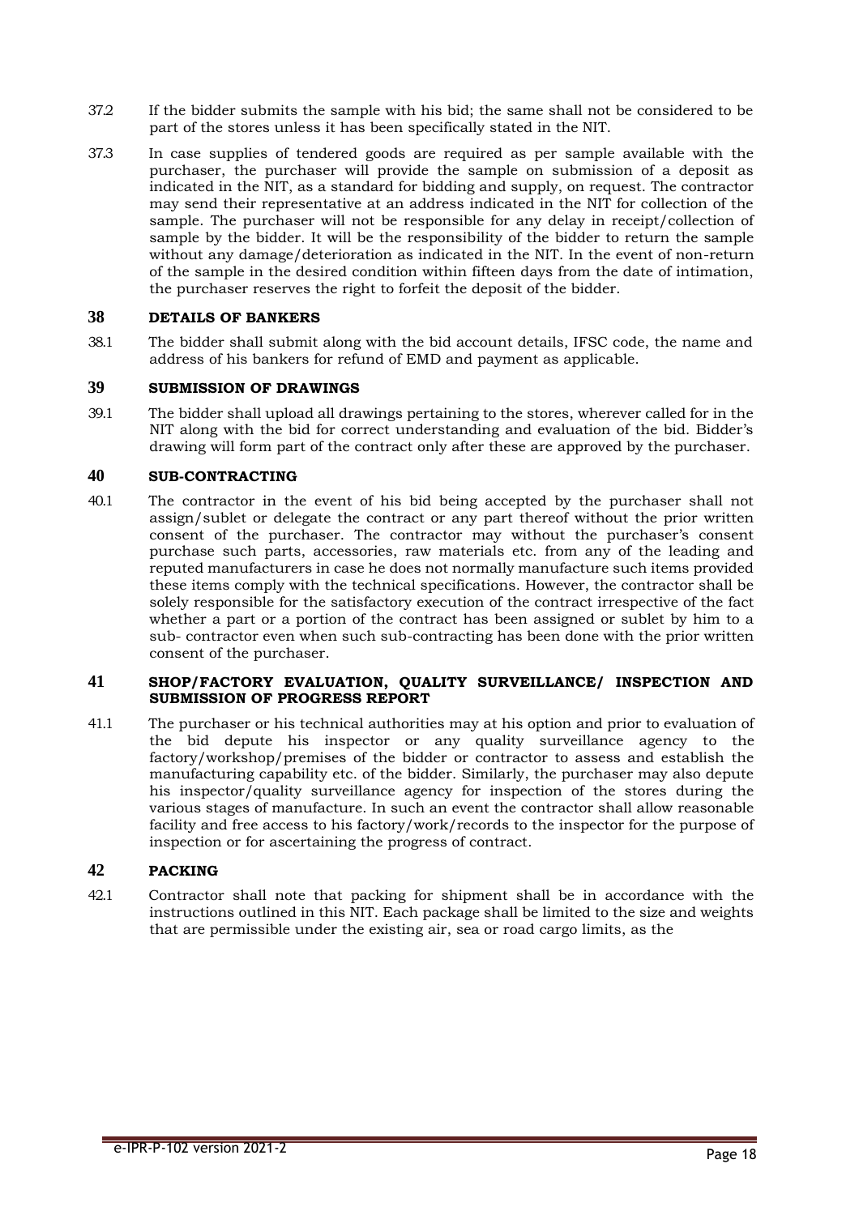37.2 If the bidder submits the sample with his bid; the same shall not be considered to be part of the stores unless it has been specifically stated in the NIT.

37.3 In case supplies of tendered goods are required as per sample available with the purchaser, the purchaser will provide the sample on submission of a deposit as indicated in the NIT, as a standard for bidding and supply, on request. The contractor may send their representative at an address indicated in the NIT for collection of the sample. The purchaser will not be responsible for any delay in receipt/collection of sample by the bidder. It will be the responsibility of the bidder to return the sample without any damage/deterioration as indicated in the NIT. In the event of non-return of the sample in the desired condition within fifteen days from the date of intimation, the purchaser reserves the right to forfeit the deposit of the bidder.

## 38 DETAILS OF BANKERS

38.1 The bidder shall submit along with the bid account details, IFSC code, the name and address of his bankers for refund of EMD and payment as applicable.

## 39 SUBMISSION OF DRAWINGS

39.1 The bidder shall upload all drawings pertaining to the stores, wherever called for in the NIT along with the bid for correct understanding and evaluation of the bid. Bidder's drawing will form part of the contract only after these are approved by the purchaser.

## 40 SUB-CONTRACTING

40.1 The contractor in the event of his bid being accepted by the purchaser shall not assign/sublet or delegate the contract or any part thereof without the prior written consent of the purchaser. The contractor may without the purchaser's consent purchase such parts, accessories, raw materials etc. from any of the leading and reputed manufacturers in case he does not normally manufacture such items provided these items comply with the technical specifications. However, the contractor shall be solely responsible for the satisfactory execution of the contract irrespective of the fact whether a part or a portion of the contract has been assigned or sublet by him to a sub- contractor even when such sub-contracting has been done with the prior written consent of the purchaser.

## 41 SHOP/FACTORY EVALUATION, QUALITY SURVEILLANCE/ INSPECTION AND SUBMISSION OF PROGRESS REPORT

41.1 The purchaser or his technical authorities may at his option and prior to evaluation of the bid depute his inspector or any quality surveillance agency to the factory/workshop/premises of the bidder or contractor to assess and establish the manufacturing capability etc. of the bidder. Similarly, the purchaser may also depute his inspector/quality surveillance agency for inspection of the stores during the various stages of manufacture. In such an event the contractor shall allow reasonable facility and free access to his factory/work/records to the inspector for the purpose of inspection or for ascertaining the progress of contract.

## 42 PACKING

42.1 Contractor shall note that packing for shipment shall be in accordance with the instructions outlined in this NIT. Each package shall be limited to the size and weights that are permissible under the existing air, sea or road cargo limits, as the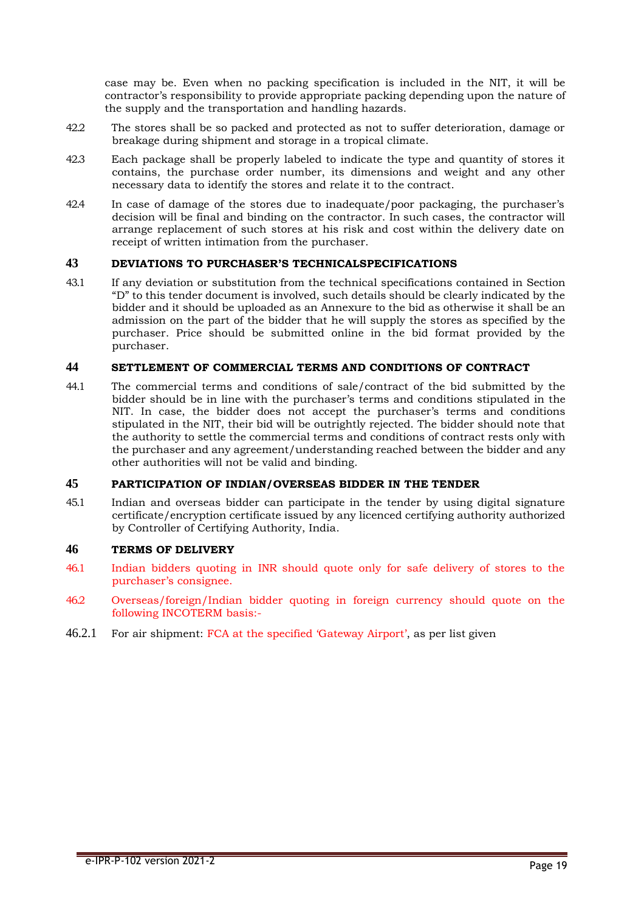case may be. Even when no packing specification is included in the NIT, it will be contractor's responsibility to provide appropriate packing depending upon the nature of the supply and the transportation and handling hazards.

42.2 The stores shall be so packed and protected as not to suffer deterioration, damage or breakage during shipment and storage in a tropical climate.

42.3 Each package shall be properly labeled to indicate the type and quantity of stores it contains, the purchase order number, its dimensions and weight and any other necessary data to identify the stores and relate it to the contract.

42.4 In case of damage of the stores due to inadequate/poor packaging, the purchaser's decision will be final and binding on the contractor. In such cases, the contractor will arrange replacement of such stores at his risk and cost within the delivery date on receipt of written intimation from the purchaser.

## 43 DEVIATIONS TO PURCHASER'S TECHNICALSPECIFICATIONS

43.1 If any deviation or substitution from the technical specifications contained in Section "D" to this tender document is involved, such details should be clearly indicated by the bidder and it should be uploaded as an Annexure to the bid as otherwise it shall be an admission on the part of the bidder that he will supply the stores as specified by the purchaser. Price should be submitted online in the bid format provided by the purchaser.

## 44 SETTLEMENT OF COMMERCIAL TERMS AND CONDITIONS OF CONTRACT

44.1 The commercial terms and conditions of sale/contract of the bid submitted by the bidder should be in line with the purchaser's terms and conditions stipulated in the NIT. In case, the bidder does not accept the purchaser's terms and conditions stipulated in the NIT, their bid will be outrightly rejected. The bidder should note that the authority to settle the commercial terms and conditions of contract rests only with the purchaser and any agreement/understanding reached between the bidder and any other authorities will not be valid and binding.

## 45 PARTICIPATION OF INDIAN/OVERSEAS BIDDER IN THE TENDER

45.1 Indian and overseas bidder can participate in the tender by using digital signature certificate/encryption certificate issued by any licenced certifying authority authorized by Controller of Certifying Authority, India.

## 46 TERMS OF DELIVERY

46.1 Indian bidders quoting in INR should quote only for safe delivery of stores to the purchaser's consignee.

46.2 Overseas/foreign/Indian bidder quoting in foreign currency should quote on the following INCOTERM basis:-

46.2.1 For air shipment: FCA at the specified 'Gateway Airport', as per list given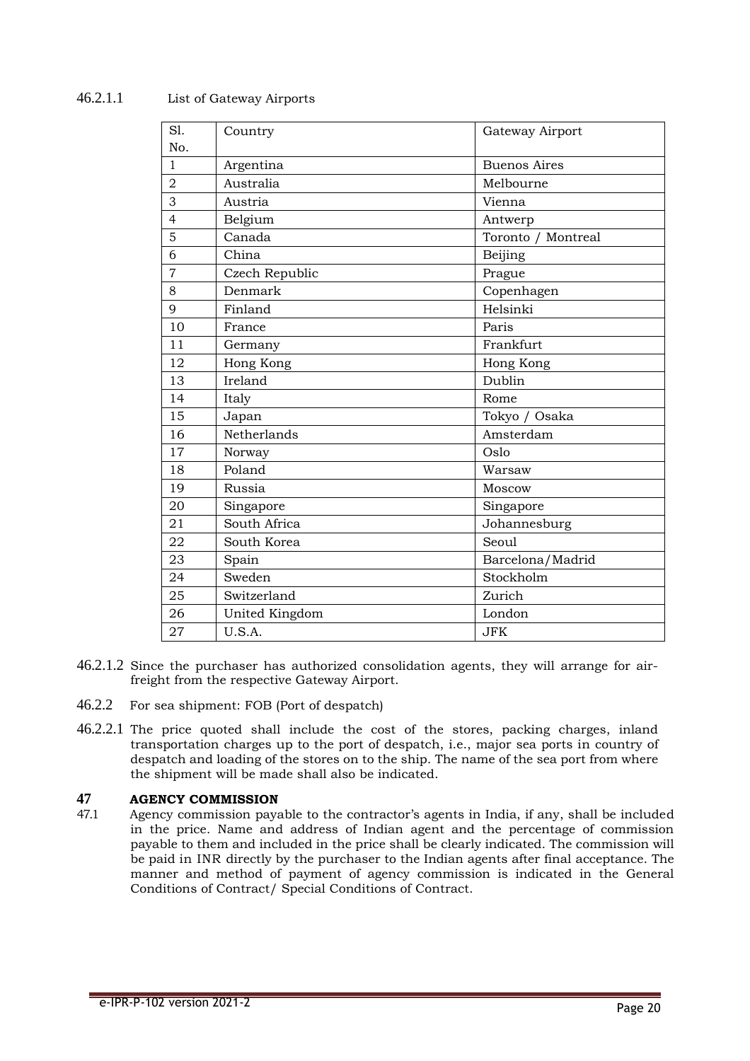46.2.1.1 List of Gateway Airports

| Sl. No. | Country | Gateway Airport |
|---|---|---|
| 1 | Argentina | Buenos Aires |
| 2 | Australia | Melbourne |
| 3 | Austria | Vienna |
| 4 | Belgium | Antwerp |
| 5 | Canada | Toronto / Montreal |
| 6 | China | Beijing |
| 7 | Czech Republic | Prague |
| 8 | Denmark | Copenhagen |
| 9 | Finland | Helsinki |
| 10 | France | Paris |
| 11 | Germany | Frankfurt |
| 12 | Hong Kong | Hong Kong |
| 13 | Ireland | Dublin |
| 14 | Italy | Rome |
| 15 | Japan | Tokyo / Osaka |
| 16 | Netherlands | Amsterdam |
| 17 | Norway | Oslo |
| 18 | Poland | Warsaw |
| 19 | Russia | Moscow |
| 20 | Singapore | Singapore |
| 21 | South Africa | Johannesburg |
| 22 | South Korea | Seoul |
| 23 | Spain | Barcelona/Madrid |
| 24 | Sweden | Stockholm |
| 25 | Switzerland | Zurich |
| 26 | United Kingdom | London |
| 27 | U.S.A. | JFK |

46.2.1.2 Since the purchaser has authorized consolidation agents, they will arrange for air-freight from the respective Gateway Airport.

46.2.2 For sea shipment: FOB (Port of despatch)

46.2.2.1 The price quoted shall include the cost of the stores, packing charges, inland transportation charges up to the port of despatch, i.e., major sea ports in country of despatch and loading of the stores on to the ship. The name of the sea port from where the shipment will be made shall also be indicated.

## 47 AGENCY COMMISSION

47.1 Agency commission payable to the contractor's agents in India, if any, shall be included in the price. Name and address of Indian agent and the percentage of commission payable to them and included in the price shall be clearly indicated. The commission will be paid in INR directly by the purchaser to the Indian agents after final acceptance. The manner and method of payment of agency commission is indicated in the General Conditions of Contract/ Special Conditions of Contract.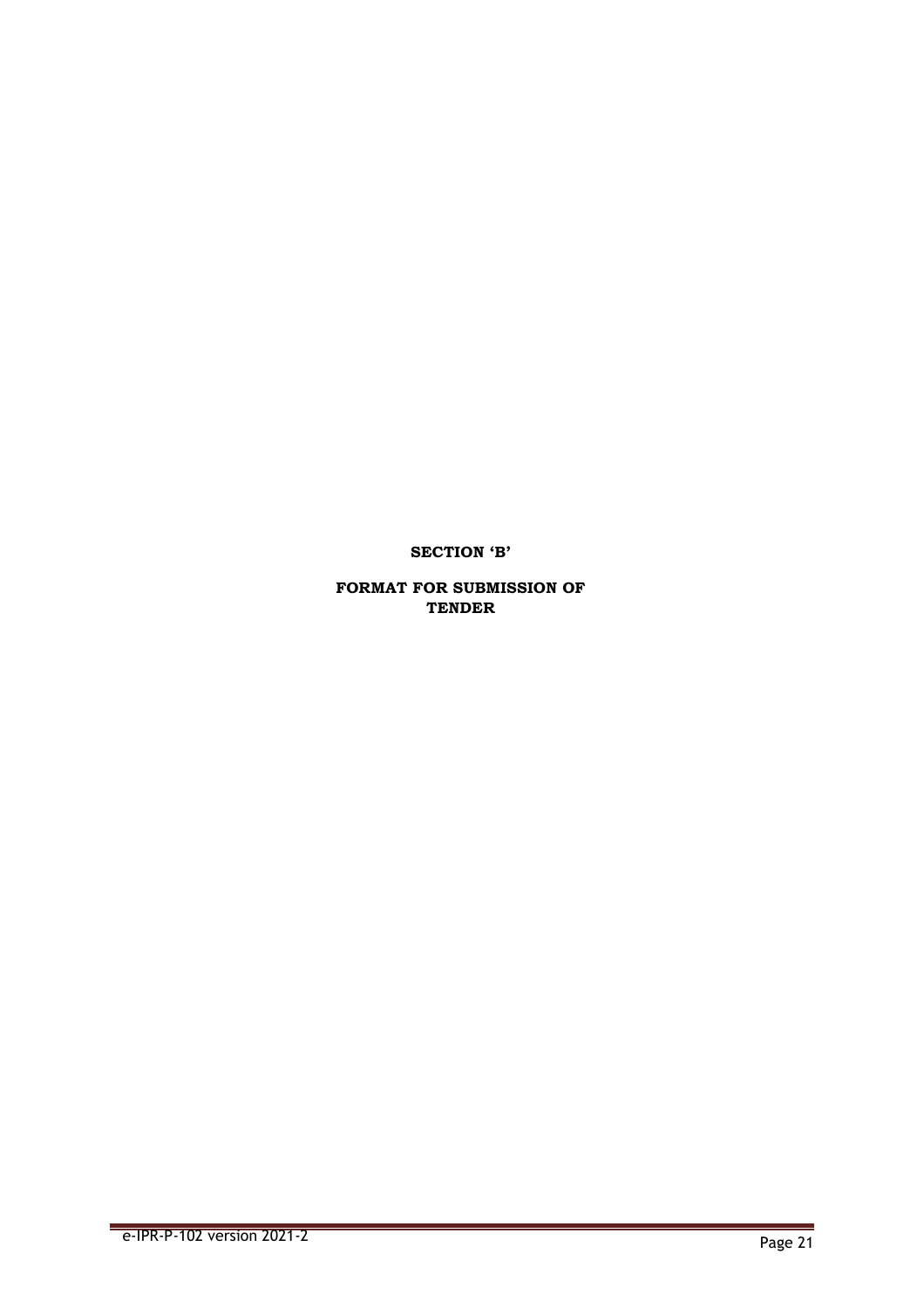## SECTION 'B'

## FORMAT FOR SUBMISSION OF TENDER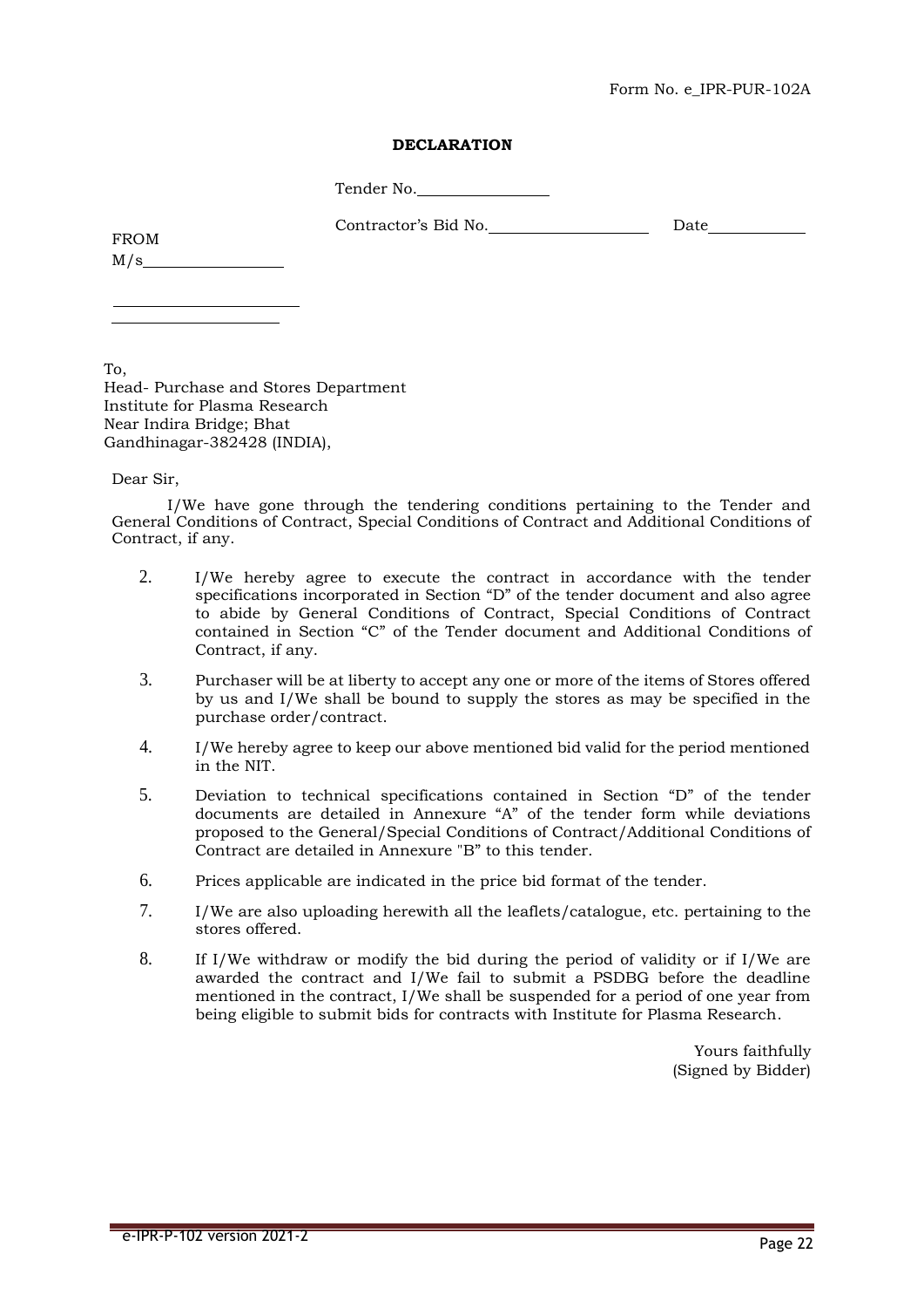Form No. e_IPR-PUR-102A

**DECLARATION**

Tender No.\_\_\_\_\_\_\_\_\_\_\_\_\_\_\_\_

Contractor's Bid No.\_\_\_\_\_\_\_\_\_\_\_\_\_\_\_\_\_\_\_\_ Date\_\_\_\_\_\_\_\_\_\_\_\_

FROM
M/s\_\_\_\_\_\_\_\_\_\_\_\_\_\_\_\_\_\_

\_\_\_\_\_\_\_\_\_\_\_\_\_\_\_\_\_\_\_\_\_\_\_\_
\_\_\_\_\_\_\_\_\_\_\_\_\_\_\_\_\_\_\_\_\_\_

To,
Head- Purchase and Stores Department
Institute for Plasma Research
Near Indira Bridge; Bhat
Gandhinagar-382428 (INDIA),

Dear Sir,

I/We have gone through the tendering conditions pertaining to the Tender and General Conditions of Contract, Special Conditions of Contract and Additional Conditions of Contract, if any.

2. I/We hereby agree to execute the contract in accordance with the tender specifications incorporated in Section "D" of the tender document and also agree to abide by General Conditions of Contract, Special Conditions of Contract contained in Section "C" of the Tender document and Additional Conditions of Contract, if any.
3. Purchaser will be at liberty to accept any one or more of the items of Stores offered by us and I/We shall be bound to supply the stores as may be specified in the purchase order/contract.
4. I/We hereby agree to keep our above mentioned bid valid for the period mentioned in the NIT.
5. Deviation to technical specifications contained in Section "D" of the tender documents are detailed in Annexure "A" of the tender form while deviations proposed to the General/Special Conditions of Contract/Additional Conditions of Contract are detailed in Annexure "B" to this tender.
6. Prices applicable are indicated in the price bid format of the tender.
7. I/We are also uploading herewith all the leaflets/catalogue, etc. pertaining to the stores offered.
8. If I/We withdraw or modify the bid during the period of validity or if I/We are awarded the contract and I/We fail to submit a PSDBG before the deadline mentioned in the contract, I/We shall be suspended for a period of one year from being eligible to submit bids for contracts with Institute for Plasma Research.

Yours faithfully
(Signed by Bidder)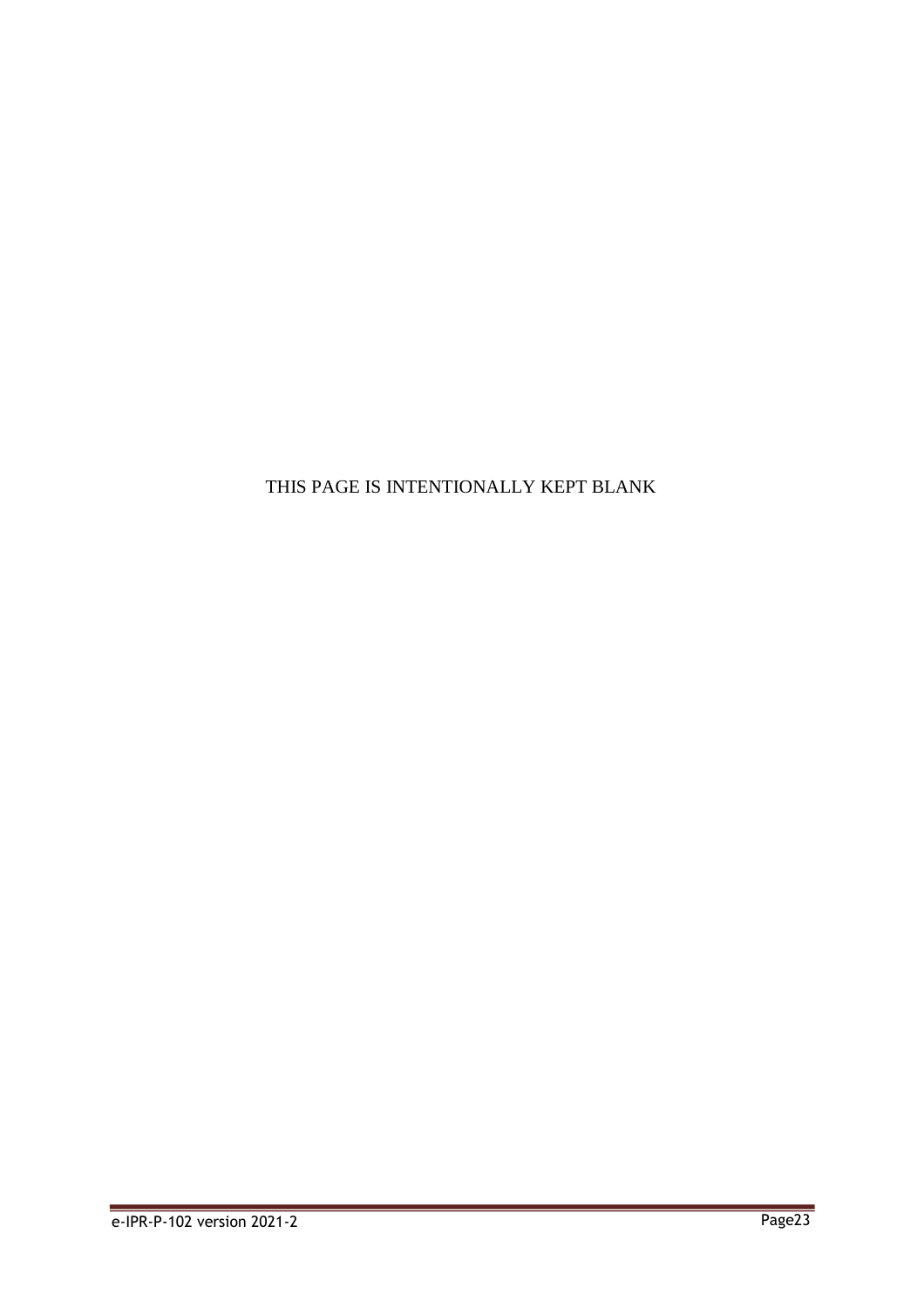THIS PAGE IS INTENTIONALLY KEPT BLANK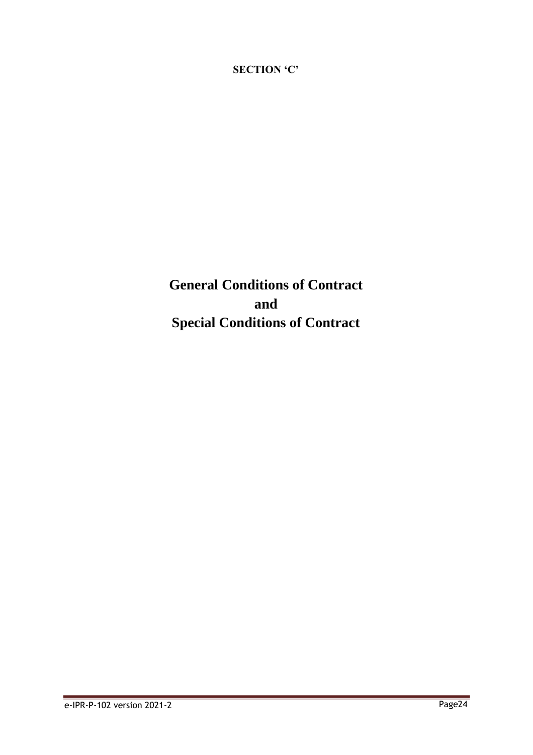**SECTION 'C'**

# General Conditions of Contract
# and
# Special Conditions of Contract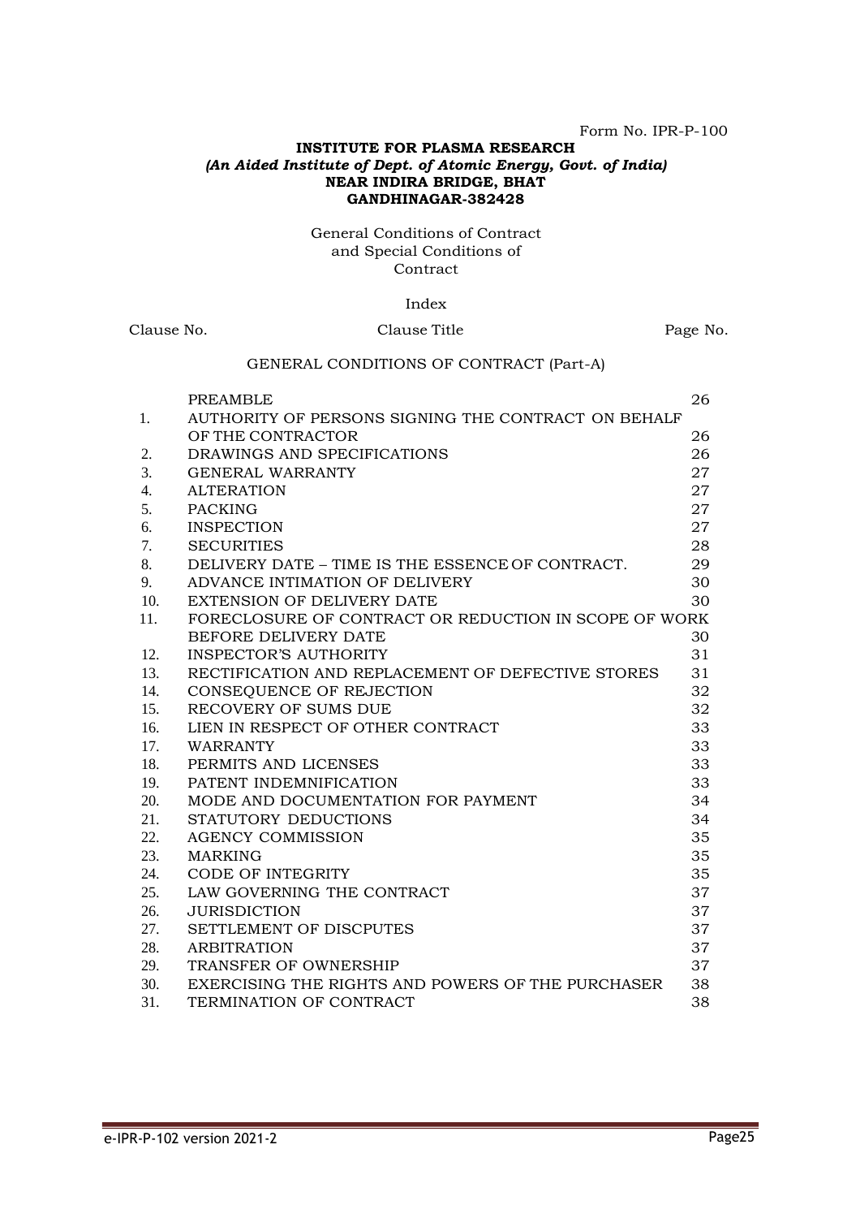Form No. IPR-P-100

**INSTITUTE FOR PLASMA RESEARCH**
***(An Aided Institute of Dept. of Atomic Energy, Govt. of India)***
**NEAR INDIRA BRIDGE, BHAT**
**GANDHINAGAR-382428**

General Conditions of Contract and Special Conditions of Contract

Index

| Clause No. | Clause Title | Page No. |
|---|---|---|
| | GENERAL CONDITIONS OF CONTRACT (Part-A) | |
| | PREAMBLE | 26 |
| 1. | AUTHORITY OF PERSONS SIGNING THE CONTRACT ON BEHALF OF THE CONTRACTOR | 26 |
| 2. | DRAWINGS AND SPECIFICATIONS | 26 |
| 3. | GENERAL WARRANTY | 27 |
| 4. | ALTERATION | 27 |
| 5. | PACKING | 27 |
| 6. | INSPECTION | 27 |
| 7. | SECURITIES | 28 |
| 8. | DELIVERY DATE – TIME IS THE ESSENCE OF CONTRACT. | 29 |
| 9. | ADVANCE INTIMATION OF DELIVERY | 30 |
| 10. | EXTENSION OF DELIVERY DATE | 30 |
| 11. | FORECLOSURE OF CONTRACT OR REDUCTION IN SCOPE OF WORK BEFORE DELIVERY DATE | 30 |
| 12. | INSPECTOR'S AUTHORITY | 31 |
| 13. | RECTIFICATION AND REPLACEMENT OF DEFECTIVE STORES | 31 |
| 14. | CONSEQUENCE OF REJECTION | 32 |
| 15. | RECOVERY OF SUMS DUE | 32 |
| 16. | LIEN IN RESPECT OF OTHER CONTRACT | 33 |
| 17. | WARRANTY | 33 |
| 18. | PERMITS AND LICENSES | 33 |
| 19. | PATENT INDEMNIFICATION | 33 |
| 20. | MODE AND DOCUMENTATION FOR PAYMENT | 34 |
| 21. | STATUTORY DEDUCTIONS | 34 |
| 22. | AGENCY COMMISSION | 35 |
| 23. | MARKING | 35 |
| 24. | CODE OF INTEGRITY | 35 |
| 25. | LAW GOVERNING THE CONTRACT | 37 |
| 26. | JURISDICTION | 37 |
| 27. | SETTLEMENT OF DISCPUTES | 37 |
| 28. | ARBITRATION | 37 |
| 29. | TRANSFER OF OWNERSHIP | 37 |
| 30. | EXERCISING THE RIGHTS AND POWERS OF THE PURCHASER | 38 |
| 31. | TERMINATION OF CONTRACT | 38 |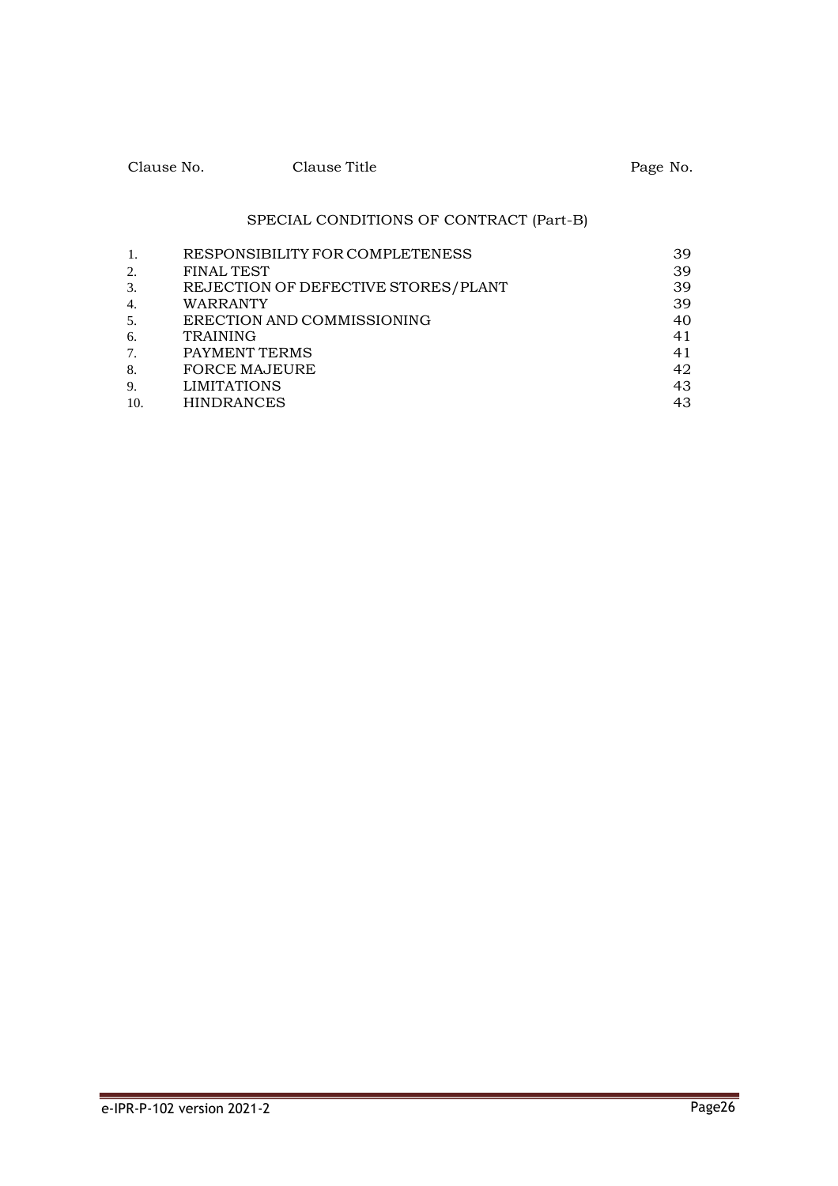| Clause No. | Clause Title | Page No. |
|---|---|---|
| | **SPECIAL CONDITIONS OF CONTRACT (Part-B)** | |
| 1. | RESPONSIBILITY FOR COMPLETENESS | 39 |
| 2. | FINAL TEST | 39 |
| 3. | REJECTION OF DEFECTIVE STORES/PLANT | 39 |
| 4. | WARRANTY | 39 |
| 5. | ERECTION AND COMMISSIONING | 40 |
| 6. | TRAINING | 41 |
| 7. | PAYMENT TERMS | 41 |
| 8. | FORCE MAJEURE | 42 |
| 9. | LIMITATIONS | 43 |
| 10. | HINDRANCES | 43 |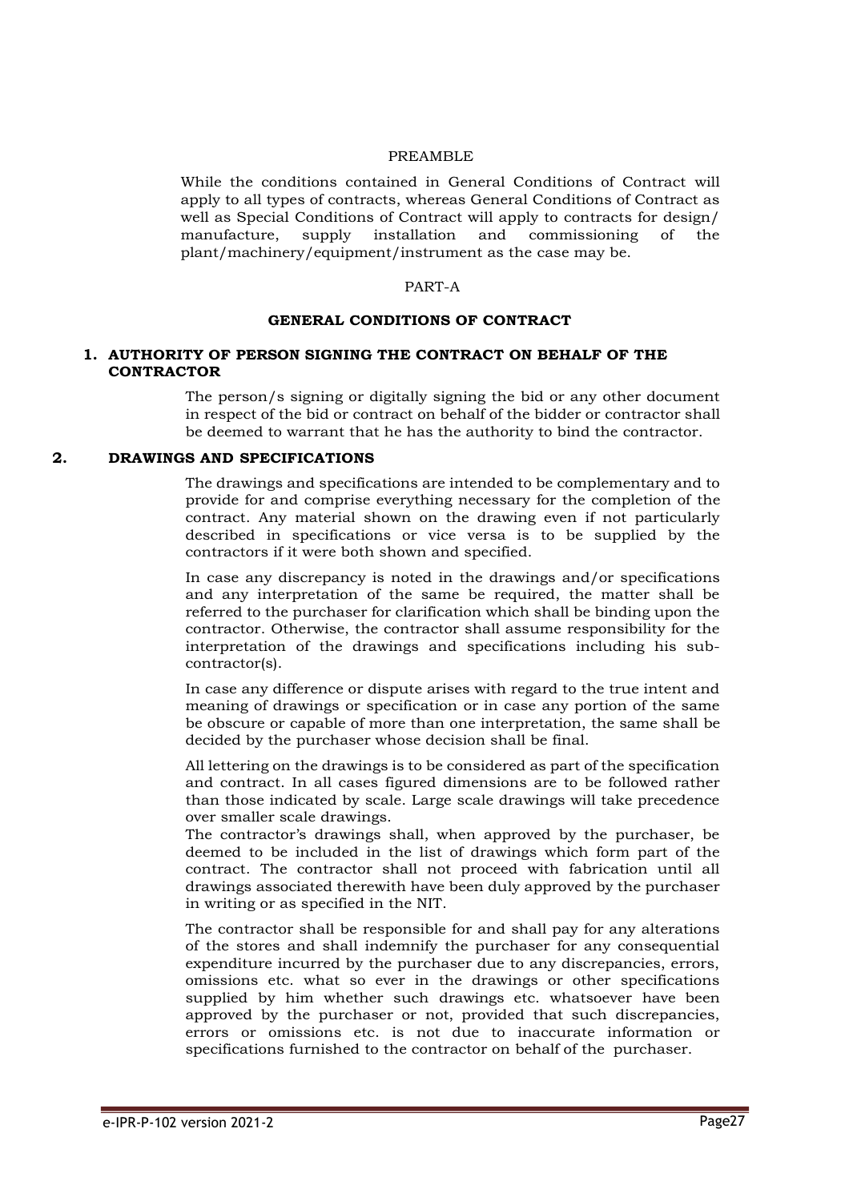PREAMBLE

While the conditions contained in General Conditions of Contract will apply to all types of contracts, whereas General Conditions of Contract as well as Special Conditions of Contract will apply to contracts for design/ manufacture, supply installation and commissioning of the plant/machinery/equipment/instrument as the case may be.

PART-A

## GENERAL CONDITIONS OF CONTRACT

### 1. AUTHORITY OF PERSON SIGNING THE CONTRACT ON BEHALF OF THE CONTRACTOR

The person/s signing or digitally signing the bid or any other document in respect of the bid or contract on behalf of the bidder or contractor shall be deemed to warrant that he has the authority to bind the contractor.

### 2. DRAWINGS AND SPECIFICATIONS

The drawings and specifications are intended to be complementary and to provide for and comprise everything necessary for the completion of the contract. Any material shown on the drawing even if not particularly described in specifications or vice versa is to be supplied by the contractors if it were both shown and specified.

In case any discrepancy is noted in the drawings and/or specifications and any interpretation of the same be required, the matter shall be referred to the purchaser for clarification which shall be binding upon the contractor. Otherwise, the contractor shall assume responsibility for the interpretation of the drawings and specifications including his sub-contractor(s).

In case any difference or dispute arises with regard to the true intent and meaning of drawings or specification or in case any portion of the same be obscure or capable of more than one interpretation, the same shall be decided by the purchaser whose decision shall be final.

All lettering on the drawings is to be considered as part of the specification and contract. In all cases figured dimensions are to be followed rather than those indicated by scale. Large scale drawings will take precedence over smaller scale drawings.

The contractor's drawings shall, when approved by the purchaser, be deemed to be included in the list of drawings which form part of the contract. The contractor shall not proceed with fabrication until all drawings associated therewith have been duly approved by the purchaser in writing or as specified in the NIT.

The contractor shall be responsible for and shall pay for any alterations of the stores and shall indemnify the purchaser for any consequential expenditure incurred by the purchaser due to any discrepancies, errors, omissions etc. what so ever in the drawings or other specifications supplied by him whether such drawings etc. whatsoever have been approved by the purchaser or not, provided that such discrepancies, errors or omissions etc. is not due to inaccurate information or specifications furnished to the contractor on behalf of the purchaser.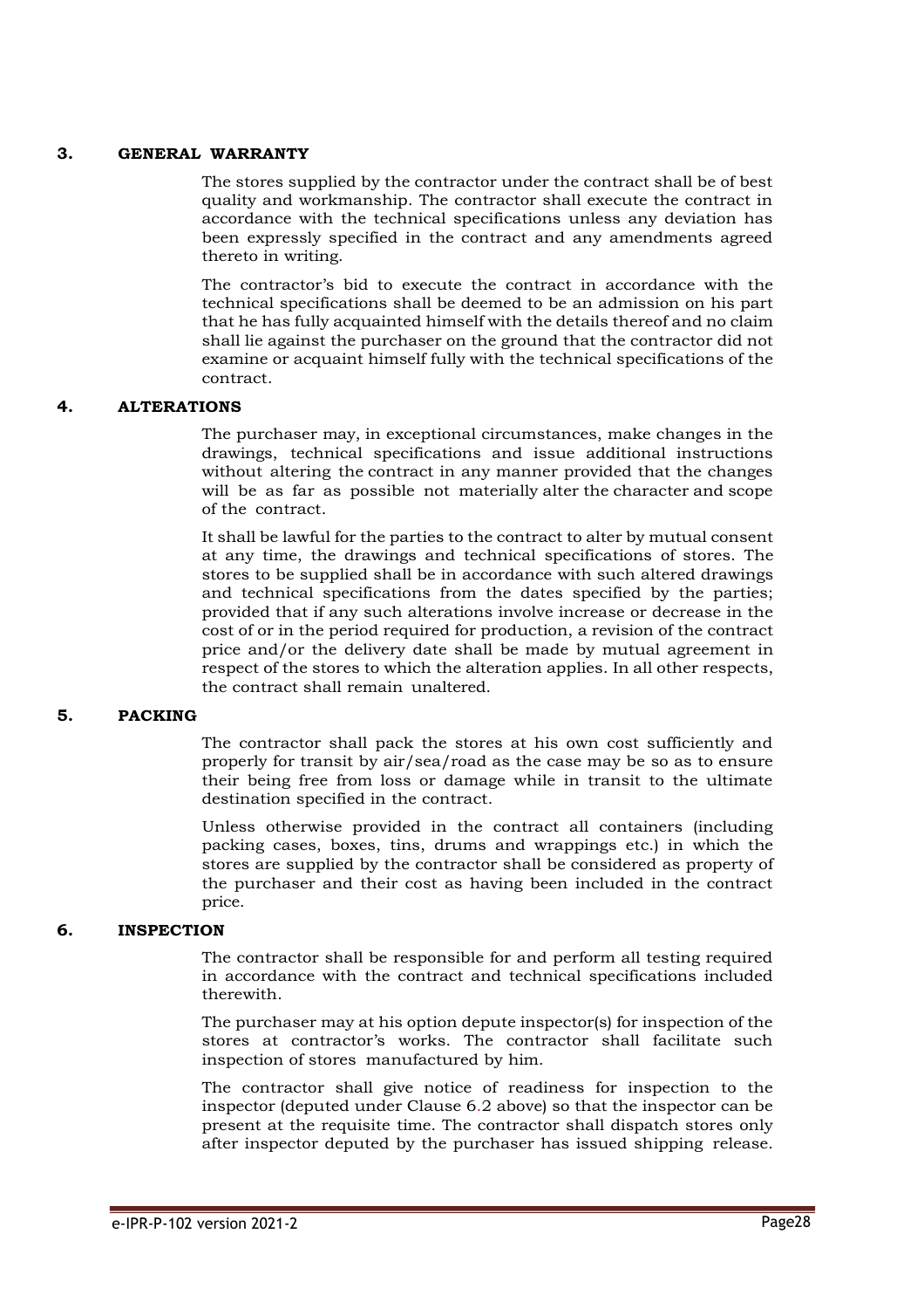## 3. GENERAL WARRANTY

The stores supplied by the contractor under the contract shall be of best quality and workmanship. The contractor shall execute the contract in accordance with the technical specifications unless any deviation has been expressly specified in the contract and any amendments agreed thereto in writing.

The contractor's bid to execute the contract in accordance with the technical specifications shall be deemed to be an admission on his part that he has fully acquainted himself with the details thereof and no claim shall lie against the purchaser on the ground that the contractor did not examine or acquaint himself fully with the technical specifications of the contract.

## 4. ALTERATIONS

The purchaser may, in exceptional circumstances, make changes in the drawings, technical specifications and issue additional instructions without altering the contract in any manner provided that the changes will be as far as possible not materially alter the character and scope of the contract.

It shall be lawful for the parties to the contract to alter by mutual consent at any time, the drawings and technical specifications of stores. The stores to be supplied shall be in accordance with such altered drawings and technical specifications from the dates specified by the parties; provided that if any such alterations involve increase or decrease in the cost of or in the period required for production, a revision of the contract price and/or the delivery date shall be made by mutual agreement in respect of the stores to which the alteration applies. In all other respects, the contract shall remain unaltered.

## 5. PACKING

The contractor shall pack the stores at his own cost sufficiently and properly for transit by air/sea/road as the case may be so as to ensure their being free from loss or damage while in transit to the ultimate destination specified in the contract.

Unless otherwise provided in the contract all containers (including packing cases, boxes, tins, drums and wrappings etc.) in which the stores are supplied by the contractor shall be considered as property of the purchaser and their cost as having been included in the contract price.

## 6. INSPECTION

The contractor shall be responsible for and perform all testing required in accordance with the contract and technical specifications included therewith.

The purchaser may at his option depute inspector(s) for inspection of the stores at contractor's works. The contractor shall facilitate such inspection of stores manufactured by him.

The contractor shall give notice of readiness for inspection to the inspector (deputed under Clause 6.2 above) so that the inspector can be present at the requisite time. The contractor shall dispatch stores only after inspector deputed by the purchaser has issued shipping release.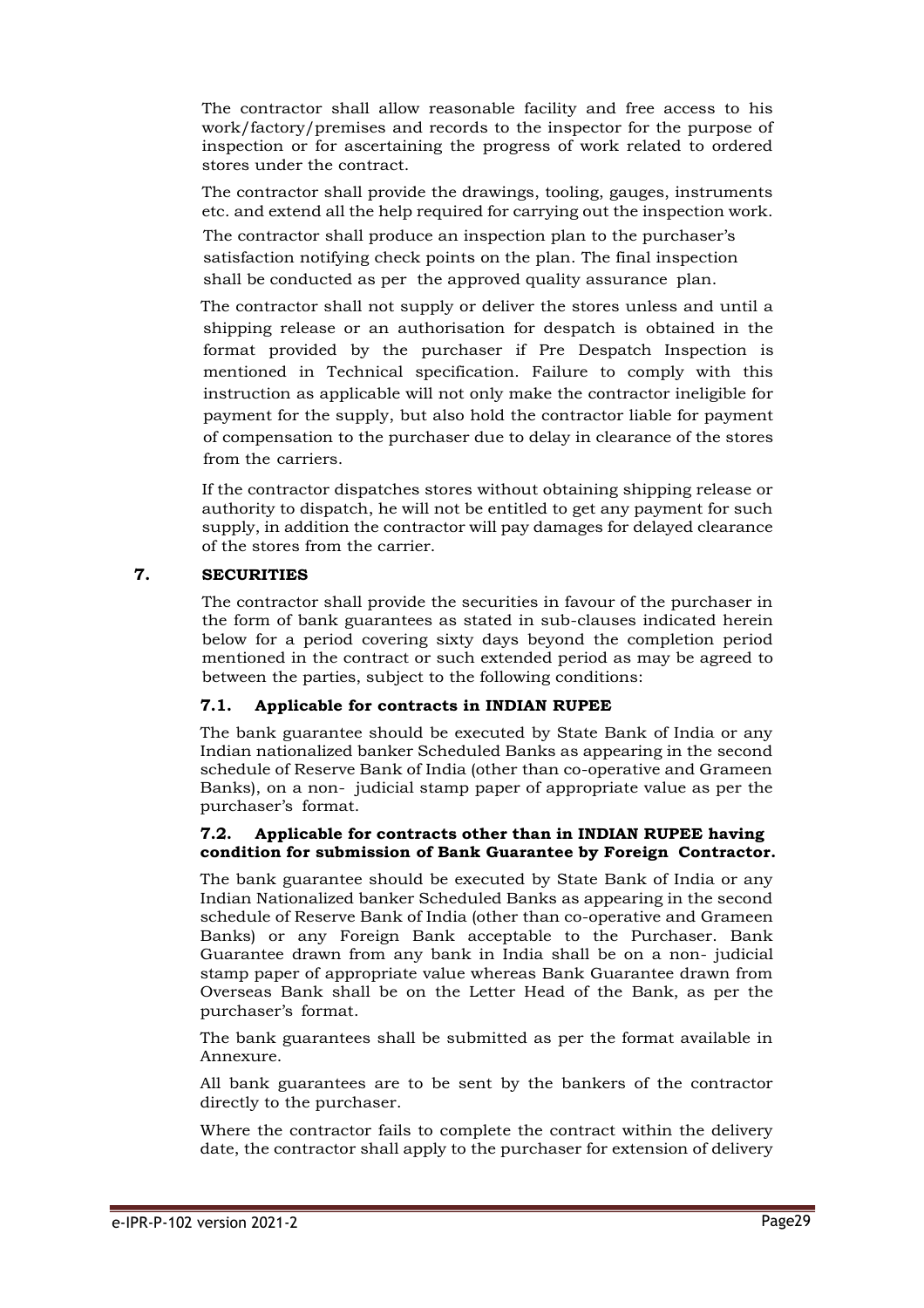The contractor shall allow reasonable facility and free access to his work/factory/premises and records to the inspector for the purpose of inspection or for ascertaining the progress of work related to ordered stores under the contract.

The contractor shall provide the drawings, tooling, gauges, instruments etc. and extend all the help required for carrying out the inspection work.

The contractor shall produce an inspection plan to the purchaser's satisfaction notifying check points on the plan. The final inspection shall be conducted as per the approved quality assurance plan.

The contractor shall not supply or deliver the stores unless and until a shipping release or an authorisation for despatch is obtained in the format provided by the purchaser if Pre Despatch Inspection is mentioned in Technical specification. Failure to comply with this instruction as applicable will not only make the contractor ineligible for payment for the supply, but also hold the contractor liable for payment of compensation to the purchaser due to delay in clearance of the stores from the carriers.

If the contractor dispatches stores without obtaining shipping release or authority to dispatch, he will not be entitled to get any payment for such supply, in addition the contractor will pay damages for delayed clearance of the stores from the carrier.

## 7. SECURITIES

The contractor shall provide the securities in favour of the purchaser in the form of bank guarantees as stated in sub-clauses indicated herein below for a period covering sixty days beyond the completion period mentioned in the contract or such extended period as may be agreed to between the parties, subject to the following conditions:

### 7.1. Applicable for contracts in INDIAN RUPEE

The bank guarantee should be executed by State Bank of India or any Indian nationalized banker Scheduled Banks as appearing in the second schedule of Reserve Bank of India (other than co-operative and Grameen Banks), on a non- judicial stamp paper of appropriate value as per the purchaser's format.

### 7.2. Applicable for contracts other than in INDIAN RUPEE having condition for submission of Bank Guarantee by Foreign Contractor.

The bank guarantee should be executed by State Bank of India or any Indian Nationalized banker Scheduled Banks as appearing in the second schedule of Reserve Bank of India (other than co-operative and Grameen Banks) or any Foreign Bank acceptable to the Purchaser. Bank Guarantee drawn from any bank in India shall be on a non- judicial stamp paper of appropriate value whereas Bank Guarantee drawn from Overseas Bank shall be on the Letter Head of the Bank, as per the purchaser's format.

The bank guarantees shall be submitted as per the format available in Annexure.

All bank guarantees are to be sent by the bankers of the contractor directly to the purchaser.

Where the contractor fails to complete the contract within the delivery date, the contractor shall apply to the purchaser for extension of delivery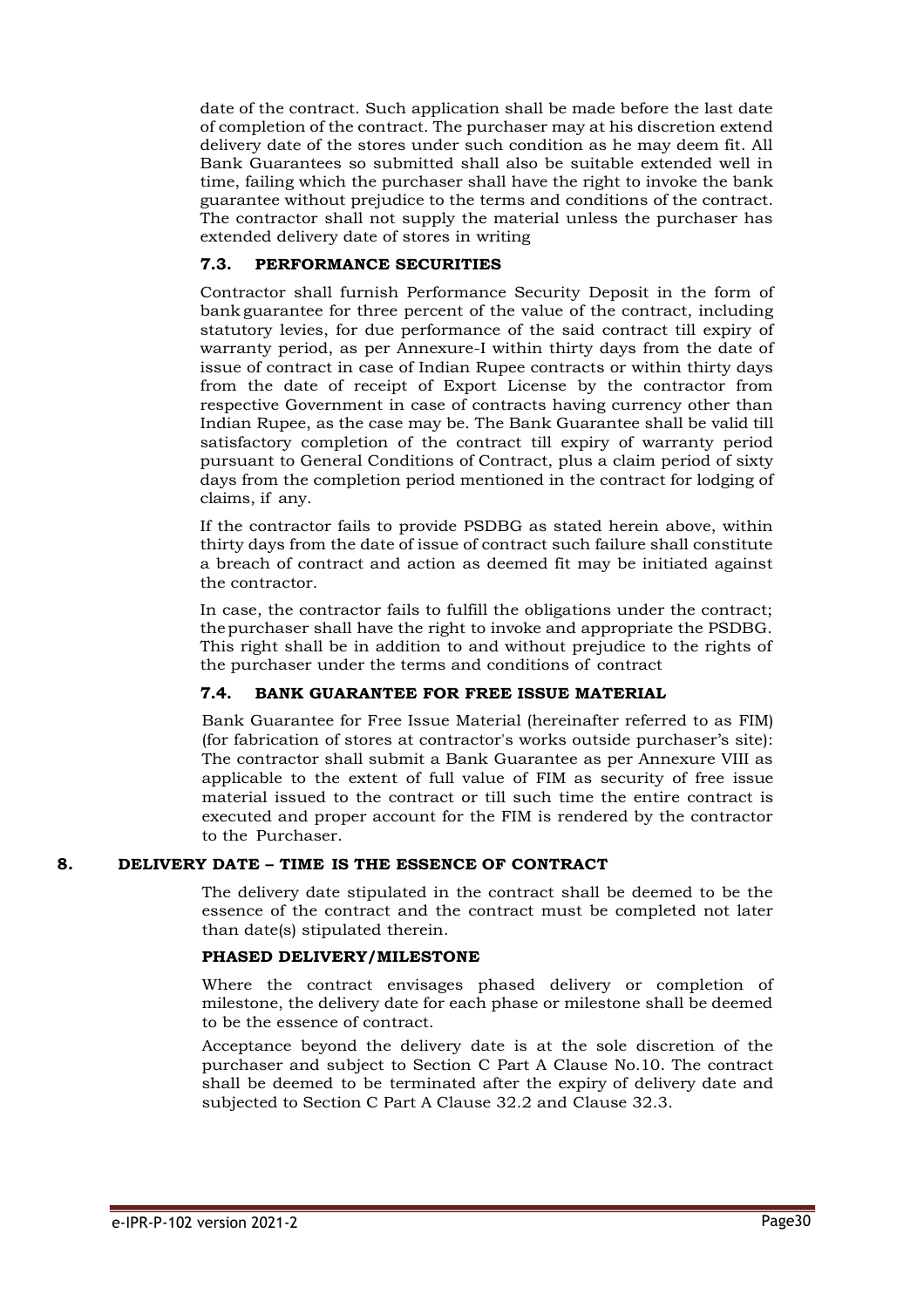date of the contract. Such application shall be made before the last date of completion of the contract. The purchaser may at his discretion extend delivery date of the stores under such condition as he may deem fit. All Bank Guarantees so submitted shall also be suitable extended well in time, failing which the purchaser shall have the right to invoke the bank guarantee without prejudice to the terms and conditions of the contract. The contractor shall not supply the material unless the purchaser has extended delivery date of stores in writing

### 7.3. PERFORMANCE SECURITIES

Contractor shall furnish Performance Security Deposit in the form of bank guarantee for three percent of the value of the contract, including statutory levies, for due performance of the said contract till expiry of warranty period, as per Annexure-I within thirty days from the date of issue of contract in case of Indian Rupee contracts or within thirty days from the date of receipt of Export License by the contractor from respective Government in case of contracts having currency other than Indian Rupee, as the case may be. The Bank Guarantee shall be valid till satisfactory completion of the contract till expiry of warranty period pursuant to General Conditions of Contract, plus a claim period of sixty days from the completion period mentioned in the contract for lodging of claims, if any.

If the contractor fails to provide PSDBG as stated herein above, within thirty days from the date of issue of contract such failure shall constitute a breach of contract and action as deemed fit may be initiated against the contractor.

In case, the contractor fails to fulfill the obligations under the contract; the purchaser shall have the right to invoke and appropriate the PSDBG. This right shall be in addition to and without prejudice to the rights of the purchaser under the terms and conditions of contract

### 7.4. BANK GUARANTEE FOR FREE ISSUE MATERIAL

Bank Guarantee for Free Issue Material (hereinafter referred to as FIM) (for fabrication of stores at contractor's works outside purchaser's site): The contractor shall submit a Bank Guarantee as per Annexure VIII as applicable to the extent of full value of FIM as security of free issue material issued to the contract or till such time the entire contract is executed and proper account for the FIM is rendered by the contractor to the Purchaser.

## 8. DELIVERY DATE – TIME IS THE ESSENCE OF CONTRACT

The delivery date stipulated in the contract shall be deemed to be the essence of the contract and the contract must be completed not later than date(s) stipulated therein.

**PHASED DELIVERY/MILESTONE**

Where the contract envisages phased delivery or completion of milestone, the delivery date for each phase or milestone shall be deemed to be the essence of contract.

Acceptance beyond the delivery date is at the sole discretion of the purchaser and subject to Section C Part A Clause No.10. The contract shall be deemed to be terminated after the expiry of delivery date and subjected to Section C Part A Clause 32.2 and Clause 32.3.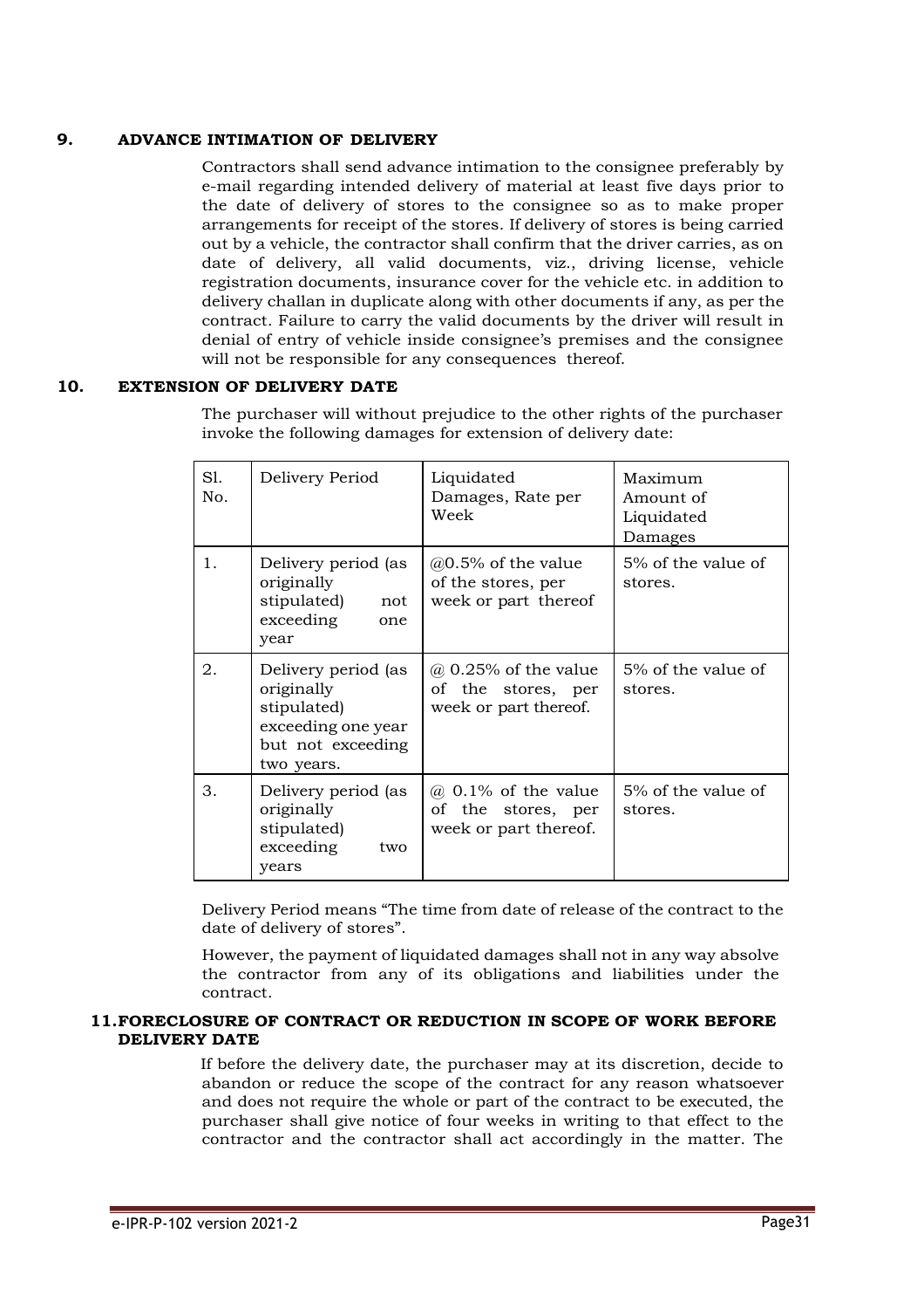## 9. ADVANCE INTIMATION OF DELIVERY

Contractors shall send advance intimation to the consignee preferably by e-mail regarding intended delivery of material at least five days prior to the date of delivery of stores to the consignee so as to make proper arrangements for receipt of the stores. If delivery of stores is being carried out by a vehicle, the contractor shall confirm that the driver carries, as on date of delivery, all valid documents, viz., driving license, vehicle registration documents, insurance cover for the vehicle etc. in addition to delivery challan in duplicate along with other documents if any, as per the contract. Failure to carry the valid documents by the driver will result in denial of entry of vehicle inside consignee's premises and the consignee will not be responsible for any consequences thereof.

## 10. EXTENSION OF DELIVERY DATE

The purchaser will without prejudice to the other rights of the purchaser invoke the following damages for extension of delivery date:

| Sl. No. | Delivery Period | Liquidated Damages, Rate per Week | Maximum Amount of Liquidated Damages |
|---|---|---|---|
| 1. | Delivery period (as originally stipulated) not exceeding one year | @0.5% of the value of the stores, per week or part thereof | 5% of the value of stores. |
| 2. | Delivery period (as originally stipulated) exceeding one year but not exceeding two years. | @ 0.25% of the value of the stores, per week or part thereof. | 5% of the value of stores. |
| 3. | Delivery period (as originally stipulated) exceeding two years | @ 0.1% of the value of the stores, per week or part thereof. | 5% of the value of stores. |

Delivery Period means "The time from date of release of the contract to the date of delivery of stores".

However, the payment of liquidated damages shall not in any way absolve the contractor from any of its obligations and liabilities under the contract.

## 11. FORECLOSURE OF CONTRACT OR REDUCTION IN SCOPE OF WORK BEFORE DELIVERY DATE

If before the delivery date, the purchaser may at its discretion, decide to abandon or reduce the scope of the contract for any reason whatsoever and does not require the whole or part of the contract to be executed, the purchaser shall give notice of four weeks in writing to that effect to the contractor and the contractor shall act accordingly in the matter. The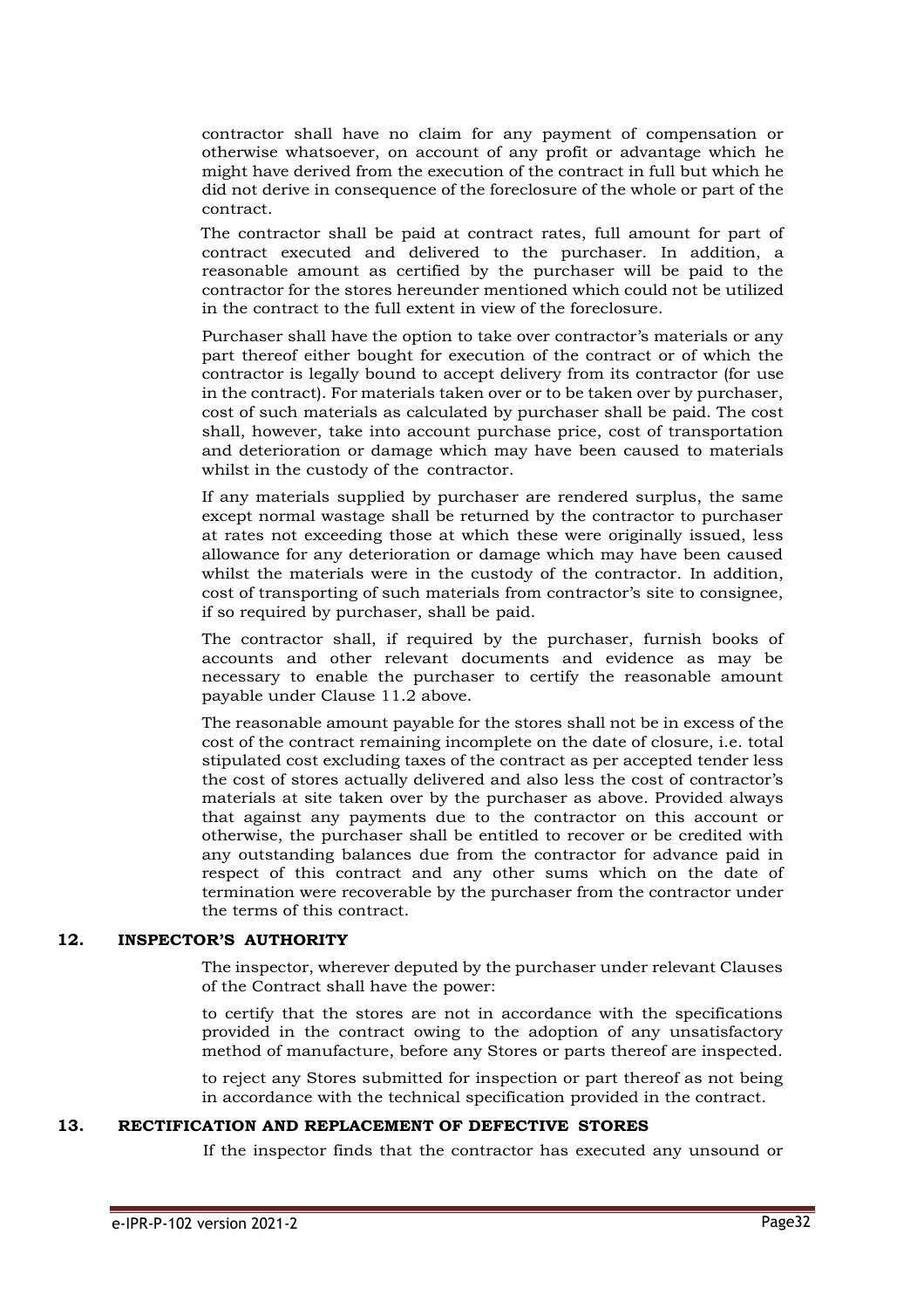contractor shall have no claim for any payment of compensation or otherwise whatsoever, on account of any profit or advantage which he might have derived from the execution of the contract in full but which he did not derive in consequence of the foreclosure of the whole or part of the contract.

The contractor shall be paid at contract rates, full amount for part of contract executed and delivered to the purchaser. In addition, a reasonable amount as certified by the purchaser will be paid to the contractor for the stores hereunder mentioned which could not be utilized in the contract to the full extent in view of the foreclosure.

Purchaser shall have the option to take over contractor's materials or any part thereof either bought for execution of the contract or of which the contractor is legally bound to accept delivery from its contractor (for use in the contract). For materials taken over or to be taken over by purchaser, cost of such materials as calculated by purchaser shall be paid. The cost shall, however, take into account purchase price, cost of transportation and deterioration or damage which may have been caused to materials whilst in the custody of the contractor.

If any materials supplied by purchaser are rendered surplus, the same except normal wastage shall be returned by the contractor to purchaser at rates not exceeding those at which these were originally issued, less allowance for any deterioration or damage which may have been caused whilst the materials were in the custody of the contractor. In addition, cost of transporting of such materials from contractor's site to consignee, if so required by purchaser, shall be paid.

The contractor shall, if required by the purchaser, furnish books of accounts and other relevant documents and evidence as may be necessary to enable the purchaser to certify the reasonable amount payable under Clause 11.2 above.

The reasonable amount payable for the stores shall not be in excess of the cost of the contract remaining incomplete on the date of closure, i.e. total stipulated cost excluding taxes of the contract as per accepted tender less the cost of stores actually delivered and also less the cost of contractor's materials at site taken over by the purchaser as above. Provided always that against any payments due to the contractor on this account or otherwise, the purchaser shall be entitled to recover or be credited with any outstanding balances due from the contractor for advance paid in respect of this contract and any other sums which on the date of termination were recoverable by the purchaser from the contractor under the terms of this contract.

## 12. INSPECTOR'S AUTHORITY

The inspector, wherever deputed by the purchaser under relevant Clauses of the Contract shall have the power:

to certify that the stores are not in accordance with the specifications provided in the contract owing to the adoption of any unsatisfactory method of manufacture, before any Stores or parts thereof are inspected.

to reject any Stores submitted for inspection or part thereof as not being in accordance with the technical specification provided in the contract.

## 13. RECTIFICATION AND REPLACEMENT OF DEFECTIVE STORES

If the inspector finds that the contractor has executed any unsound or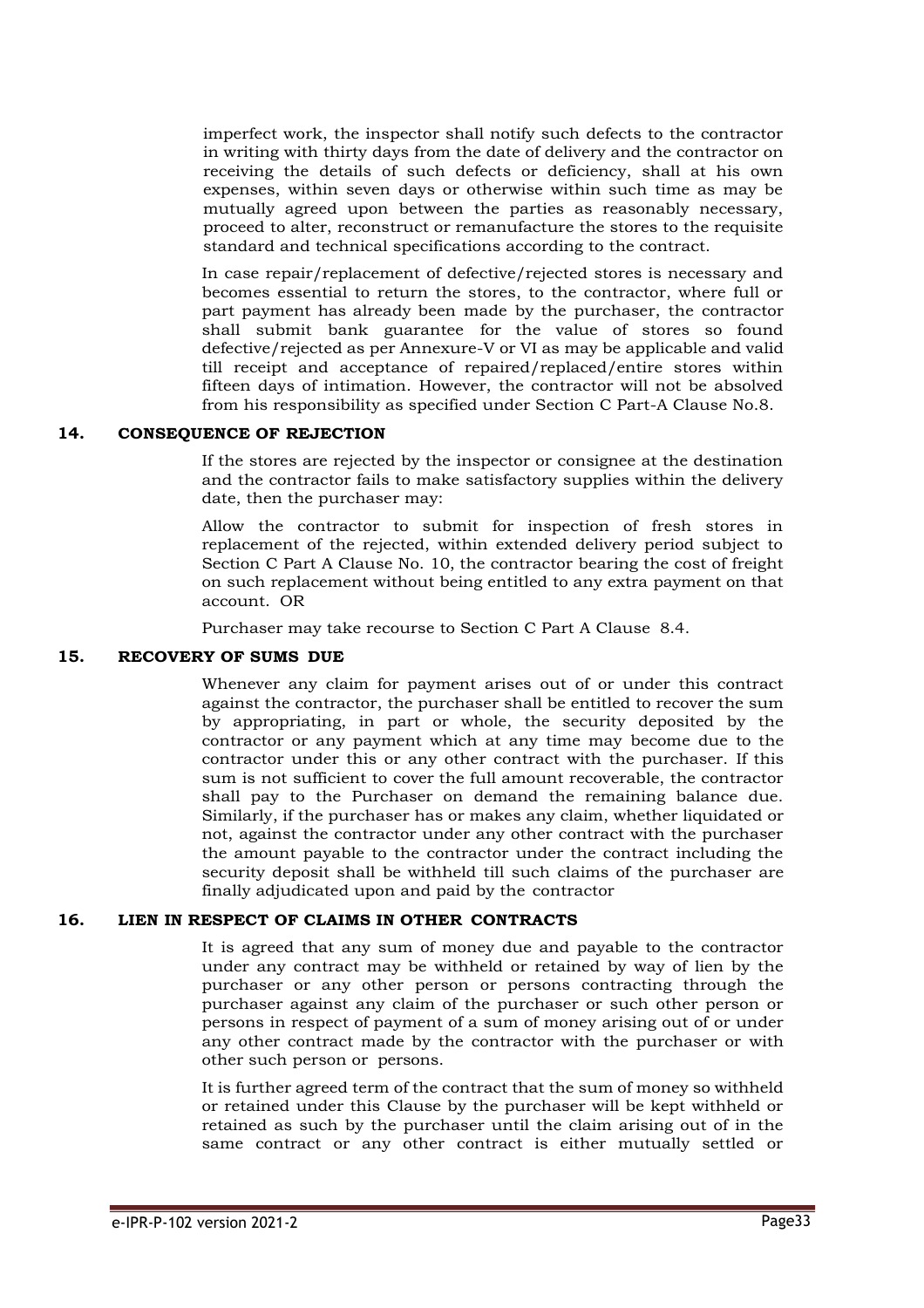imperfect work, the inspector shall notify such defects to the contractor in writing with thirty days from the date of delivery and the contractor on receiving the details of such defects or deficiency, shall at his own expenses, within seven days or otherwise within such time as may be mutually agreed upon between the parties as reasonably necessary, proceed to alter, reconstruct or remanufacture the stores to the requisite standard and technical specifications according to the contract.

In case repair/replacement of defective/rejected stores is necessary and becomes essential to return the stores, to the contractor, where full or part payment has already been made by the purchaser, the contractor shall submit bank guarantee for the value of stores so found defective/rejected as per Annexure-V or VI as may be applicable and valid till receipt and acceptance of repaired/replaced/entire stores within fifteen days of intimation. However, the contractor will not be absolved from his responsibility as specified under Section C Part-A Clause No.8.

## 14. CONSEQUENCE OF REJECTION

If the stores are rejected by the inspector or consignee at the destination and the contractor fails to make satisfactory supplies within the delivery date, then the purchaser may:

Allow the contractor to submit for inspection of fresh stores in replacement of the rejected, within extended delivery period subject to Section C Part A Clause No. 10, the contractor bearing the cost of freight on such replacement without being entitled to any extra payment on that account. OR

Purchaser may take recourse to Section C Part A Clause 8.4.

## 15. RECOVERY OF SUMS DUE

Whenever any claim for payment arises out of or under this contract against the contractor, the purchaser shall be entitled to recover the sum by appropriating, in part or whole, the security deposited by the contractor or any payment which at any time may become due to the contractor under this or any other contract with the purchaser. If this sum is not sufficient to cover the full amount recoverable, the contractor shall pay to the Purchaser on demand the remaining balance due. Similarly, if the purchaser has or makes any claim, whether liquidated or not, against the contractor under any other contract with the purchaser the amount payable to the contractor under the contract including the security deposit shall be withheld till such claims of the purchaser are finally adjudicated upon and paid by the contractor

## 16. LIEN IN RESPECT OF CLAIMS IN OTHER CONTRACTS

It is agreed that any sum of money due and payable to the contractor under any contract may be withheld or retained by way of lien by the purchaser or any other person or persons contracting through the purchaser against any claim of the purchaser or such other person or persons in respect of payment of a sum of money arising out of or under any other contract made by the contractor with the purchaser or with other such person or persons.

It is further agreed term of the contract that the sum of money so withheld or retained under this Clause by the purchaser will be kept withheld or retained as such by the purchaser until the claim arising out of in the same contract or any other contract is either mutually settled or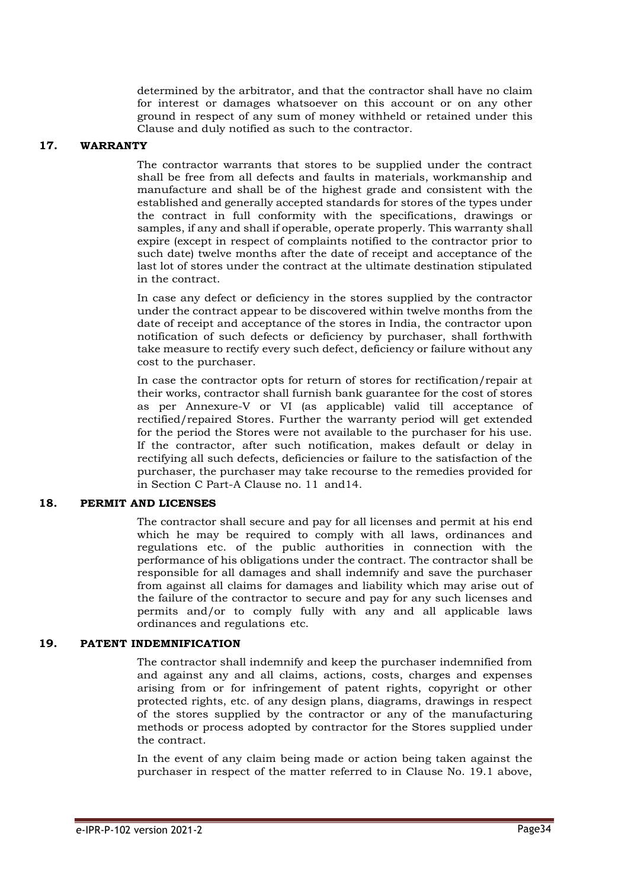determined by the arbitrator, and that the contractor shall have no claim for interest or damages whatsoever on this account or on any other ground in respect of any sum of money withheld or retained under this Clause and duly notified as such to the contractor.

## 17. WARRANTY

The contractor warrants that stores to be supplied under the contract shall be free from all defects and faults in materials, workmanship and manufacture and shall be of the highest grade and consistent with the established and generally accepted standards for stores of the types under the contract in full conformity with the specifications, drawings or samples, if any and shall if operable, operate properly. This warranty shall expire (except in respect of complaints notified to the contractor prior to such date) twelve months after the date of receipt and acceptance of the last lot of stores under the contract at the ultimate destination stipulated in the contract.

In case any defect or deficiency in the stores supplied by the contractor under the contract appear to be discovered within twelve months from the date of receipt and acceptance of the stores in India, the contractor upon notification of such defects or deficiency by purchaser, shall forthwith take measure to rectify every such defect, deficiency or failure without any cost to the purchaser.

In case the contractor opts for return of stores for rectification/repair at their works, contractor shall furnish bank guarantee for the cost of stores as per Annexure-V or VI (as applicable) valid till acceptance of rectified/repaired Stores. Further the warranty period will get extended for the period the Stores were not available to the purchaser for his use. If the contractor, after such notification, makes default or delay in rectifying all such defects, deficiencies or failure to the satisfaction of the purchaser, the purchaser may take recourse to the remedies provided for in Section C Part-A Clause no. 11 and14.

## 18. PERMIT AND LICENSES

The contractor shall secure and pay for all licenses and permit at his end which he may be required to comply with all laws, ordinances and regulations etc. of the public authorities in connection with the performance of his obligations under the contract. The contractor shall be responsible for all damages and shall indemnify and save the purchaser from against all claims for damages and liability which may arise out of the failure of the contractor to secure and pay for any such licenses and permits and/or to comply fully with any and all applicable laws ordinances and regulations etc.

## 19. PATENT INDEMNIFICATION

The contractor shall indemnify and keep the purchaser indemnified from and against any and all claims, actions, costs, charges and expenses arising from or for infringement of patent rights, copyright or other protected rights, etc. of any design plans, diagrams, drawings in respect of the stores supplied by the contractor or any of the manufacturing methods or process adopted by contractor for the Stores supplied under the contract.

In the event of any claim being made or action being taken against the purchaser in respect of the matter referred to in Clause No. 19.1 above,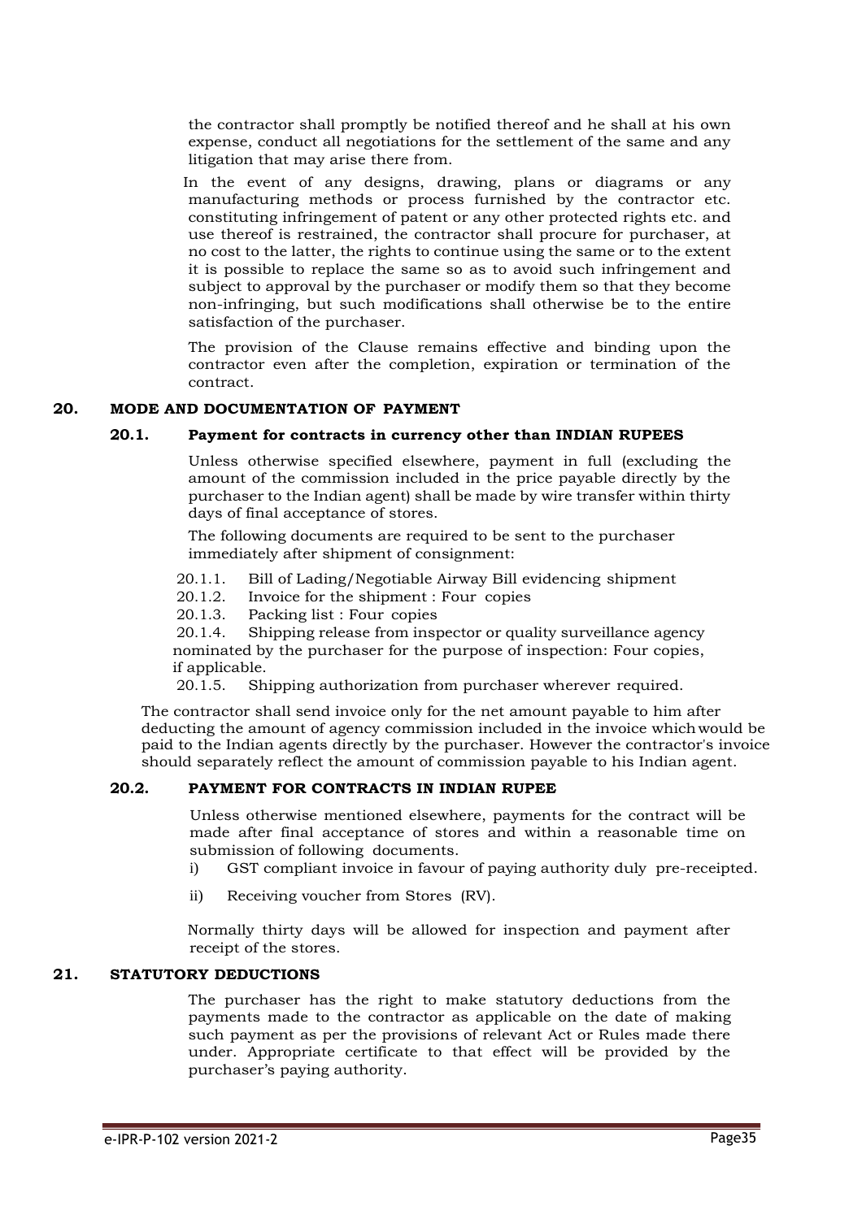the contractor shall promptly be notified thereof and he shall at his own expense, conduct all negotiations for the settlement of the same and any litigation that may arise there from.

In the event of any designs, drawing, plans or diagrams or any manufacturing methods or process furnished by the contractor etc. constituting infringement of patent or any other protected rights etc. and use thereof is restrained, the contractor shall procure for purchaser, at no cost to the latter, the rights to continue using the same or to the extent it is possible to replace the same so as to avoid such infringement and subject to approval by the purchaser or modify them so that they become non-infringing, but such modifications shall otherwise be to the entire satisfaction of the purchaser.

The provision of the Clause remains effective and binding upon the contractor even after the completion, expiration or termination of the contract.

## 20. MODE AND DOCUMENTATION OF PAYMENT

### 20.1. Payment for contracts in currency other than INDIAN RUPEES

Unless otherwise specified elsewhere, payment in full (excluding the amount of the commission included in the price payable directly by the purchaser to the Indian agent) shall be made by wire transfer within thirty days of final acceptance of stores.

The following documents are required to be sent to the purchaser immediately after shipment of consignment:

20.1.1. Bill of Lading/Negotiable Airway Bill evidencing shipment

20.1.2. Invoice for the shipment : Four copies

20.1.3. Packing list : Four copies

20.1.4. Shipping release from inspector or quality surveillance agency nominated by the purchaser for the purpose of inspection: Four copies, if applicable.

20.1.5. Shipping authorization from purchaser wherever required.

The contractor shall send invoice only for the net amount payable to him after deducting the amount of agency commission included in the invoice which would be paid to the Indian agents directly by the purchaser. However the contractor's invoice should separately reflect the amount of commission payable to his Indian agent.

### 20.2. PAYMENT FOR CONTRACTS IN INDIAN RUPEE

Unless otherwise mentioned elsewhere, payments for the contract will be made after final acceptance of stores and within a reasonable time on submission of following documents.

i) GST compliant invoice in favour of paying authority duly pre-receipted.

ii) Receiving voucher from Stores (RV).

Normally thirty days will be allowed for inspection and payment after receipt of the stores.

## 21. STATUTORY DEDUCTIONS

The purchaser has the right to make statutory deductions from the payments made to the contractor as applicable on the date of making such payment as per the provisions of relevant Act or Rules made there under. Appropriate certificate to that effect will be provided by the purchaser's paying authority.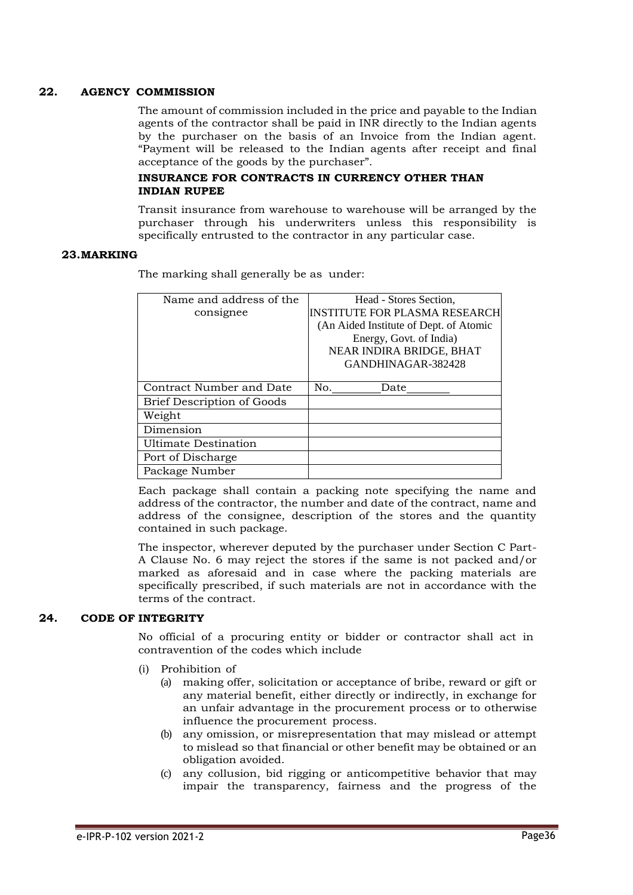## 22. AGENCY COMMISSION

The amount of commission included in the price and payable to the Indian agents of the contractor shall be paid in INR directly to the Indian agents by the purchaser on the basis of an Invoice from the Indian agent. "Payment will be released to the Indian agents after receipt and final acceptance of the goods by the purchaser".

**INSURANCE FOR CONTRACTS IN CURRENCY OTHER THAN INDIAN RUPEE**

Transit insurance from warehouse to warehouse will be arranged by the purchaser through his underwriters unless this responsibility is specifically entrusted to the contractor in any particular case.

## 23. MARKING

The marking shall generally be as under:

| Name and address of the consignee | Head - Stores Section, INSTITUTE FOR PLASMA RESEARCH (An Aided Institute of Dept. of Atomic Energy, Govt. of India) NEAR INDIRA BRIDGE, BHAT GANDHINAGAR-382428 |
|---|---|
| Contract Number and Date | No.________ Date_______ |
| Brief Description of Goods | |
| Weight | |
| Dimension | |
| Ultimate Destination | |
| Port of Discharge | |
| Package Number | |

Each package shall contain a packing note specifying the name and address of the contractor, the number and date of the contract, name and address of the consignee, description of the stores and the quantity contained in such package.

The inspector, wherever deputed by the purchaser under Section C Part-A Clause No. 6 may reject the stores if the same is not packed and/or marked as aforesaid and in case where the packing materials are specifically prescribed, if such materials are not in accordance with the terms of the contract.

## 24. CODE OF INTEGRITY

No official of a procuring entity or bidder or contractor shall act in contravention of the codes which include

(i) Prohibition of
   (a) making offer, solicitation or acceptance of bribe, reward or gift or any material benefit, either directly or indirectly, in exchange for an unfair advantage in the procurement process or to otherwise influence the procurement process.
   (b) any omission, or misrepresentation that may mislead or attempt to mislead so that financial or other benefit may be obtained or an obligation avoided.
   (c) any collusion, bid rigging or anticompetitive behavior that may impair the transparency, fairness and the progress of the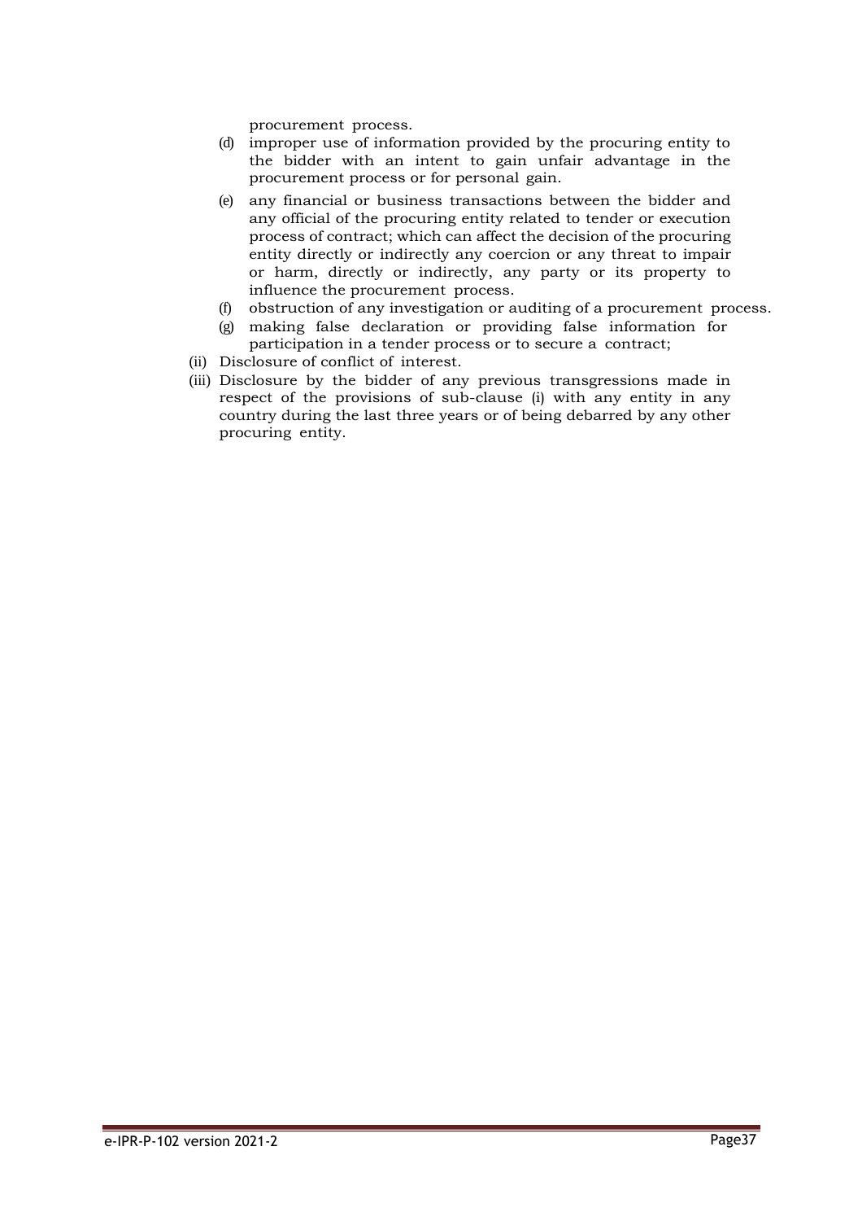procurement process.

(d) improper use of information provided by the procuring entity to the bidder with an intent to gain unfair advantage in the procurement process or for personal gain.

(e) any financial or business transactions between the bidder and any official of the procuring entity related to tender or execution process of contract; which can affect the decision of the procuring entity directly or indirectly any coercion or any threat to impair or harm, directly or indirectly, any party or its property to influence the procurement process.

(f) obstruction of any investigation or auditing of a procurement process.

(g) making false declaration or providing false information for participation in a tender process or to secure a contract;

(ii) Disclosure of conflict of interest.

(iii) Disclosure by the bidder of any previous transgressions made in respect of the provisions of sub-clause (i) with any entity in any country during the last three years or of being debarred by any other procuring entity.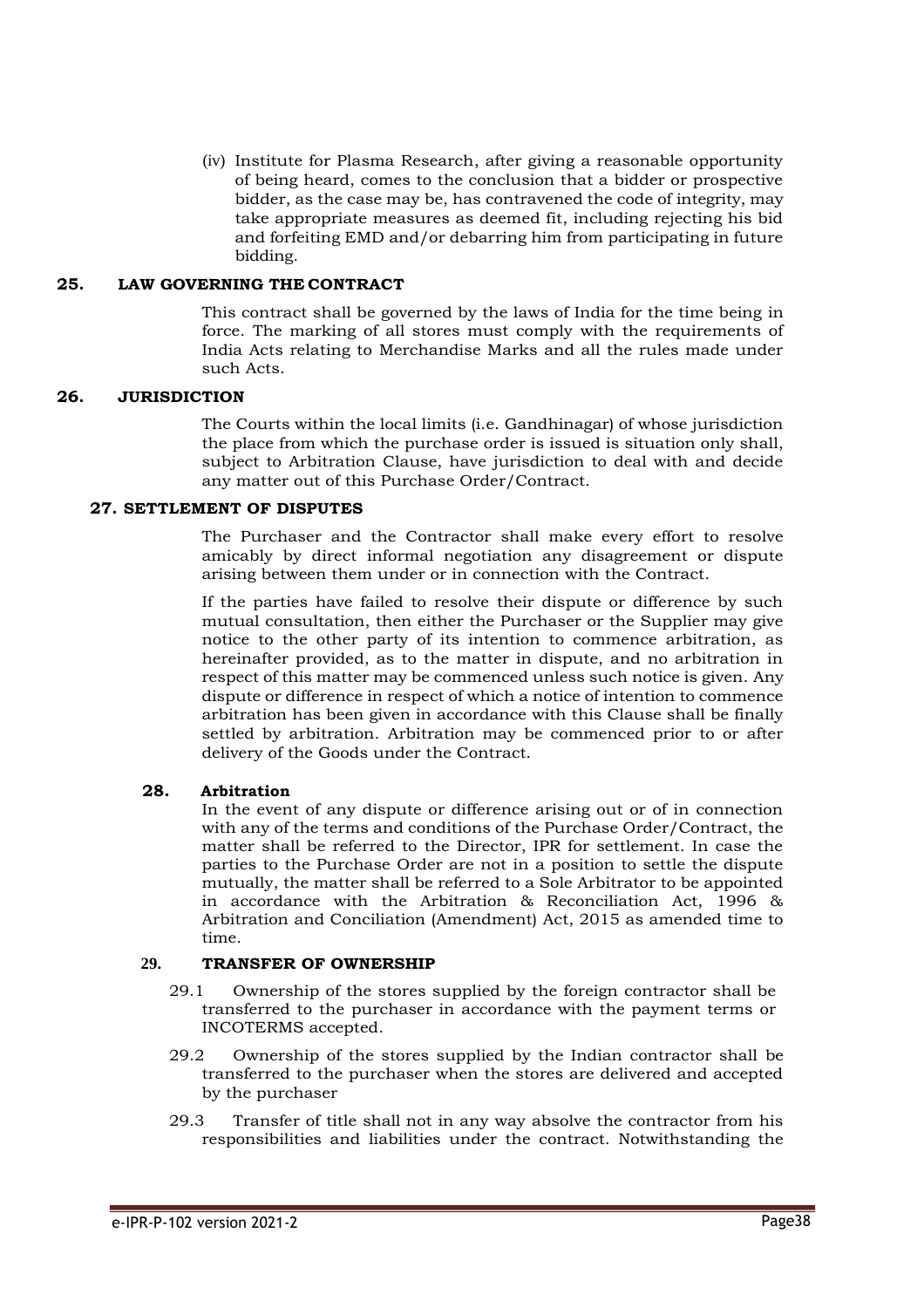(iv) Institute for Plasma Research, after giving a reasonable opportunity of being heard, comes to the conclusion that a bidder or prospective bidder, as the case may be, has contravened the code of integrity, may take appropriate measures as deemed fit, including rejecting his bid and forfeiting EMD and/or debarring him from participating in future bidding.

## 25. LAW GOVERNING THE CONTRACT

This contract shall be governed by the laws of India for the time being in force. The marking of all stores must comply with the requirements of India Acts relating to Merchandise Marks and all the rules made under such Acts.

## 26. JURISDICTION

The Courts within the local limits (i.e. Gandhinagar) of whose jurisdiction the place from which the purchase order is issued is situation only shall, subject to Arbitration Clause, have jurisdiction to deal with and decide any matter out of this Purchase Order/Contract.

## 27. SETTLEMENT OF DISPUTES

The Purchaser and the Contractor shall make every effort to resolve amicably by direct informal negotiation any disagreement or dispute arising between them under or in connection with the Contract.

If the parties have failed to resolve their dispute or difference by such mutual consultation, then either the Purchaser or the Supplier may give notice to the other party of its intention to commence arbitration, as hereinafter provided, as to the matter in dispute, and no arbitration in respect of this matter may be commenced unless such notice is given. Any dispute or difference in respect of which a notice of intention to commence arbitration has been given in accordance with this Clause shall be finally settled by arbitration. Arbitration may be commenced prior to or after delivery of the Goods under the Contract.

## 28. Arbitration

In the event of any dispute or difference arising out or of in connection with any of the terms and conditions of the Purchase Order/Contract, the matter shall be referred to the Director, IPR for settlement. In case the parties to the Purchase Order are not in a position to settle the dispute mutually, the matter shall be referred to a Sole Arbitrator to be appointed in accordance with the Arbitration & Reconciliation Act, 1996 & Arbitration and Conciliation (Amendment) Act, 2015 as amended time to time.

## 29. TRANSFER OF OWNERSHIP

29.1 Ownership of the stores supplied by the foreign contractor shall be transferred to the purchaser in accordance with the payment terms or INCOTERMS accepted.

29.2 Ownership of the stores supplied by the Indian contractor shall be transferred to the purchaser when the stores are delivered and accepted by the purchaser

29.3 Transfer of title shall not in any way absolve the contractor from his responsibilities and liabilities under the contract. Notwithstanding the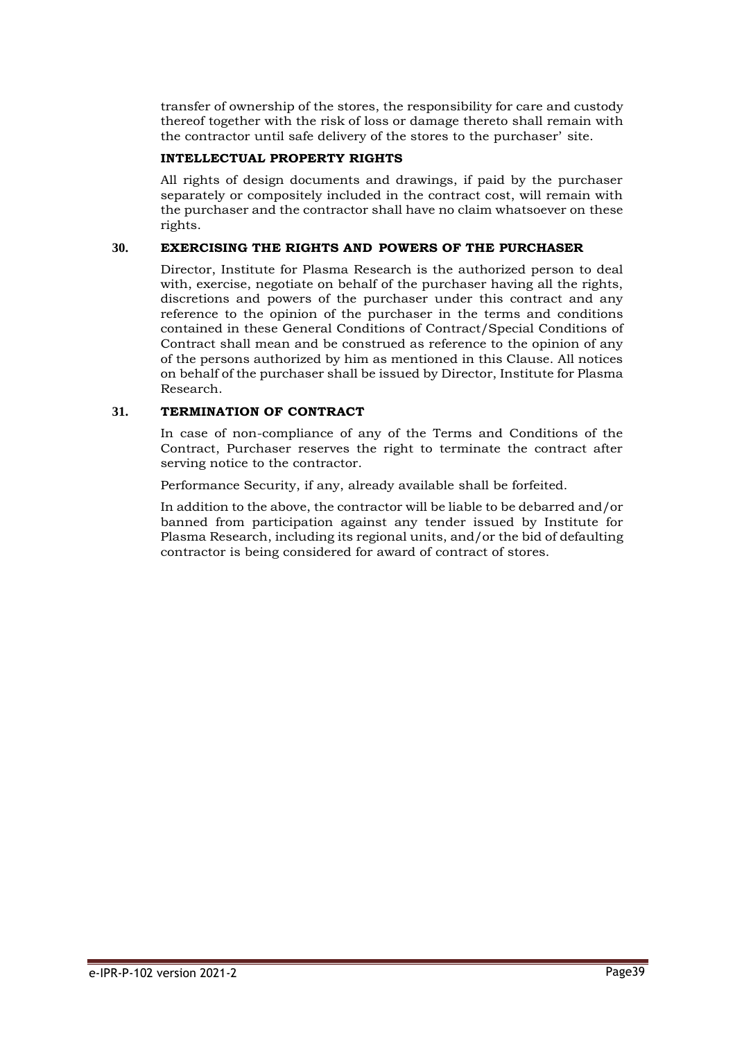transfer of ownership of the stores, the responsibility for care and custody thereof together with the risk of loss or damage thereto shall remain with the contractor until safe delivery of the stores to the purchaser' site.

**INTELLECTUAL PROPERTY RIGHTS**

All rights of design documents and drawings, if paid by the purchaser separately or compositely included in the contract cost, will remain with the purchaser and the contractor shall have no claim whatsoever on these rights.

## 30. EXERCISING THE RIGHTS AND POWERS OF THE PURCHASER

Director, Institute for Plasma Research is the authorized person to deal with, exercise, negotiate on behalf of the purchaser having all the rights, discretions and powers of the purchaser under this contract and any reference to the opinion of the purchaser in the terms and conditions contained in these General Conditions of Contract/Special Conditions of Contract shall mean and be construed as reference to the opinion of any of the persons authorized by him as mentioned in this Clause. All notices on behalf of the purchaser shall be issued by Director, Institute for Plasma Research.

## 31. TERMINATION OF CONTRACT

In case of non-compliance of any of the Terms and Conditions of the Contract, Purchaser reserves the right to terminate the contract after serving notice to the contractor.

Performance Security, if any, already available shall be forfeited.

In addition to the above, the contractor will be liable to be debarred and/or banned from participation against any tender issued by Institute for Plasma Research, including its regional units, and/or the bid of defaulting contractor is being considered for award of contract of stores.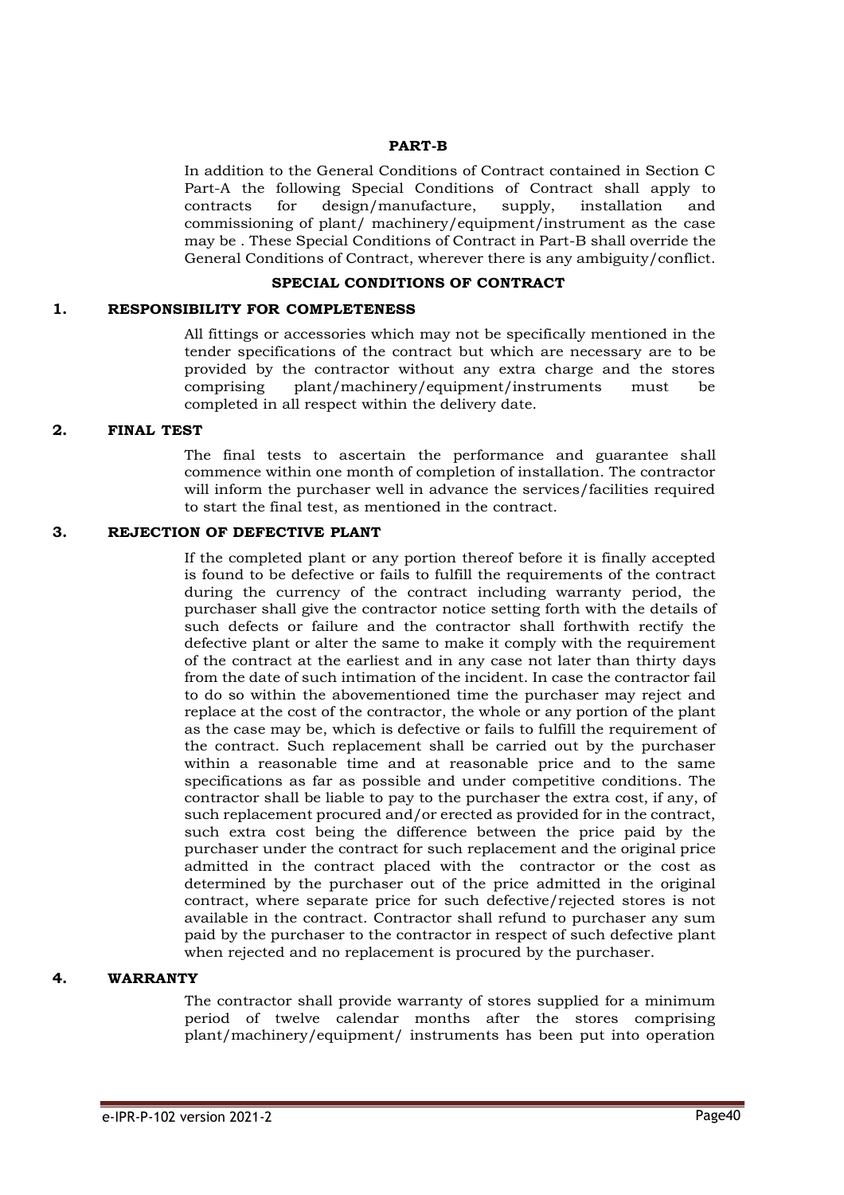**PART-B**

In addition to the General Conditions of Contract contained in Section C Part-A the following Special Conditions of Contract shall apply to contracts for design/manufacture, supply, installation and commissioning of plant/ machinery/equipment/instrument as the case may be . These Special Conditions of Contract in Part-B shall override the General Conditions of Contract, wherever there is any ambiguity/conflict.

**SPECIAL CONDITIONS OF CONTRACT**

**1. RESPONSIBILITY FOR COMPLETENESS**

All fittings or accessories which may not be specifically mentioned in the tender specifications of the contract but which are necessary are to be provided by the contractor without any extra charge and the stores comprising plant/machinery/equipment/instruments must be completed in all respect within the delivery date.

**2. FINAL TEST**

The final tests to ascertain the performance and guarantee shall commence within one month of completion of installation. The contractor will inform the purchaser well in advance the services/facilities required to start the final test, as mentioned in the contract.

**3. REJECTION OF DEFECTIVE PLANT**

If the completed plant or any portion thereof before it is finally accepted is found to be defective or fails to fulfill the requirements of the contract during the currency of the contract including warranty period, the purchaser shall give the contractor notice setting forth with the details of such defects or failure and the contractor shall forthwith rectify the defective plant or alter the same to make it comply with the requirement of the contract at the earliest and in any case not later than thirty days from the date of such intimation of the incident. In case the contractor fail to do so within the abovementioned time the purchaser may reject and replace at the cost of the contractor, the whole or any portion of the plant as the case may be, which is defective or fails to fulfill the requirement of the contract. Such replacement shall be carried out by the purchaser within a reasonable time and at reasonable price and to the same specifications as far as possible and under competitive conditions. The contractor shall be liable to pay to the purchaser the extra cost, if any, of such replacement procured and/or erected as provided for in the contract, such extra cost being the difference between the price paid by the purchaser under the contract for such replacement and the original price admitted in the contract placed with the contractor or the cost as determined by the purchaser out of the price admitted in the original contract, where separate price for such defective/rejected stores is not available in the contract. Contractor shall refund to purchaser any sum paid by the purchaser to the contractor in respect of such defective plant when rejected and no replacement is procured by the purchaser.

**4. WARRANTY**

The contractor shall provide warranty of stores supplied for a minimum period of twelve calendar months after the stores comprising plant/machinery/equipment/ instruments has been put into operation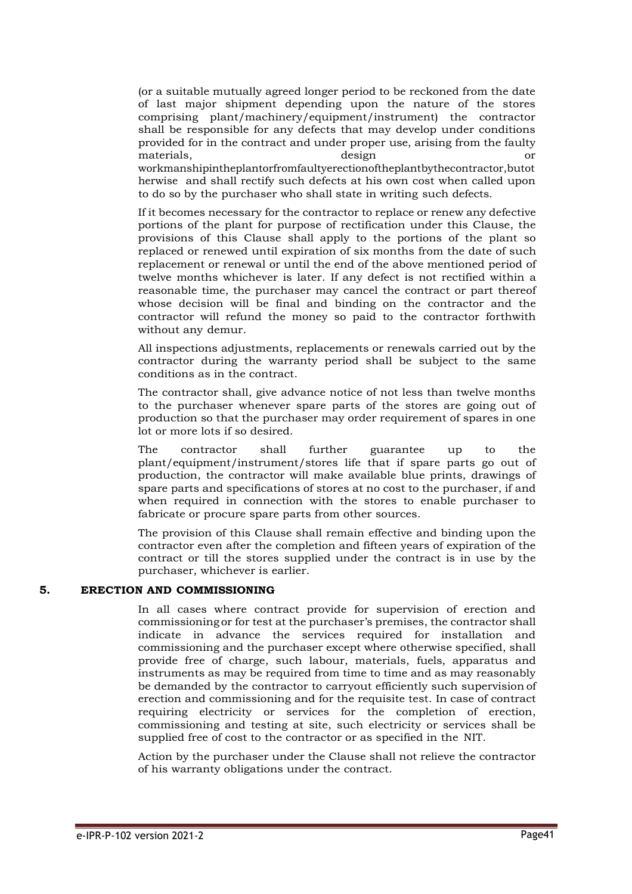(or a suitable mutually agreed longer period to be reckoned from the date of last major shipment depending upon the nature of the stores comprising plant/machinery/equipment/instrument) the contractor shall be responsible for any defects that may develop under conditions provided for in the contract and under proper use, arising from the faulty materials, design or workmanshipintheplantorfromfaultyerectionoftheplantbythecontractor,butotherwise and shall rectify such defects at his own cost when called upon to do so by the purchaser who shall state in writing such defects.

If it becomes necessary for the contractor to replace or renew any defective portions of the plant for purpose of rectification under this Clause, the provisions of this Clause shall apply to the portions of the plant so replaced or renewed until expiration of six months from the date of such replacement or renewal or until the end of the above mentioned period of twelve months whichever is later. If any defect is not rectified within a reasonable time, the purchaser may cancel the contract or part thereof whose decision will be final and binding on the contractor and the contractor will refund the money so paid to the contractor forthwith without any demur.

All inspections adjustments, replacements or renewals carried out by the contractor during the warranty period shall be subject to the same conditions as in the contract.

The contractor shall, give advance notice of not less than twelve months to the purchaser whenever spare parts of the stores are going out of production so that the purchaser may order requirement of spares in one lot or more lots if so desired.

The contractor shall further guarantee up to the plant/equipment/instrument/stores life that if spare parts go out of production, the contractor will make available blue prints, drawings of spare parts and specifications of stores at no cost to the purchaser, if and when required in connection with the stores to enable purchaser to fabricate or procure spare parts from other sources.

The provision of this Clause shall remain effective and binding upon the contractor even after the completion and fifteen years of expiration of the contract or till the stores supplied under the contract is in use by the purchaser, whichever is earlier.

## 5. ERECTION AND COMMISSIONING

In all cases where contract provide for supervision of erection and commissioning or for test at the purchaser's premises, the contractor shall indicate in advance the services required for installation and commissioning and the purchaser except where otherwise specified, shall provide free of charge, such labour, materials, fuels, apparatus and instruments as may be required from time to time and as may reasonably be demanded by the contractor to carryout efficiently such supervision of erection and commissioning and for the requisite test. In case of contract requiring electricity or services for the completion of erection, commissioning and testing at site, such electricity or services shall be supplied free of cost to the contractor or as specified in the NIT.

Action by the purchaser under the Clause shall not relieve the contractor of his warranty obligations under the contract.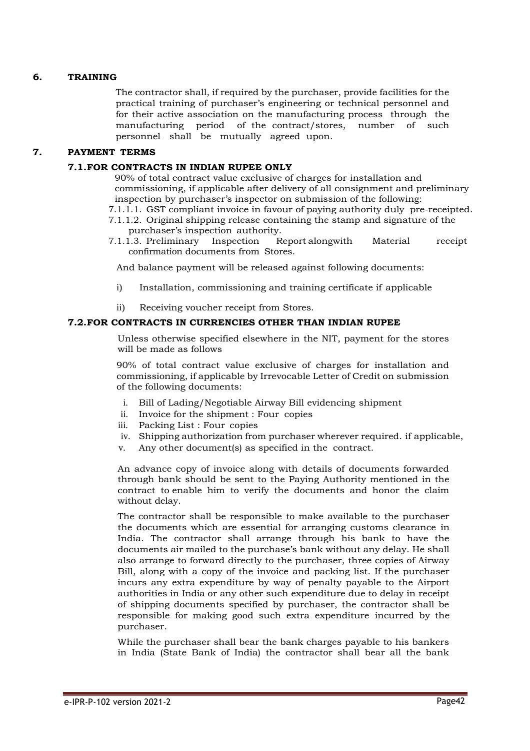## 6. TRAINING

The contractor shall, if required by the purchaser, provide facilities for the practical training of purchaser's engineering or technical personnel and for their active association on the manufacturing process through the manufacturing period of the contract/stores, number of such personnel shall be mutually agreed upon.

## 7. PAYMENT TERMS

### 7.1. FOR CONTRACTS IN INDIAN RUPEE ONLY

90% of total contract value exclusive of charges for installation and commissioning, if applicable after delivery of all consignment and preliminary inspection by purchaser's inspector on submission of the following:

7.1.1.1. GST compliant invoice in favour of paying authority duly pre-receipted.

7.1.1.2. Original shipping release containing the stamp and signature of the purchaser's inspection authority.

7.1.1.3. Preliminary Inspection Report alongwith Material receipt confirmation documents from Stores.

And balance payment will be released against following documents:

i) Installation, commissioning and training certificate if applicable

ii) Receiving voucher receipt from Stores.

### 7.2. FOR CONTRACTS IN CURRENCIES OTHER THAN INDIAN RUPEE

Unless otherwise specified elsewhere in the NIT, payment for the stores will be made as follows

90% of total contract value exclusive of charges for installation and commissioning, if applicable by Irrevocable Letter of Credit on submission of the following documents:

i. Bill of Lading/Negotiable Airway Bill evidencing shipment
ii. Invoice for the shipment : Four copies
iii. Packing List : Four copies
iv. Shipping authorization from purchaser wherever required. if applicable,
v. Any other document(s) as specified in the contract.

An advance copy of invoice along with details of documents forwarded through bank should be sent to the Paying Authority mentioned in the contract to enable him to verify the documents and honor the claim without delay.

The contractor shall be responsible to make available to the purchaser the documents which are essential for arranging customs clearance in India. The contractor shall arrange through his bank to have the documents air mailed to the purchase's bank without any delay. He shall also arrange to forward directly to the purchaser, three copies of Airway Bill, along with a copy of the invoice and packing list. If the purchaser incurs any extra expenditure by way of penalty payable to the Airport authorities in India or any other such expenditure due to delay in receipt of shipping documents specified by purchaser, the contractor shall be responsible for making good such extra expenditure incurred by the purchaser.

While the purchaser shall bear the bank charges payable to his bankers in India (State Bank of India) the contractor shall bear all the bank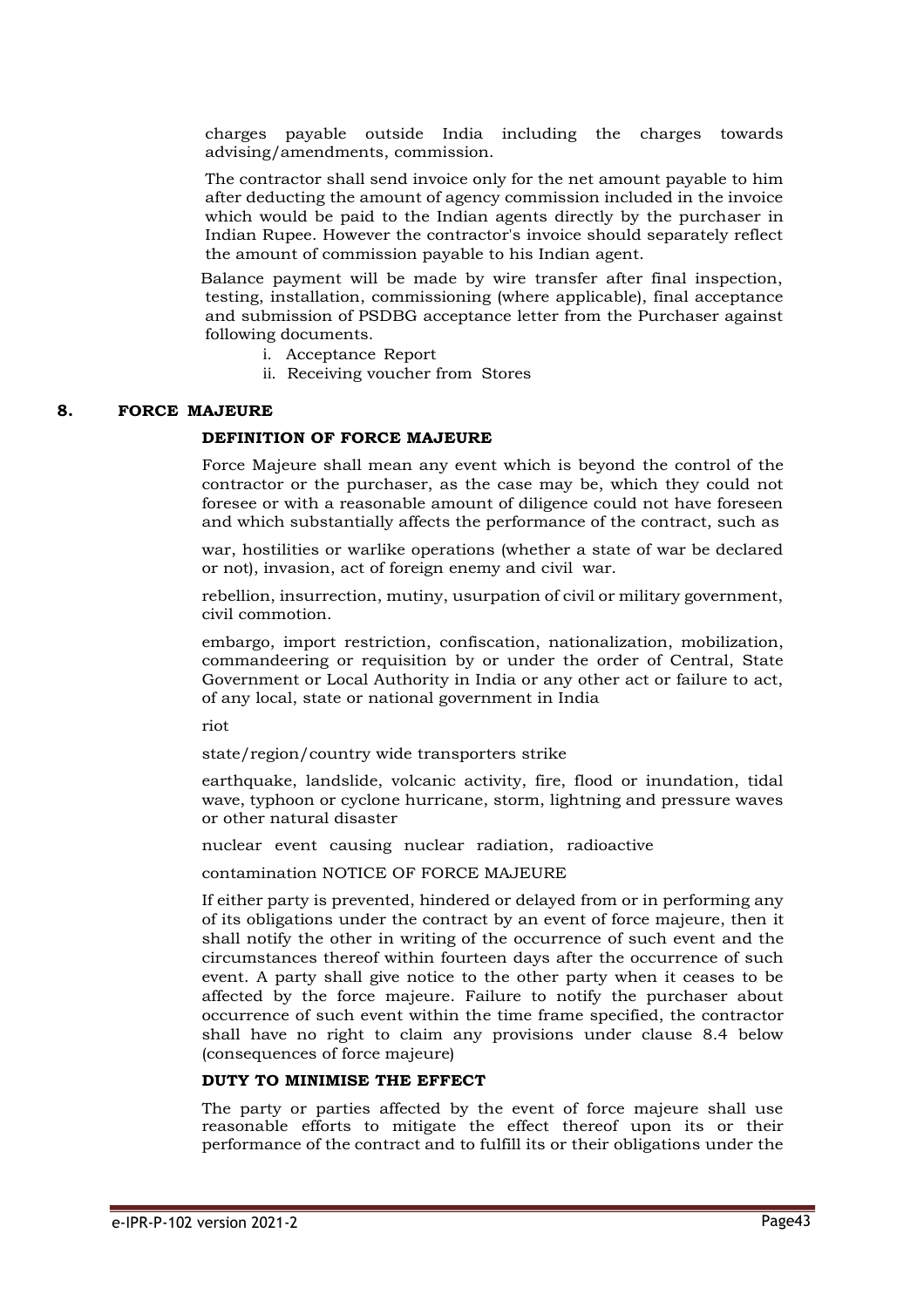charges payable outside India including the charges towards advising/amendments, commission.

The contractor shall send invoice only for the net amount payable to him after deducting the amount of agency commission included in the invoice which would be paid to the Indian agents directly by the purchaser in Indian Rupee. However the contractor's invoice should separately reflect the amount of commission payable to his Indian agent.

Balance payment will be made by wire transfer after final inspection, testing, installation, commissioning (where applicable), final acceptance and submission of PSDBG acceptance letter from the Purchaser against following documents.

i. Acceptance Report
ii. Receiving voucher from Stores

## 8. FORCE MAJEURE

### DEFINITION OF FORCE MAJEURE

Force Majeure shall mean any event which is beyond the control of the contractor or the purchaser, as the case may be, which they could not foresee or with a reasonable amount of diligence could not have foreseen and which substantially affects the performance of the contract, such as

war, hostilities or warlike operations (whether a state of war be declared or not), invasion, act of foreign enemy and civil war.

rebellion, insurrection, mutiny, usurpation of civil or military government, civil commotion.

embargo, import restriction, confiscation, nationalization, mobilization, commandeering or requisition by or under the order of Central, State Government or Local Authority in India or any other act or failure to act, of any local, state or national government in India

riot

state/region/country wide transporters strike

earthquake, landslide, volcanic activity, fire, flood or inundation, tidal wave, typhoon or cyclone hurricane, storm, lightning and pressure waves or other natural disaster

nuclear event causing nuclear radiation, radioactive

contamination NOTICE OF FORCE MAJEURE

If either party is prevented, hindered or delayed from or in performing any of its obligations under the contract by an event of force majeure, then it shall notify the other in writing of the occurrence of such event and the circumstances thereof within fourteen days after the occurrence of such event. A party shall give notice to the other party when it ceases to be affected by the force majeure. Failure to notify the purchaser about occurrence of such event within the time frame specified, the contractor shall have no right to claim any provisions under clause 8.4 below (consequences of force majeure)

### DUTY TO MINIMISE THE EFFECT

The party or parties affected by the event of force majeure shall use reasonable efforts to mitigate the effect thereof upon its or their performance of the contract and to fulfill its or their obligations under the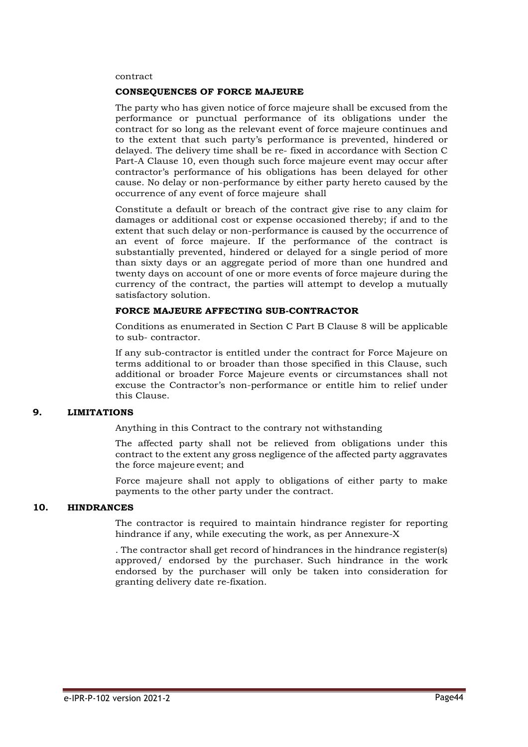contract

**CONSEQUENCES OF FORCE MAJEURE**

The party who has given notice of force majeure shall be excused from the performance or punctual performance of its obligations under the contract for so long as the relevant event of force majeure continues and to the extent that such party's performance is prevented, hindered or delayed. The delivery time shall be re- fixed in accordance with Section C Part-A Clause 10, even though such force majeure event may occur after contractor's performance of his obligations has been delayed for other cause. No delay or non-performance by either party hereto caused by the occurrence of any event of force majeure shall

Constitute a default or breach of the contract give rise to any claim for damages or additional cost or expense occasioned thereby; if and to the extent that such delay or non-performance is caused by the occurrence of an event of force majeure. If the performance of the contract is substantially prevented, hindered or delayed for a single period of more than sixty days or an aggregate period of more than one hundred and twenty days on account of one or more events of force majeure during the currency of the contract, the parties will attempt to develop a mutually satisfactory solution.

**FORCE MAJEURE AFFECTING SUB-CONTRACTOR**

Conditions as enumerated in Section C Part B Clause 8 will be applicable to sub- contractor.

If any sub-contractor is entitled under the contract for Force Majeure on terms additional to or broader than those specified in this Clause, such additional or broader Force Majeure events or circumstances shall not excuse the Contractor's non-performance or entitle him to relief under this Clause.

## 9. LIMITATIONS

Anything in this Contract to the contrary not withstanding

The affected party shall not be relieved from obligations under this contract to the extent any gross negligence of the affected party aggravates the force majeure event; and

Force majeure shall not apply to obligations of either party to make payments to the other party under the contract.

## 10. HINDRANCES

The contractor is required to maintain hindrance register for reporting hindrance if any, while executing the work, as per Annexure-X

. The contractor shall get record of hindrances in the hindrance register(s) approved/ endorsed by the purchaser. Such hindrance in the work endorsed by the purchaser will only be taken into consideration for granting delivery date re-fixation.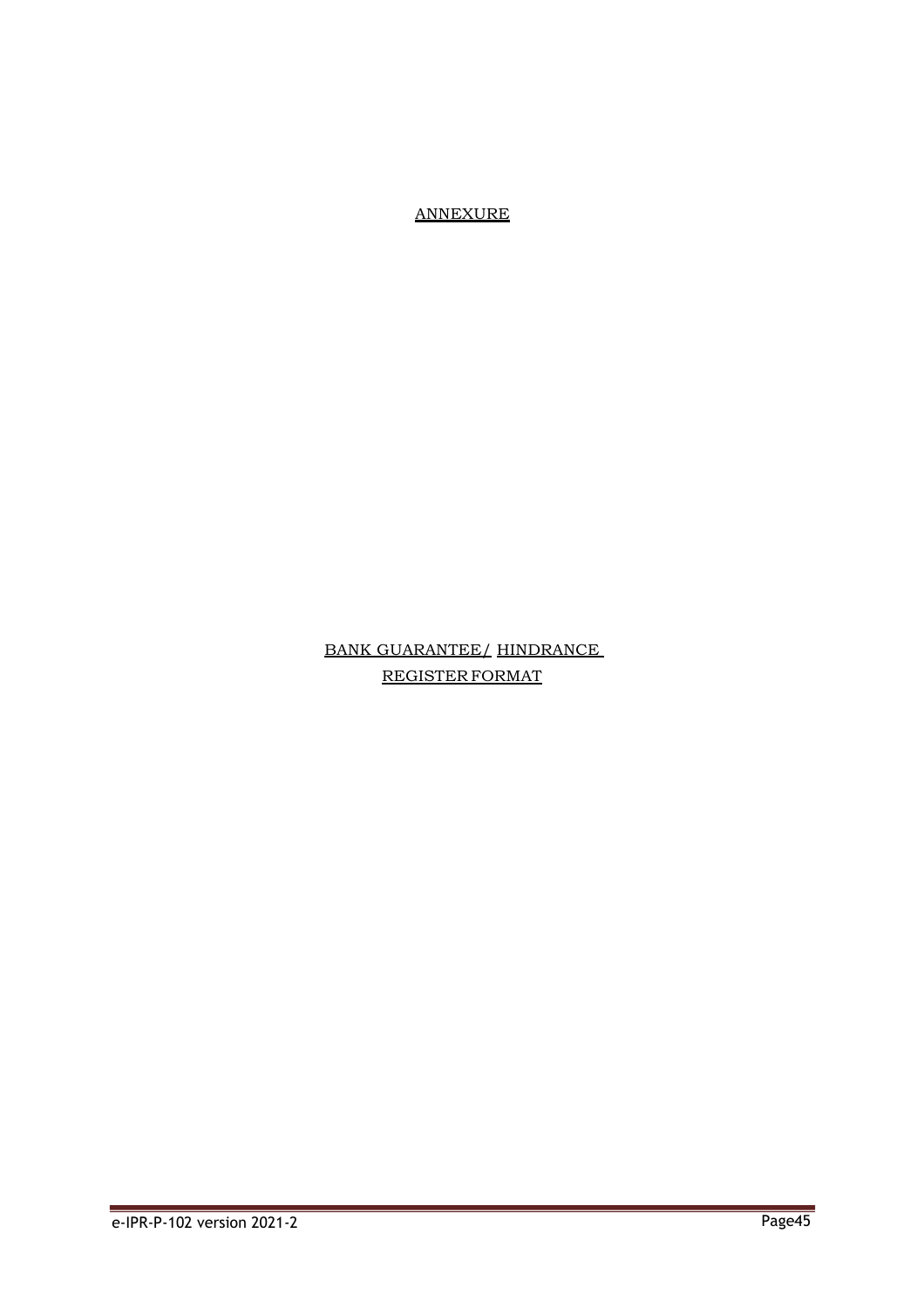# ANNEXURE

## BANK GUARANTEE/ HINDRANCE REGISTER FORMAT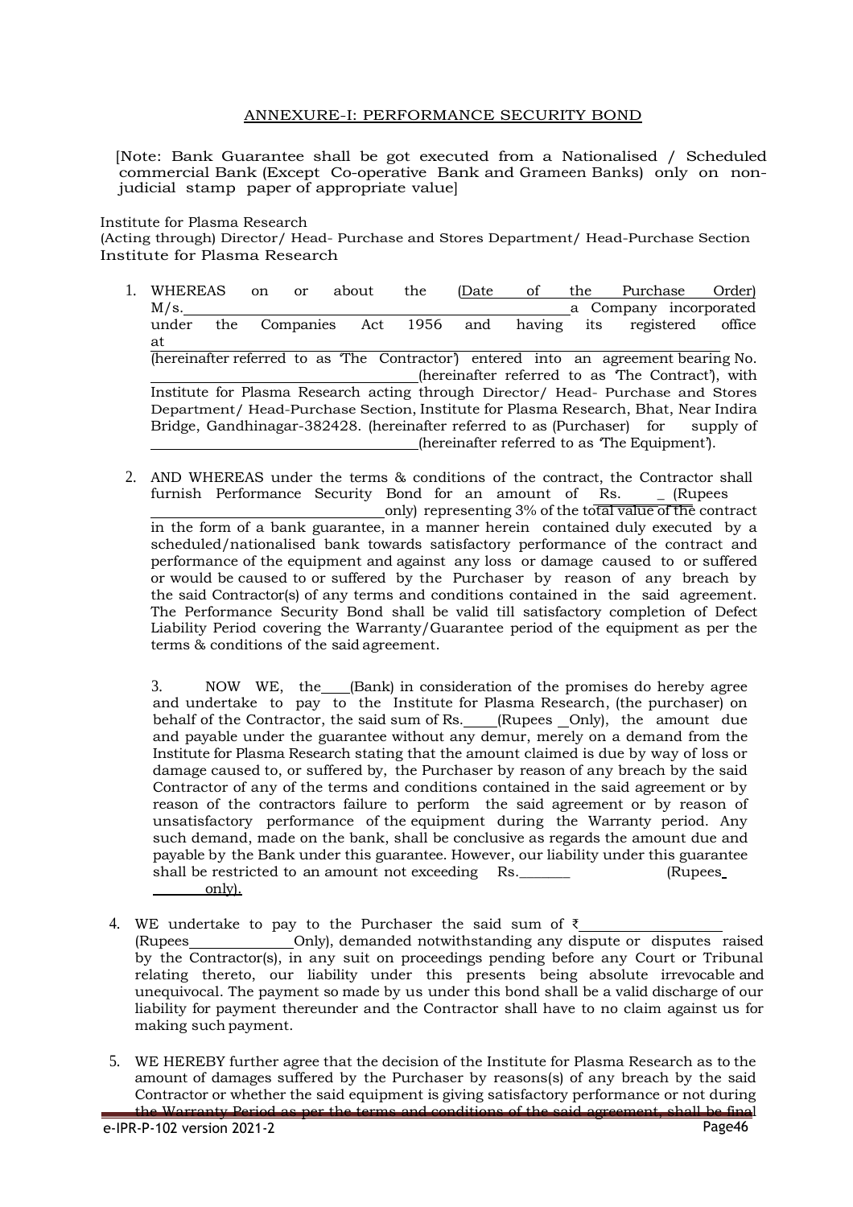## ANNEXURE-I: PERFORMANCE SECURITY BOND

[Note: Bank Guarantee shall be got executed from a Nationalised / Scheduled commercial Bank (Except Co-operative Bank and Grameen Banks) only on non-judicial stamp paper of appropriate value]

Institute for Plasma Research
(Acting through) Director/ Head- Purchase and Stores Department/ Head-Purchase Section
Institute for Plasma Research

1. WHEREAS on or about the (Date of the Purchase Order) M/s.\_\_\_\_\_\_\_\_\_\_\_\_\_\_\_\_\_\_\_\_\_\_\_\_\_\_\_\_ a Company incorporated under the Companies Act 1956 and having its registered office at \_\_\_\_\_\_\_\_\_\_\_\_\_\_\_\_\_\_\_\_\_\_\_\_\_\_\_\_\_\_\_\_\_\_\_\_ (hereinafter referred to as 'The Contractor') entered into an agreement bearing No. \_\_\_\_\_\_\_\_\_\_\_\_\_\_\_\_\_\_\_\_ (hereinafter referred to as 'The Contract'), with Institute for Plasma Research acting through Director/ Head- Purchase and Stores Department/ Head-Purchase Section, Institute for Plasma Research, Bhat, Near Indira Bridge, Gandhinagar-382428. (hereinafter referred to as (Purchaser) for supply of \_\_\_\_\_\_\_\_\_\_\_\_\_\_\_\_\_\_\_\_ (hereinafter referred to as 'The Equipment').

2. AND WHEREAS under the terms & conditions of the contract, the Contractor shall furnish Performance Security Bond for an amount of Rs. \_\_\_\_ (Rupees \_\_\_\_\_\_\_\_\_\_\_\_\_\_\_\_\_\_ only) representing 3% of the total value of the contract in the form of a bank guarantee, in a manner herein contained duly executed by a scheduled/nationalised bank towards satisfactory performance of the contract and performance of the equipment and against any loss or damage caused to or suffered or would be caused to or suffered by the Purchaser by reason of any breach by the said Contractor(s) of any terms and conditions contained in the said agreement. The Performance Security Bond shall be valid till satisfactory completion of Defect Liability Period covering the Warranty/Guarantee period of the equipment as per the terms & conditions of the said agreement.

3. NOW WE, the\_\_\_\_(Bank) in consideration of the promises do hereby agree and undertake to pay to the Institute for Plasma Research, (the purchaser) on behalf of the Contractor, the said sum of Rs.\_\_\_\_(Rupees \_Only), the amount due and payable under the guarantee without any demur, merely on a demand from the Institute for Plasma Research stating that the amount claimed is due by way of loss or damage caused to, or suffered by, the Purchaser by reason of any breach by the said Contractor of any of the terms and conditions contained in the said agreement or by reason of the contractors failure to perform the said agreement or by reason of unsatisfactory performance of the equipment during the Warranty period. Any such demand, made on the bank, shall be conclusive as regards the amount due and payable by the Bank under this guarantee. However, our liability under this guarantee shall be restricted to an amount not exceeding Rs.\_\_\_\_\_\_\_ (Rupees \_\_\_\_\_\_\_ only).

4. WE undertake to pay to the Purchaser the said sum of ₹\_\_\_\_\_\_\_\_\_\_\_\_\_\_\_\_ (Rupees\_\_\_\_\_\_\_\_\_\_\_\_\_\_Only), demanded notwithstanding any dispute or disputes raised by the Contractor(s), in any suit on proceedings pending before any Court or Tribunal relating thereto, our liability under this presents being absolute irrevocable and unequivocal. The payment so made by us under this bond shall be a valid discharge of our liability for payment thereunder and the Contractor shall have to no claim against us for making such payment.

5. WE HEREBY further agree that the decision of the Institute for Plasma Research as to the amount of damages suffered by the Purchaser by reasons(s) of any breach by the said Contractor or whether the said equipment is giving satisfactory performance or not during the Warranty Period as per the terms and conditions of the said agreement, shall be final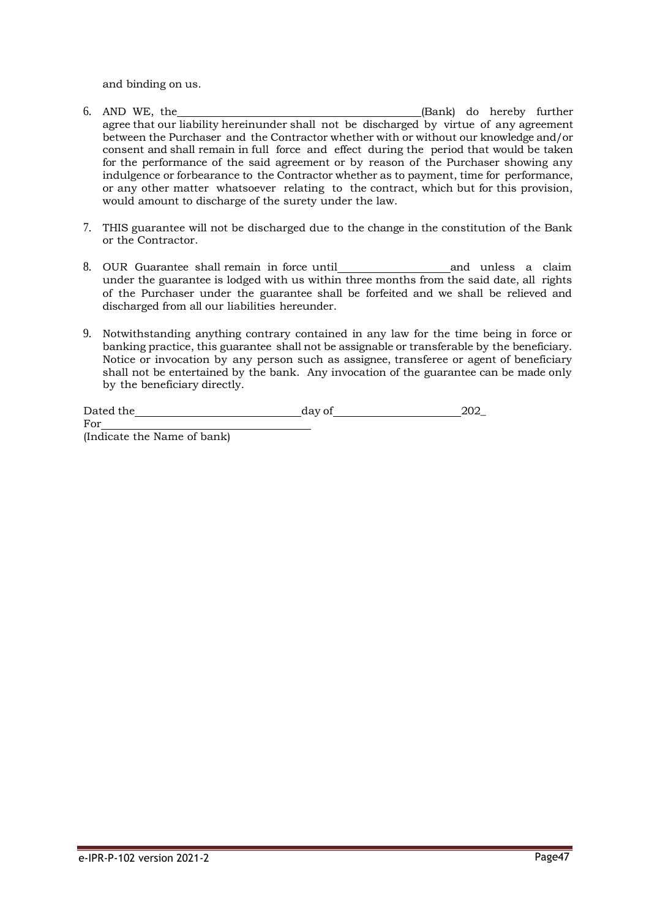and binding on us.

6. AND WE, the\_\_\_\_\_\_\_\_\_\_\_\_\_\_\_\_\_\_\_\_\_\_\_\_\_\_\_\_\_\_\_\_\_\_\_\_\_\_(Bank) do hereby further agree that our liability hereinunder shall not be discharged by virtue of any agreement between the Purchaser and the Contractor whether with or without our knowledge and/or consent and shall remain in full force and effect during the period that would be taken for the performance of the said agreement or by reason of the Purchaser showing any indulgence or forbearance to the Contractor whether as to payment, time for performance, or any other matter whatsoever relating to the contract, which but for this provision, would amount to discharge of the surety under the law.

7. THIS guarantee will not be discharged due to the change in the constitution of the Bank or the Contractor.

8. OUR Guarantee shall remain in force until\_\_\_\_\_\_\_\_\_\_\_\_\_\_\_\_\_\_and unless a claim under the guarantee is lodged with us within three months from the said date, all rights of the Purchaser under the guarantee shall be forfeited and we shall be relieved and discharged from all our liabilities hereunder.

9. Notwithstanding anything contrary contained in any law for the time being in force or banking practice, this guarantee shall not be assignable or transferable by the beneficiary. Notice or invocation by any person such as assignee, transferee or agent of beneficiary shall not be entertained by the bank. Any invocation of the guarantee can be made only by the beneficiary directly.

Dated the\_\_\_\_\_\_\_\_\_\_\_\_\_\_\_\_\_\_\_\_\_\_\_\_\_\_\_day of\_\_\_\_\_\_\_\_\_\_\_\_\_\_\_\_\_\_\_\_202\_

For\_\_\_\_\_\_\_\_\_\_\_\_\_\_\_\_\_\_\_\_\_\_\_\_\_\_\_\_\_\_\_\_\_

(Indicate the Name of bank)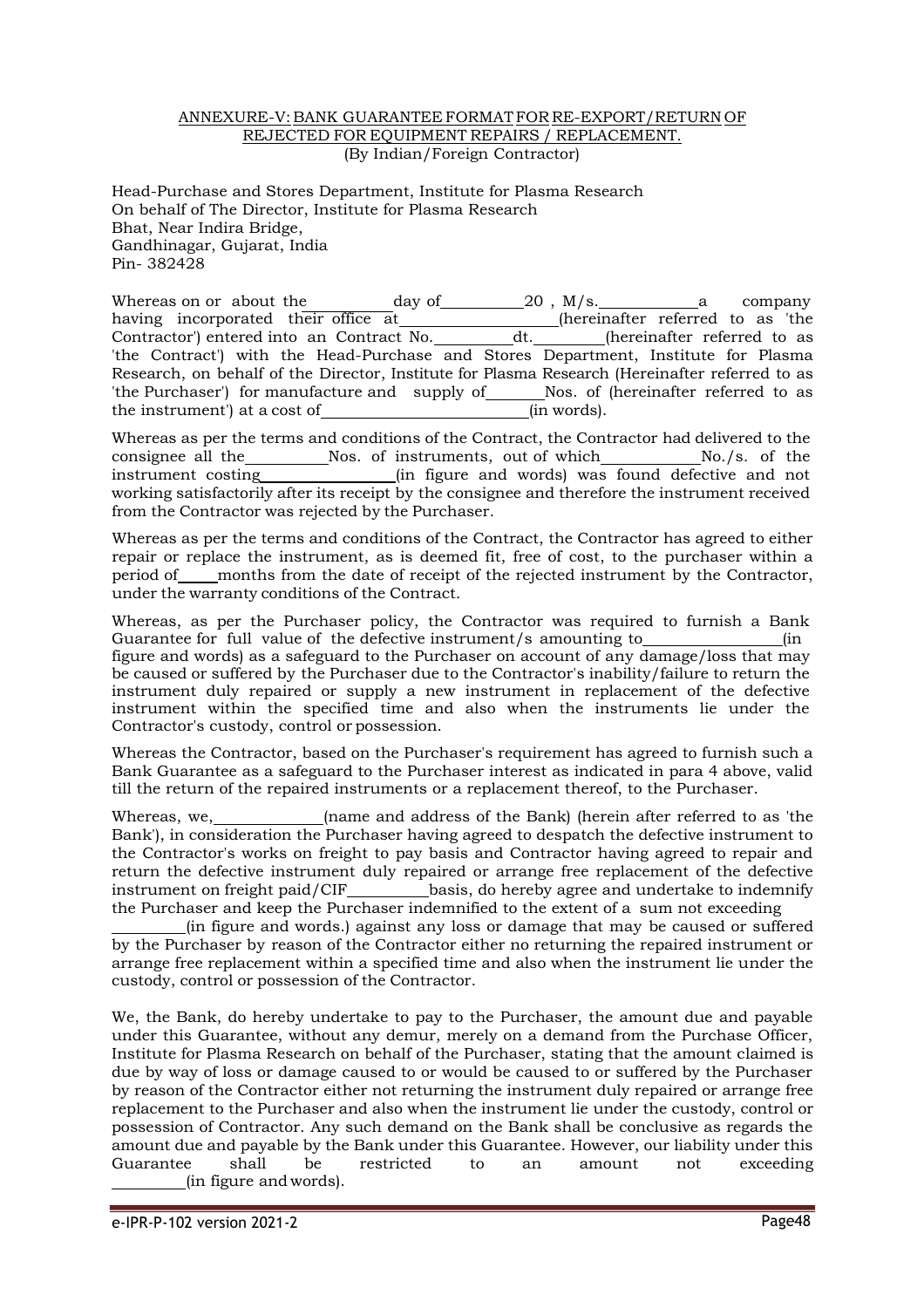<u>ANNEXURE-V: BANK GUARANTEE FORMAT FOR RE-EXPORT/RETURN OF REJECTED FOR EQUIPMENT REPAIRS / REPLACEMENT.</u>
(By Indian/Foreign Contractor)

Head-Purchase and Stores Department, Institute for Plasma Research
On behalf of The Director, Institute for Plasma Research
Bhat, Near Indira Bridge,
Gandhinagar, Gujarat, India
Pin- 382428

Whereas on or about the ________ day of ________ 20 , M/s. __________ a company having incorporated their office at ________________ (hereinafter referred to as 'the Contractor') entered into an Contract No. ________ dt. ________ (hereinafter referred to as 'the Contract') with the Head-Purchase and Stores Department, Institute for Plasma Research, on behalf of the Director, Institute for Plasma Research (Hereinafter referred to as 'the Purchaser') for manufacture and supply of ______ Nos. of (hereinafter referred to as the instrument') at a cost of ______________________ (in words).

Whereas as per the terms and conditions of the Contract, the Contractor had delivered to the consignee all the ________ Nos. of instruments, out of which __________ No./s. of the instrument costing ______________ (in figure and words) was found defective and not working satisfactorily after its receipt by the consignee and therefore the instrument received from the Contractor was rejected by the Purchaser.

Whereas as per the terms and conditions of the Contract, the Contractor has agreed to either repair or replace the instrument, as is deemed fit, free of cost, to the purchaser within a period of ____ months from the date of receipt of the rejected instrument by the Contractor, under the warranty conditions of the Contract.

Whereas, as per the Purchaser policy, the Contractor was required to furnish a Bank Guarantee for full value of the defective instrument/s amounting to ______________ (in figure and words) as a safeguard to the Purchaser on account of any damage/loss that may be caused or suffered by the Purchaser due to the Contractor's inability/failure to return the instrument duly repaired or supply a new instrument in replacement of the defective instrument within the specified time and also when the instruments lie under the Contractor's custody, control or possession.

Whereas the Contractor, based on the Purchaser's requirement has agreed to furnish such a Bank Guarantee as a safeguard to the Purchaser interest as indicated in para 4 above, valid till the return of the repaired instruments or a replacement thereof, to the Purchaser.

Whereas, we, ____________ (name and address of the Bank) (herein after referred to as 'the Bank'), in consideration the Purchaser having agreed to despatch the defective instrument to the Contractor's works on freight to pay basis and Contractor having agreed to repair and return the defective instrument duly repaired or arrange free replacement of the defective instrument on freight paid/CIF ________ basis, do hereby agree and undertake to indemnify the Purchaser and keep the Purchaser indemnified to the extent of a sum not exceeding ________ (in figure and words.) against any loss or damage that may be caused or suffered by the Purchaser by reason of the Contractor either no returning the repaired instrument or arrange free replacement within a specified time and also when the instrument lie under the custody, control or possession of the Contractor.

We, the Bank, do hereby undertake to pay to the Purchaser, the amount due and payable under this Guarantee, without any demur, merely on a demand from the Purchase Officer, Institute for Plasma Research on behalf of the Purchaser, stating that the amount claimed is due by way of loss or damage caused to or would be caused to or suffered by the Purchaser by reason of the Contractor either not returning the instrument duly repaired or arrange free replacement to the Purchaser and also when the instrument lie under the custody, control or possession of Contractor. Any such demand on the Bank shall be conclusive as regards the amount due and payable by the Bank under this Guarantee. However, our liability under this Guarantee shall be restricted to an amount not exceeding ________ (in figure and words).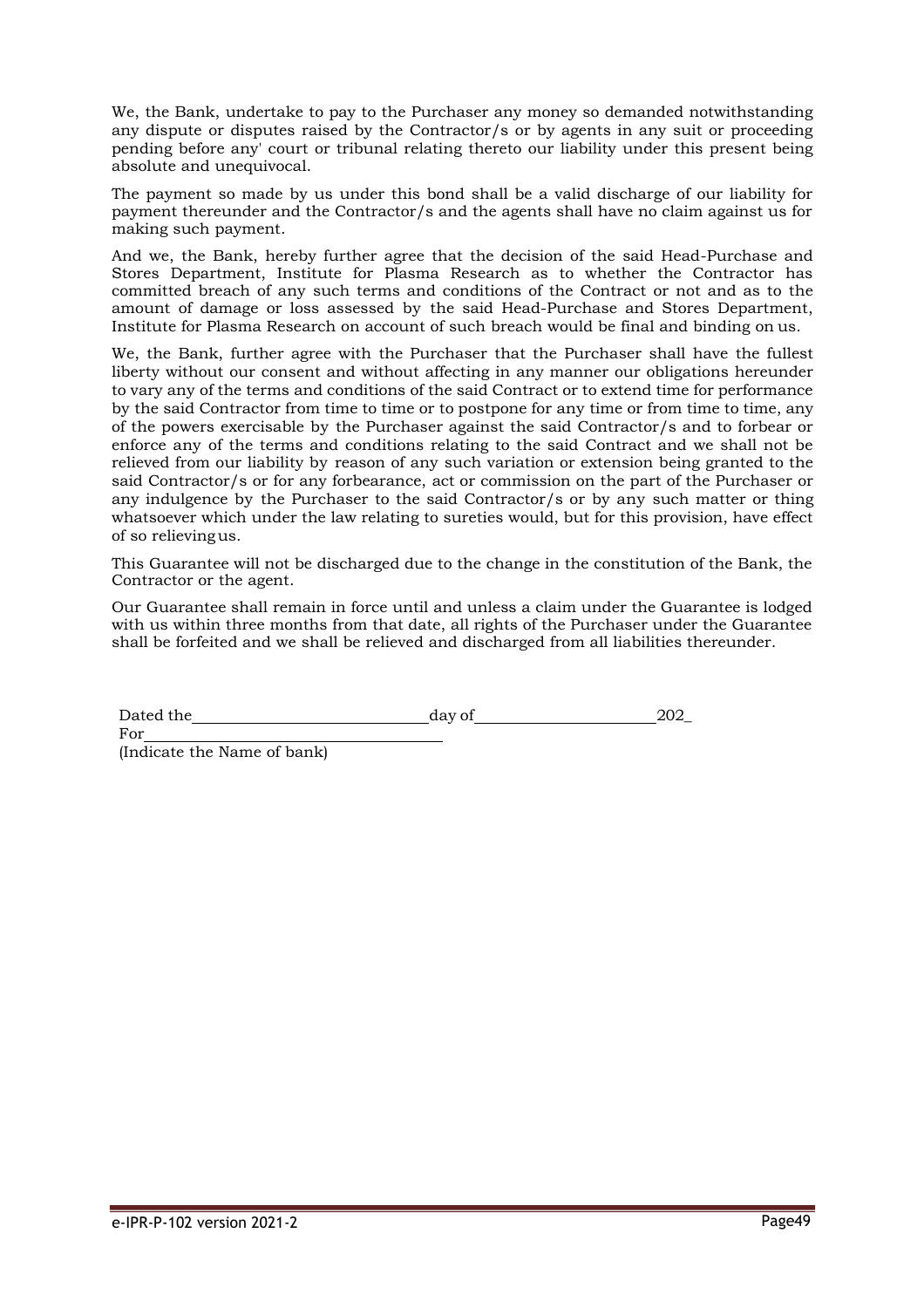We, the Bank, undertake to pay to the Purchaser any money so demanded notwithstanding any dispute or disputes raised by the Contractor/s or by agents in any suit or proceeding pending before any' court or tribunal relating thereto our liability under this present being absolute and unequivocal.

The payment so made by us under this bond shall be a valid discharge of our liability for payment thereunder and the Contractor/s and the agents shall have no claim against us for making such payment.

And we, the Bank, hereby further agree that the decision of the said Head-Purchase and Stores Department, Institute for Plasma Research as to whether the Contractor has committed breach of any such terms and conditions of the Contract or not and as to the amount of damage or loss assessed by the said Head-Purchase and Stores Department, Institute for Plasma Research on account of such breach would be final and binding on us.

We, the Bank, further agree with the Purchaser that the Purchaser shall have the fullest liberty without our consent and without affecting in any manner our obligations hereunder to vary any of the terms and conditions of the said Contract or to extend time for performance by the said Contractor from time to time or to postpone for any time or from time to time, any of the powers exercisable by the Purchaser against the said Contractor/s and to forbear or enforce any of the terms and conditions relating to the said Contract and we shall not be relieved from our liability by reason of any such variation or extension being granted to the said Contractor/s or for any forbearance, act or commission on the part of the Purchaser or any indulgence by the Purchaser to the said Contractor/s or by any such matter or thing whatsoever which under the law relating to sureties would, but for this provision, have effect of so relieving us.

This Guarantee will not be discharged due to the change in the constitution of the Bank, the Contractor or the agent.

Our Guarantee shall remain in force until and unless a claim under the Guarantee is lodged with us within three months from that date, all rights of the Purchaser under the Guarantee shall be forfeited and we shall be relieved and discharged from all liabilities thereunder.

Dated the ______________________ day of __________________ 202_

For ____________________________

(Indicate the Name of bank)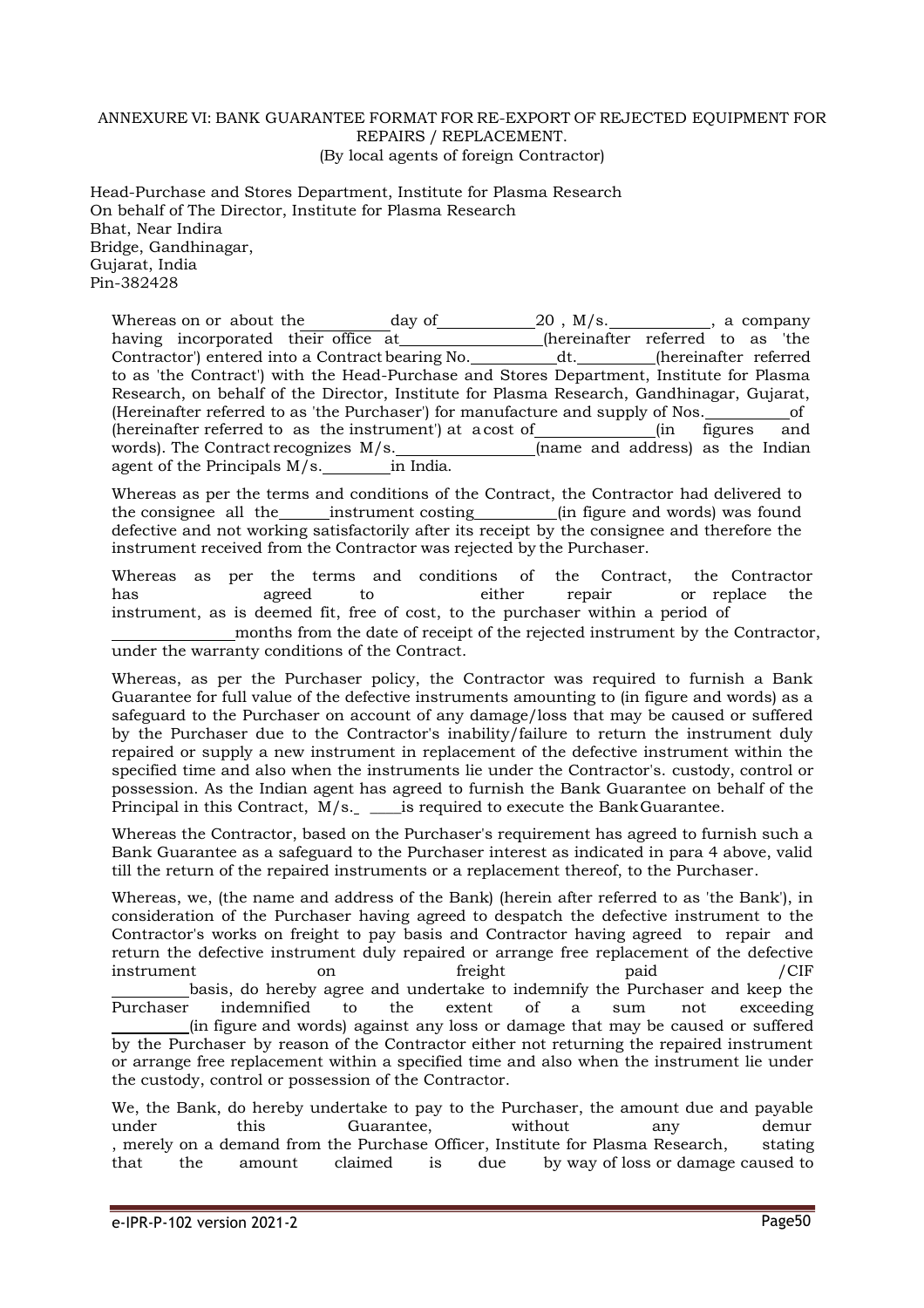# ANNEXURE VI: BANK GUARANTEE FORMAT FOR RE-EXPORT OF REJECTED EQUIPMENT FOR REPAIRS / REPLACEMENT.

(By local agents of foreign Contractor)

Head-Purchase and Stores Department, Institute for Plasma Research
On behalf of The Director, Institute for Plasma Research
Bhat, Near Indira
Bridge, Gandhinagar,
Gujarat, India
Pin-382428

Whereas on or about the __________ day of ____________ 20 , M/s. ____________, a company having incorporated their office at ________________ (hereinafter referred to as 'the Contractor') entered into a Contract bearing No. __________ dt. _________ (hereinafter referred to as 'the Contract') with the Head-Purchase and Stores Department, Institute for Plasma Research, on behalf of the Director, Institute for Plasma Research, Gandhinagar, Gujarat, (Hereinafter referred to as 'the Purchaser') for manufacture and supply of Nos. __________ of (hereinafter referred to as the instrument') at a cost of ______________ (in figures and words). The Contract recognizes M/s. ________________ (name and address) as the Indian agent of the Principals M/s. ________ in India.

Whereas as per the terms and conditions of the Contract, the Contractor had delivered to the consignee all the ______ instrument costing __________ (in figure and words) was found defective and not working satisfactorily after its receipt by the consignee and therefore the instrument received from the Contractor was rejected by the Purchaser.

Whereas as per the terms and conditions of the Contract, the Contractor has agreed to either repair or replace the instrument, as is deemed fit, free of cost, to the purchaser within a period of ______________ months from the date of receipt of the rejected instrument by the Contractor, under the warranty conditions of the Contract.

Whereas, as per the Purchaser policy, the Contractor was required to furnish a Bank Guarantee for full value of the defective instruments amounting to (in figure and words) as a safeguard to the Purchaser on account of any damage/loss that may be caused or suffered by the Purchaser due to the Contractor's inability/failure to return the instrument duly repaired or supply a new instrument in replacement of the defective instrument within the specified time and also when the instruments lie under the Contractor's. custody, control or possession. As the Indian agent has agreed to furnish the Bank Guarantee on behalf of the Principal in this Contract, M/s._ ____is required to execute the Bank Guarantee.

Whereas the Contractor, based on the Purchaser's requirement has agreed to furnish such a Bank Guarantee as a safeguard to the Purchaser interest as indicated in para 4 above, valid till the return of the repaired instruments or a replacement thereof, to the Purchaser.

Whereas, we, (the name and address of the Bank) (herein after referred to as 'the Bank'), in consideration of the Purchaser having agreed to despatch the defective instrument to the Contractor's works on freight to pay basis and Contractor having agreed to repair and return the defective instrument duly repaired or arrange free replacement of the defective instrument on freight paid /CIF _________ basis, do hereby agree and undertake to indemnify the Purchaser and keep the Purchaser indemnified to the extent of a sum not exceeding _________ (in figure and words) against any loss or damage that may be caused or suffered by the Purchaser by reason of the Contractor either not returning the repaired instrument or arrange free replacement within a specified time and also when the instrument lie under the custody, control or possession of the Contractor.

We, the Bank, do hereby undertake to pay to the Purchaser, the amount due and payable under this Guarantee, without any demur , merely on a demand from the Purchase Officer, Institute for Plasma Research, stating that the amount claimed is due by way of loss or damage caused to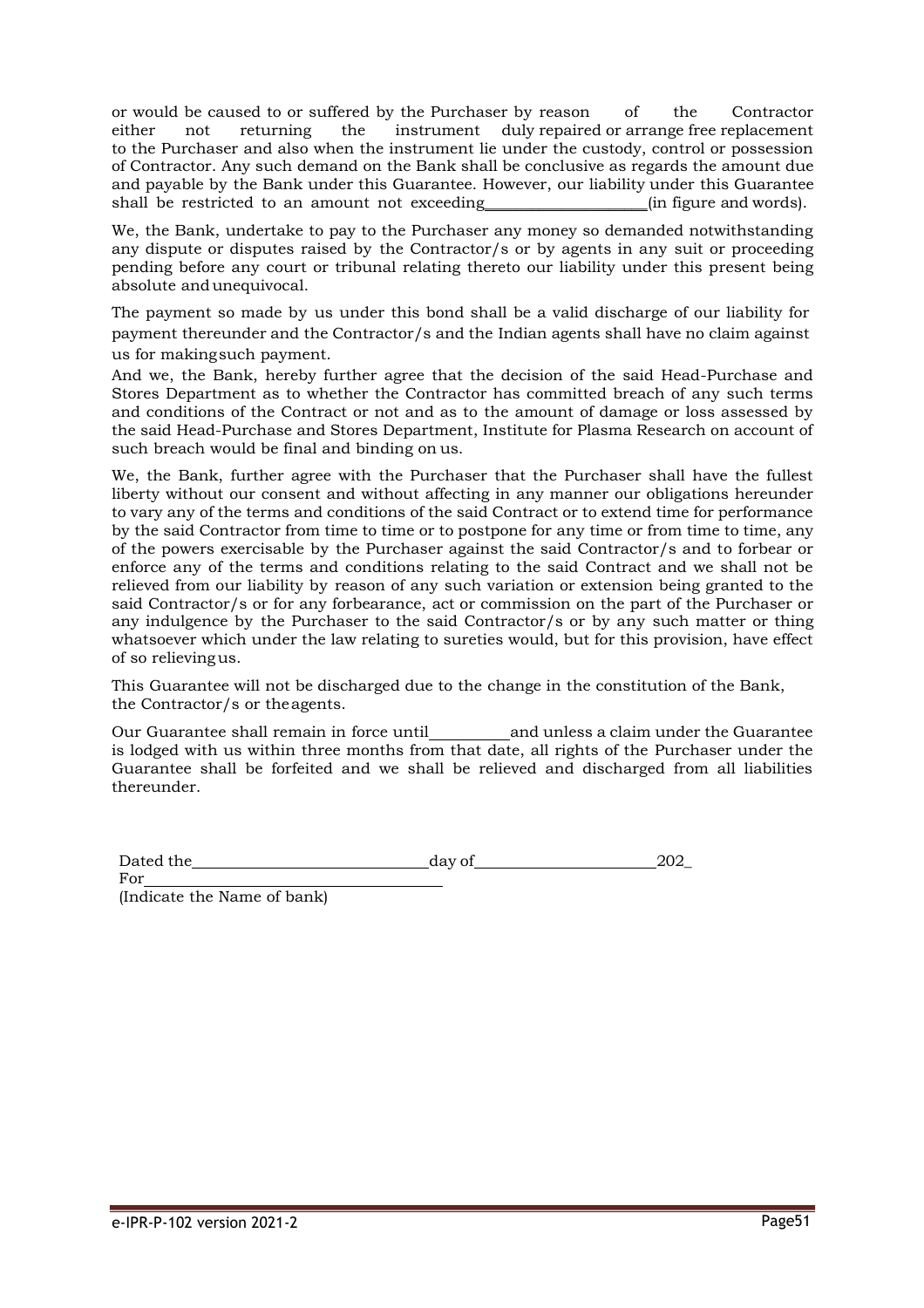or would be caused to or suffered by the Purchaser by reason of the Contractor either not returning the instrument duly repaired or arrange free replacement to the Purchaser and also when the instrument lie under the custody, control or possession of Contractor. Any such demand on the Bank shall be conclusive as regards the amount due and payable by the Bank under this Guarantee. However, our liability under this Guarantee shall be restricted to an amount not exceeding____________________(in figure and words).

We, the Bank, undertake to pay to the Purchaser any money so demanded notwithstanding any dispute or disputes raised by the Contractor/s or by agents in any suit or proceeding pending before any court or tribunal relating thereto our liability under this present being absolute and unequivocal.

The payment so made by us under this bond shall be a valid discharge of our liability for payment thereunder and the Contractor/s and the Indian agents shall have no claim against us for making such payment.

And we, the Bank, hereby further agree that the decision of the said Head-Purchase and Stores Department as to whether the Contractor has committed breach of any such terms and conditions of the Contract or not and as to the amount of damage or loss assessed by the said Head-Purchase and Stores Department, Institute for Plasma Research on account of such breach would be final and binding on us.

We, the Bank, further agree with the Purchaser that the Purchaser shall have the fullest liberty without our consent and without affecting in any manner our obligations hereunder to vary any of the terms and conditions of the said Contract or to extend time for performance by the said Contractor from time to time or to postpone for any time or from time to time, any of the powers exercisable by the Purchaser against the said Contractor/s and to forbear or enforce any of the terms and conditions relating to the said Contract and we shall not be relieved from our liability by reason of any such variation or extension being granted to the said Contractor/s or for any forbearance, act or commission on the part of the Purchaser or any indulgence by the Purchaser to the said Contractor/s or by any such matter or thing whatsoever which under the law relating to sureties would, but for this provision, have effect of so relieving us.

This Guarantee will not be discharged due to the change in the constitution of the Bank, the Contractor/s or the agents.

Our Guarantee shall remain in force until__________and unless a claim under the Guarantee is lodged with us within three months from that date, all rights of the Purchaser under the Guarantee shall be forfeited and we shall be relieved and discharged from all liabilities thereunder.

Dated the______________________________day of______________________202_

For____________________________________

(Indicate the Name of bank)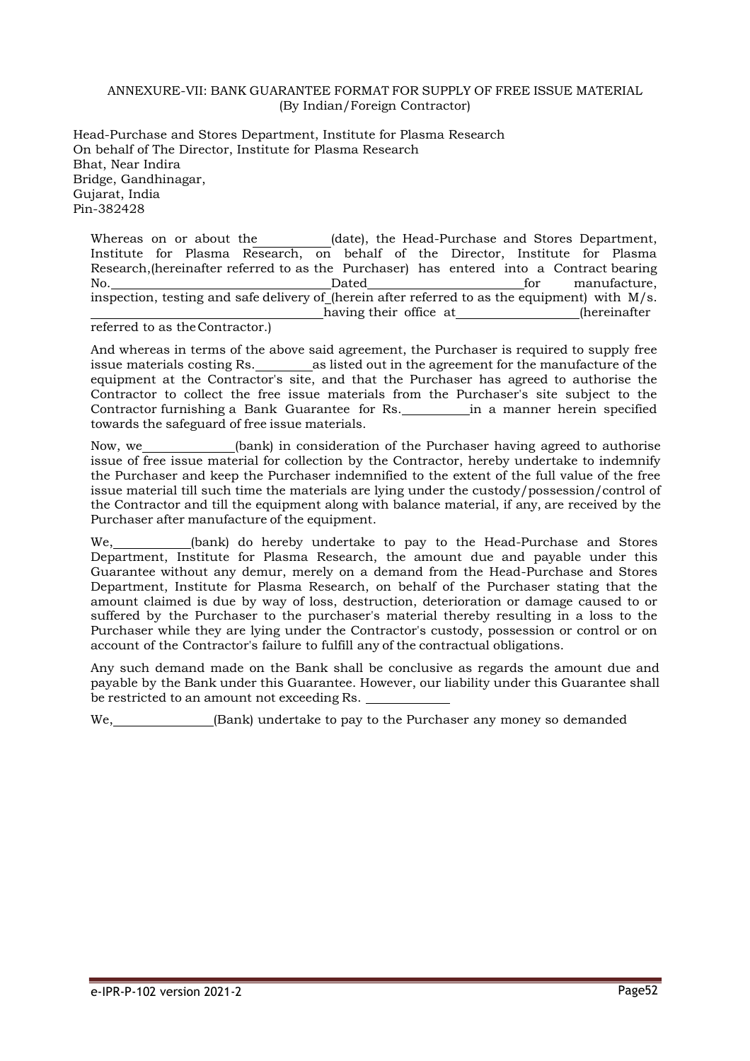ANNEXURE-VII: BANK GUARANTEE FORMAT FOR SUPPLY OF FREE ISSUE MATERIAL
(By Indian/Foreign Contractor)

Head-Purchase and Stores Department, Institute for Plasma Research
On behalf of The Director, Institute for Plasma Research
Bhat, Near Indira
Bridge, Gandhinagar,
Gujarat, India
Pin-382428

Whereas on or about the __________ (date), the Head-Purchase and Stores Department, Institute for Plasma Research, on behalf of the Director, Institute for Plasma Research,(hereinafter referred to as the Purchaser) has entered into a Contract bearing No. ______________________________ Dated ______________________ for manufacture, inspection, testing and safe delivery of _(herein after referred to as the equipment) with M/s. ________________________________ having their office at ________________ (hereinafter referred to as the Contractor.)

And whereas in terms of the above said agreement, the Purchaser is required to supply free issue materials costing Rs. ________ as listed out in the agreement for the manufacture of the equipment at the Contractor's site, and that the Purchaser has agreed to authorise the Contractor to collect the free issue materials from the Purchaser's site subject to the Contractor furnishing a Bank Guarantee for Rs. __________ in a manner herein specified towards the safeguard of free issue materials.

Now, we _____________ (bank) in consideration of the Purchaser having agreed to authorise issue of free issue material for collection by the Contractor, hereby undertake to indemnify the Purchaser and keep the Purchaser indemnified to the extent of the full value of the free issue material till such time the materials are lying under the custody/possession/control of the Contractor and till the equipment along with balance material, if any, are received by the Purchaser after manufacture of the equipment.

We, ___________ (bank) do hereby undertake to pay to the Head-Purchase and Stores Department, Institute for Plasma Research, the amount due and payable under this Guarantee without any demur, merely on a demand from the Head-Purchase and Stores Department, Institute for Plasma Research, on behalf of the Purchaser stating that the amount claimed is due by way of loss, destruction, deterioration or damage caused to or suffered by the Purchaser to the purchaser's material thereby resulting in a loss to the Purchaser while they are lying under the Contractor's custody, possession or control or on account of the Contractor's failure to fulfill any of the contractual obligations.

Any such demand made on the Bank shall be conclusive as regards the amount due and payable by the Bank under this Guarantee. However, our liability under this Guarantee shall be restricted to an amount not exceeding Rs. ____________

We, _______________ (Bank) undertake to pay to the Purchaser any money so demanded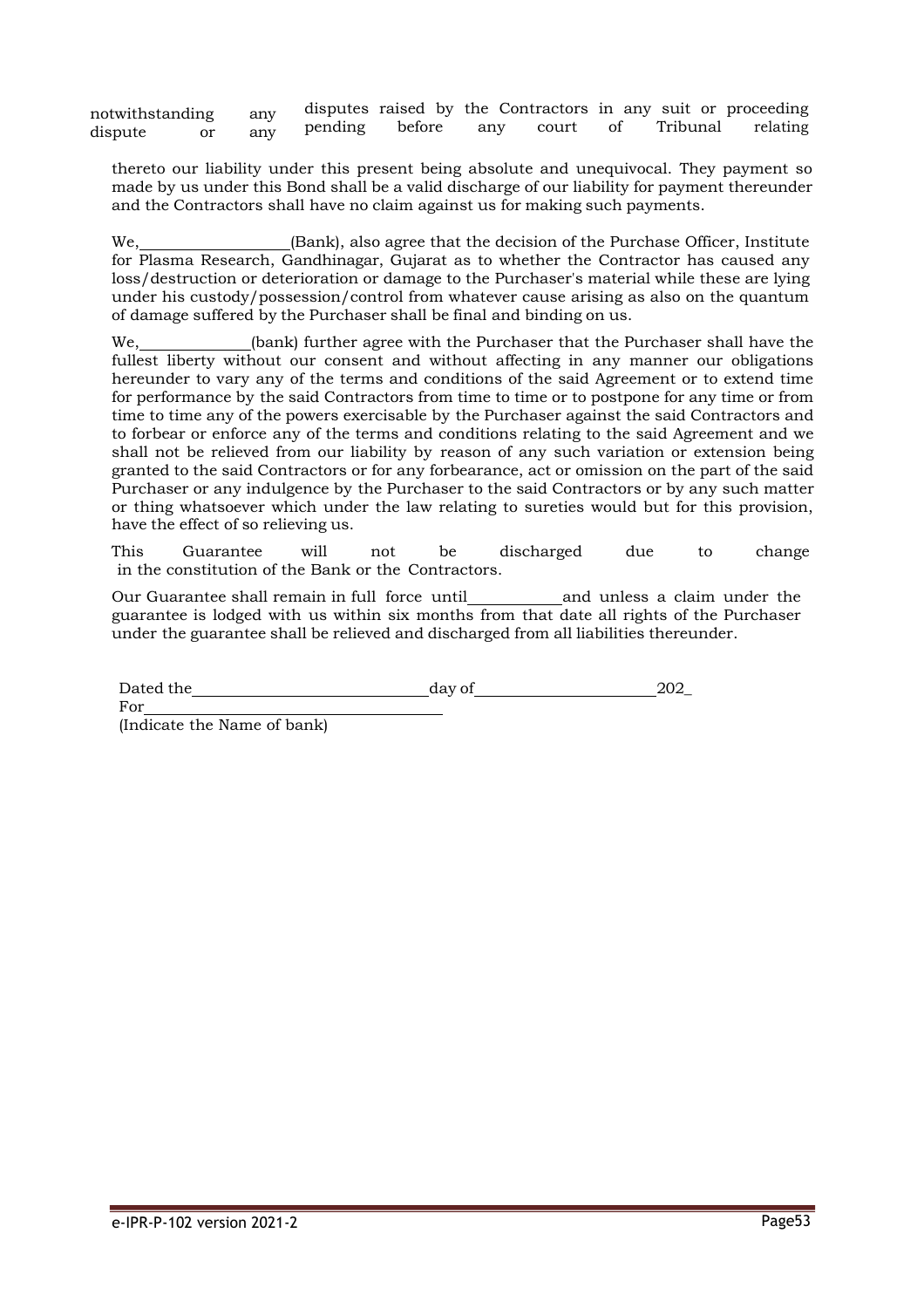notwithstanding any dispute or any disputes raised by the Contractors in any suit or proceeding pending before any court of Tribunal relating thereto our liability under this present being absolute and unequivocal. They payment so made by us under this Bond shall be a valid discharge of our liability for payment thereunder and the Contractors shall have no claim against us for making such payments.

We,\_\_\_\_\_\_\_\_\_\_\_\_\_\_\_\_\_\_(Bank), also agree that the decision of the Purchase Officer, Institute for Plasma Research, Gandhinagar, Gujarat as to whether the Contractor has caused any loss/destruction or deterioration or damage to the Purchaser's material while these are lying under his custody/possession/control from whatever cause arising as also on the quantum of damage suffered by the Purchaser shall be final and binding on us.

We,\_\_\_\_\_\_\_\_\_\_\_\_\_\_(bank) further agree with the Purchaser that the Purchaser shall have the fullest liberty without our consent and without affecting in any manner our obligations hereunder to vary any of the terms and conditions of the said Agreement or to extend time for performance by the said Contractors from time to time or to postpone for any time or from time to time any of the powers exercisable by the Purchaser against the said Contractors and to forbear or enforce any of the terms and conditions relating to the said Agreement and we shall not be relieved from our liability by reason of any such variation or extension being granted to the said Contractors or for any forbearance, act or omission on the part of the said Purchaser or any indulgence by the Purchaser to the said Contractors or by any such matter or thing whatsoever which under the law relating to sureties would but for this provision, have the effect of so relieving us.

This Guarantee will not be discharged due to change in the constitution of the Bank or the Contractors.

Our Guarantee shall remain in full force until\_\_\_\_\_\_\_\_\_\_\_\_and unless a claim under the guarantee is lodged with us within six months from that date all rights of the Purchaser under the guarantee shall be relieved and discharged from all liabilities thereunder.

Dated the\_\_\_\_\_\_\_\_\_\_\_\_\_\_\_\_\_\_\_\_\_\_\_\_\_\_\_\_\_\_day of\_\_\_\_\_\_\_\_\_\_\_\_\_\_\_\_\_\_\_\_\_\_\_202\_

For\_\_\_\_\_\_\_\_\_\_\_\_\_\_\_\_\_\_\_\_\_\_\_\_\_\_\_\_\_\_\_\_\_\_\_\_\_\_

(Indicate the Name of bank)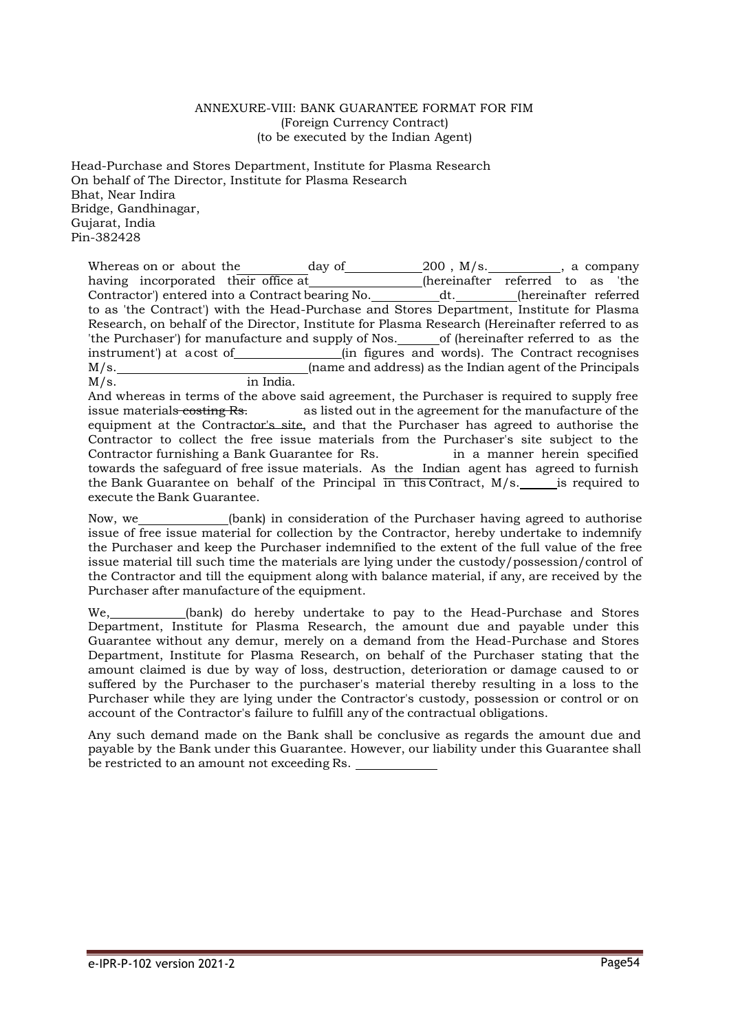ANNEXURE-VIII: BANK GUARANTEE FORMAT FOR FIM
(Foreign Currency Contract)
(to be executed by the Indian Agent)

Head-Purchase and Stores Department, Institute for Plasma Research
On behalf of The Director, Institute for Plasma Research
Bhat, Near Indira
Bridge, Gandhinagar,
Gujarat, India
Pin-382428

Whereas on or about the __________ day of ____________ 200 , M/s. ___________, a company having incorporated their office at _________________ (hereinafter referred to as 'the Contractor') entered into a Contract bearing No. __________ dt. _________ (hereinafter referred to as 'the Contract') with the Head-Purchase and Stores Department, Institute for Plasma Research, on behalf of the Director, Institute for Plasma Research (Hereinafter referred to as 'the Purchaser') for manufacture and supply of Nos. ______ of (hereinafter referred to as the instrument') at a cost of ________________ (in figures and words). The Contract recognises M/s. ____________________________ (name and address) as the Indian agent of the Principals M/s. ____________________ in India.

And whereas in terms of the above said agreement, the Purchaser is required to supply free issue materials ~~costing Rs.~~ as listed out in the agreement for the manufacture of the equipment at the Contractor's site, and that the Purchaser has agreed to authorise the Contractor to collect the free issue materials from the Purchaser's site subject to the Contractor furnishing a Bank Guarantee for Rs. in a manner herein specified towards the safeguard of free issue materials. As the Indian agent has agreed to furnish the Bank Guarantee on behalf of the Principal in this Contract, M/s. ______ is required to execute the Bank Guarantee.

Now, we _____________ (bank) in consideration of the Purchaser having agreed to authorise issue of free issue material for collection by the Contractor, hereby undertake to indemnify the Purchaser and keep the Purchaser indemnified to the extent of the full value of the free issue material till such time the materials are lying under the custody/possession/control of the Contractor and till the equipment along with balance material, if any, are received by the Purchaser after manufacture of the equipment.

We, ___________ (bank) do hereby undertake to pay to the Head-Purchase and Stores Department, Institute for Plasma Research, the amount due and payable under this Guarantee without any demur, merely on a demand from the Head-Purchase and Stores Department, Institute for Plasma Research, on behalf of the Purchaser stating that the amount claimed is due by way of loss, destruction, deterioration or damage caused to or suffered by the Purchaser to the purchaser's material thereby resulting in a loss to the Purchaser while they are lying under the Contractor's custody, possession or control or on account of the Contractor's failure to fulfill any of the contractual obligations.

Any such demand made on the Bank shall be conclusive as regards the amount due and payable by the Bank under this Guarantee. However, our liability under this Guarantee shall be restricted to an amount not exceeding Rs. ____________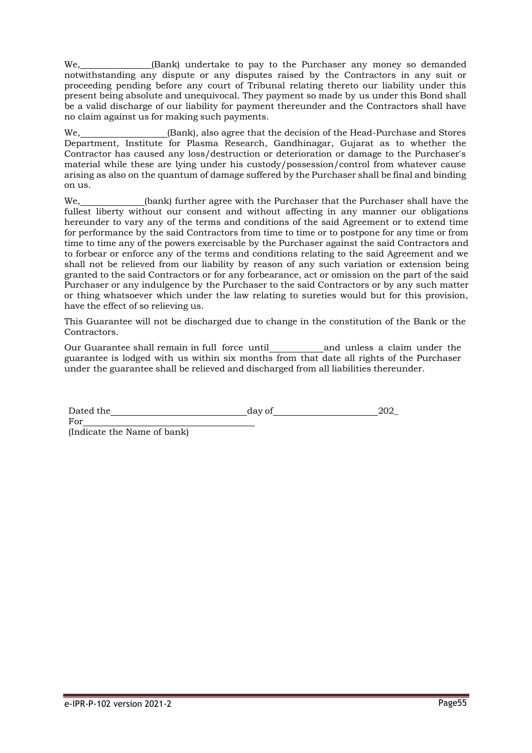We, ______________(Bank) undertake to pay to the Purchaser any money so demanded notwithstanding any dispute or any disputes raised by the Contractors in any suit or proceeding pending before any court of Tribunal relating thereto our liability under this present being absolute and unequivocal. They payment so made by us under this Bond shall be a valid discharge of our liability for payment thereunder and the Contractors shall have no claim against us for making such payments.

We, ________________(Bank), also agree that the decision of the Head-Purchase and Stores Department, Institute for Plasma Research, Gandhinagar, Gujarat as to whether the Contractor has caused any loss/destruction or deterioration or damage to the Purchaser's material while these are lying under his custody/possession/control from whatever cause arising as also on the quantum of damage suffered by the Purchaser shall be final and binding on us.

We, ____________(bank) further agree with the Purchaser that the Purchaser shall have the fullest liberty without our consent and without affecting in any manner our obligations hereunder to vary any of the terms and conditions of the said Agreement or to extend time for performance by the said Contractors from time to time or to postpone for any time or from time to time any of the powers exercisable by the Purchaser against the said Contractors and to forbear or enforce any of the terms and conditions relating to the said Agreement and we shall not be relieved from our liability by reason of any such variation or extension being granted to the said Contractors or for any forbearance, act or omission on the part of the said Purchaser or any indulgence by the Purchaser to the said Contractors or by any such matter or thing whatsoever which under the law relating to sureties would but for this provision, have the effect of so relieving us.

This Guarantee will not be discharged due to change in the constitution of the Bank or the Contractors.

Our Guarantee shall remain in full force until__________and unless a claim under the guarantee is lodged with us within six months from that date all rights of the Purchaser under the guarantee shall be relieved and discharged from all liabilities thereunder.

Dated the____________________________day of_____________________202_

For__________________________________

(Indicate the Name of bank)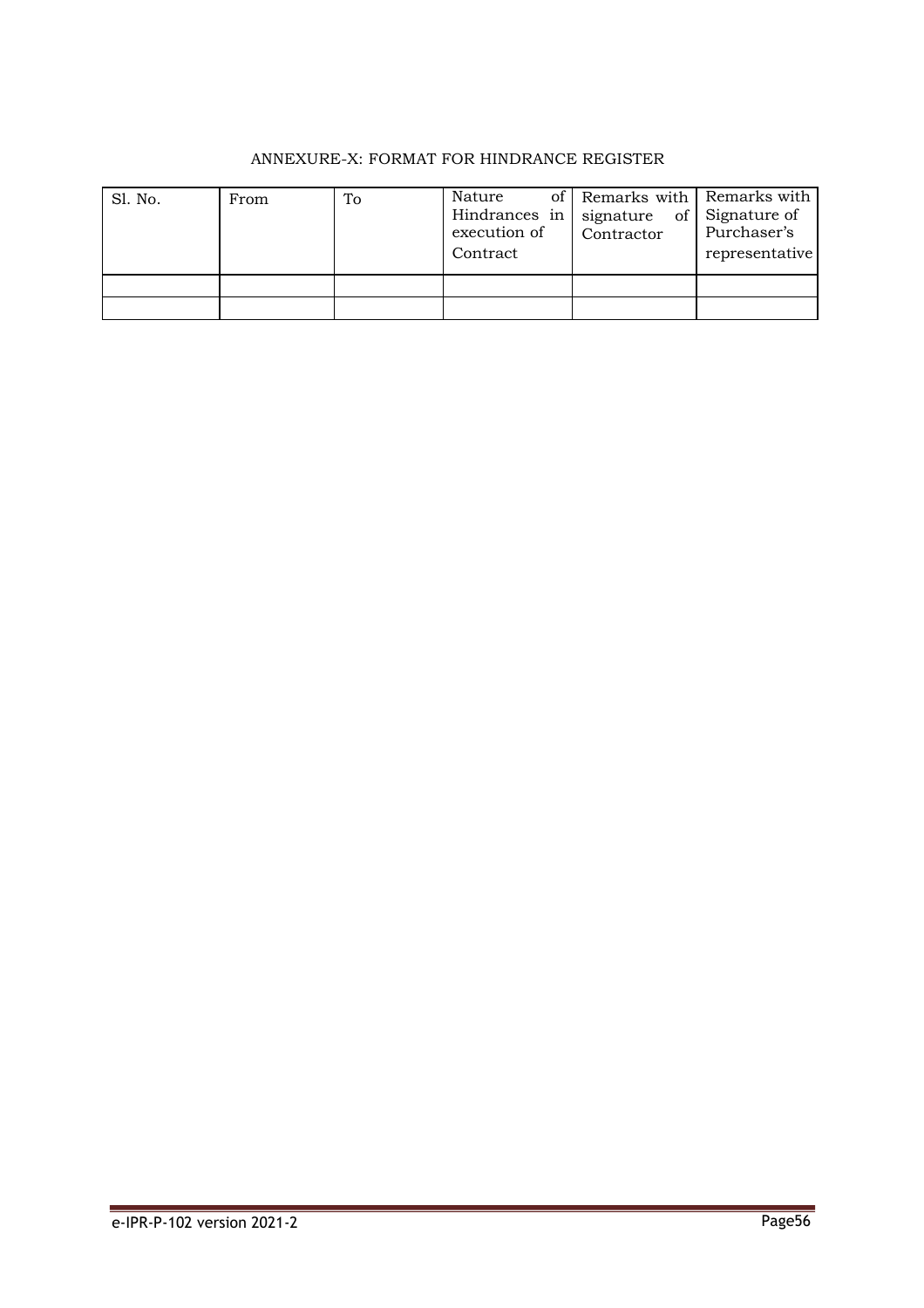ANNEXURE-X: FORMAT FOR HINDRANCE REGISTER

| Sl. No. | From | To | Nature of Hindrances in execution of Contract | Remarks with signature of Contractor | Remarks with Signature of Purchaser's representative |
|---|---|---|---|---|---|
| | | | | | |
| | | | | | |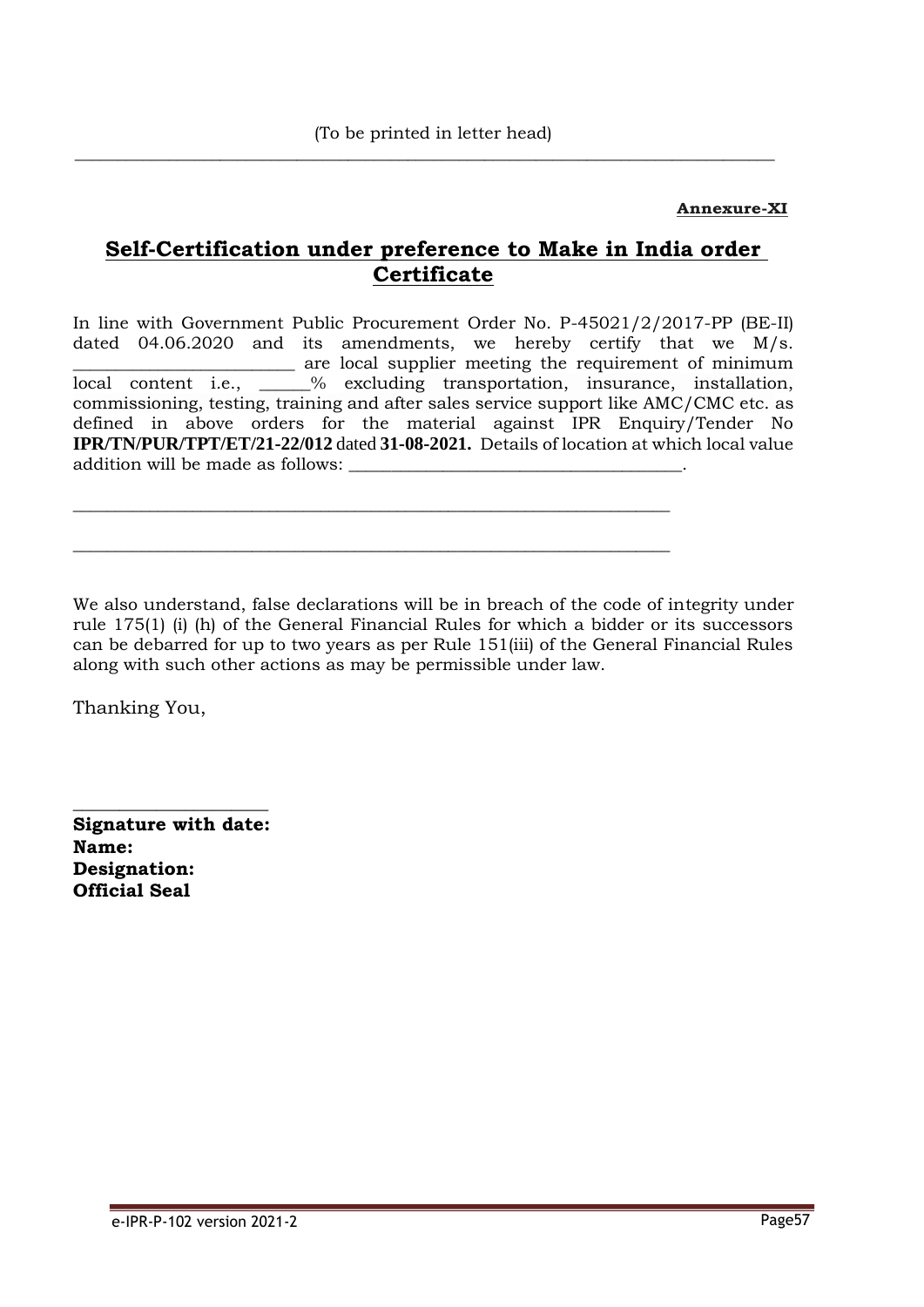(To be printed in letter head)

---

**Annexure-XI**

## Self-Certification under preference to Make in India order Certificate

In line with Government Public Procurement Order No. P-45021/2/2017-PP (BE-II) dated 04.06.2020 and its amendments, we hereby certify that we M/s. ________________________ are local supplier meeting the requirement of minimum local content i.e., ______% excluding transportation, insurance, installation, commissioning, testing, training and after sales service support like AMC/CMC etc. as defined in above orders for the material against IPR Enquiry/Tender No **IPR/TN/PUR/TPT/ET/21-22/012** dated **31-08-2021.** Details of location at which local value addition will be made as follows: ____________________________________.

____________________________________________________________________

____________________________________________________________________

We also understand, false declarations will be in breach of the code of integrity under rule 175(1) (i) (h) of the General Financial Rules for which a bidder or its successors can be debarred for up to two years as per Rule 151(iii) of the General Financial Rules along with such other actions as may be permissible under law.

Thanking You,

_____________________

**Signature with date:**
**Name:**
**Designation:**
**Official Seal**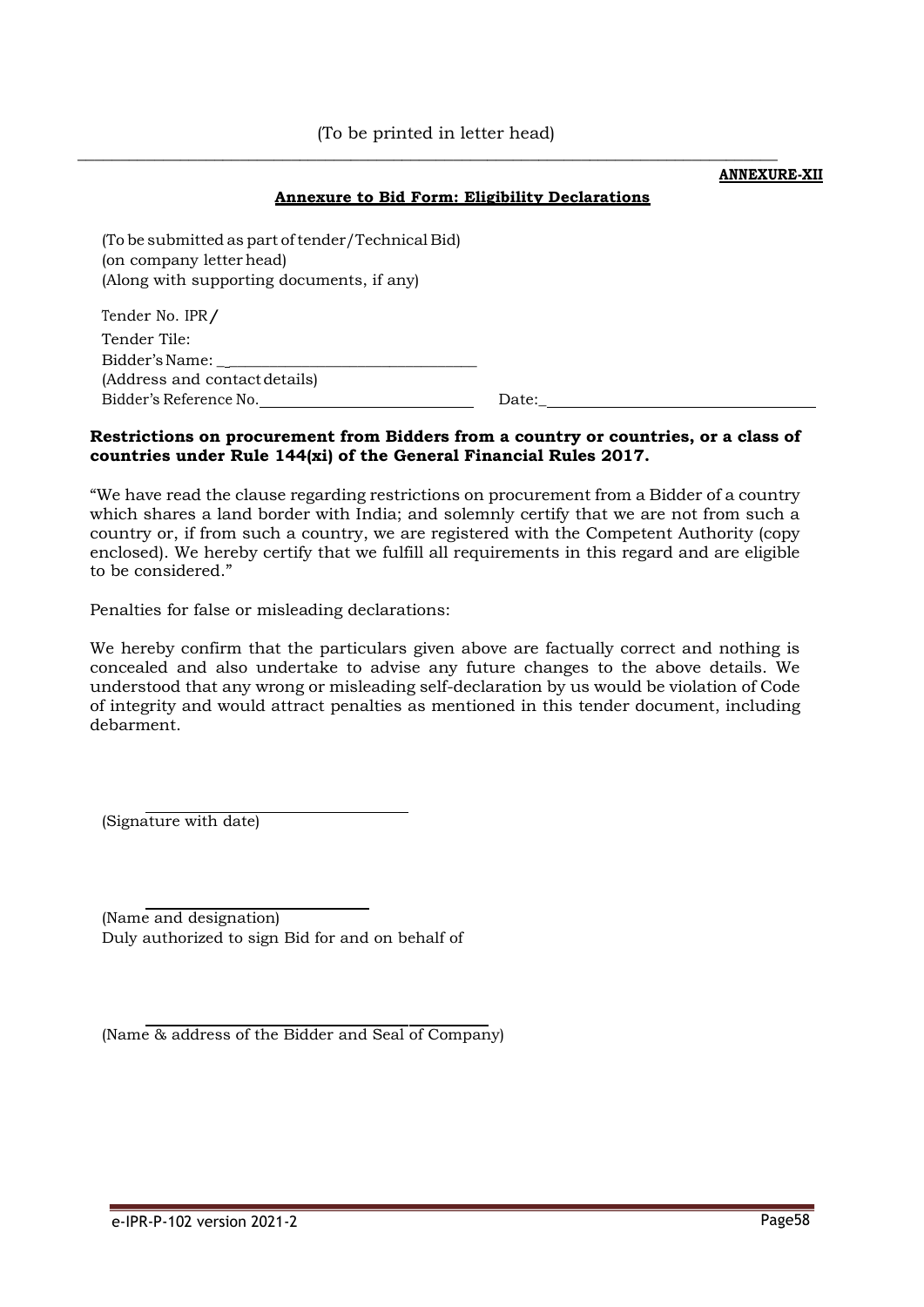(To be printed in letter head)

---

**ANNEXURE-XII**

**Annexure to Bid Form: Eligibility Declarations**

(To be submitted as part of tender/Technical Bid)
(on company letter head)
(Along with supporting documents, if any)

Tender No. IPR/
Tender Tile:
Bidder's Name: _______________________________
(Address and contact details)
Bidder's Reference No. ___________________________ Date:_________________________________

**Restrictions on procurement from Bidders from a country or countries, or a class of countries under Rule 144(xi) of the General Financial Rules 2017.**

"We have read the clause regarding restrictions on procurement from a Bidder of a country which shares a land border with India; and solemnly certify that we are not from such a country or, if from such a country, we are registered with the Competent Authority (copy enclosed). We hereby certify that we fulfill all requirements in this regard and are eligible to be considered."

Penalties for false or misleading declarations:

We hereby confirm that the particulars given above are factually correct and nothing is concealed and also undertake to advise any future changes to the above details. We understood that any wrong or misleading self-declaration by us would be violation of Code of integrity and would attract penalties as mentioned in this tender document, including debarment.

_______________________________
(Signature with date)

_______________________________
(Name and designation)
Duly authorized to sign Bid for and on behalf of

_______________________________
(Name & address of the Bidder and Seal of Company)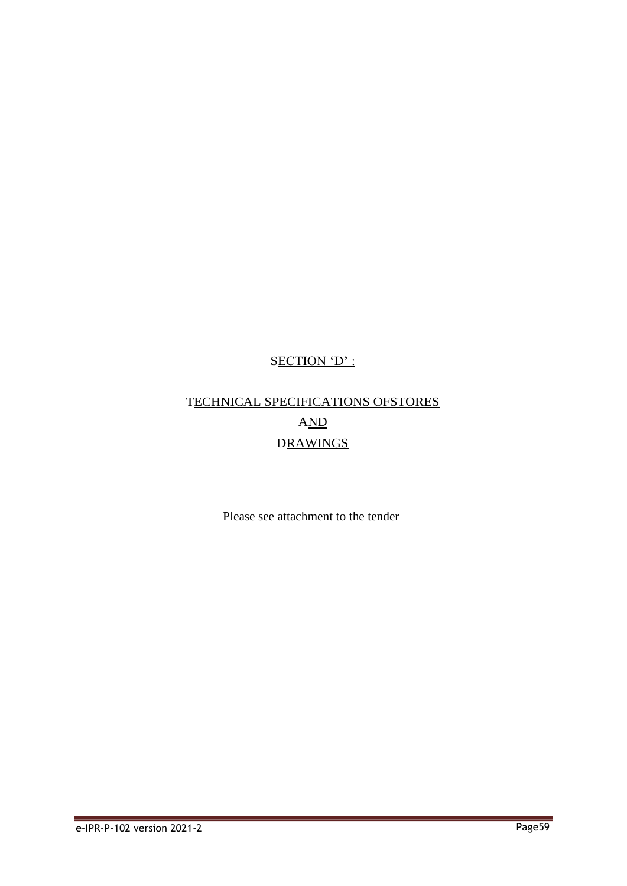# SECTION 'D' :

## TECHNICAL SPECIFICATIONS OFSTORES AND DRAWINGS

Please see attachment to the tender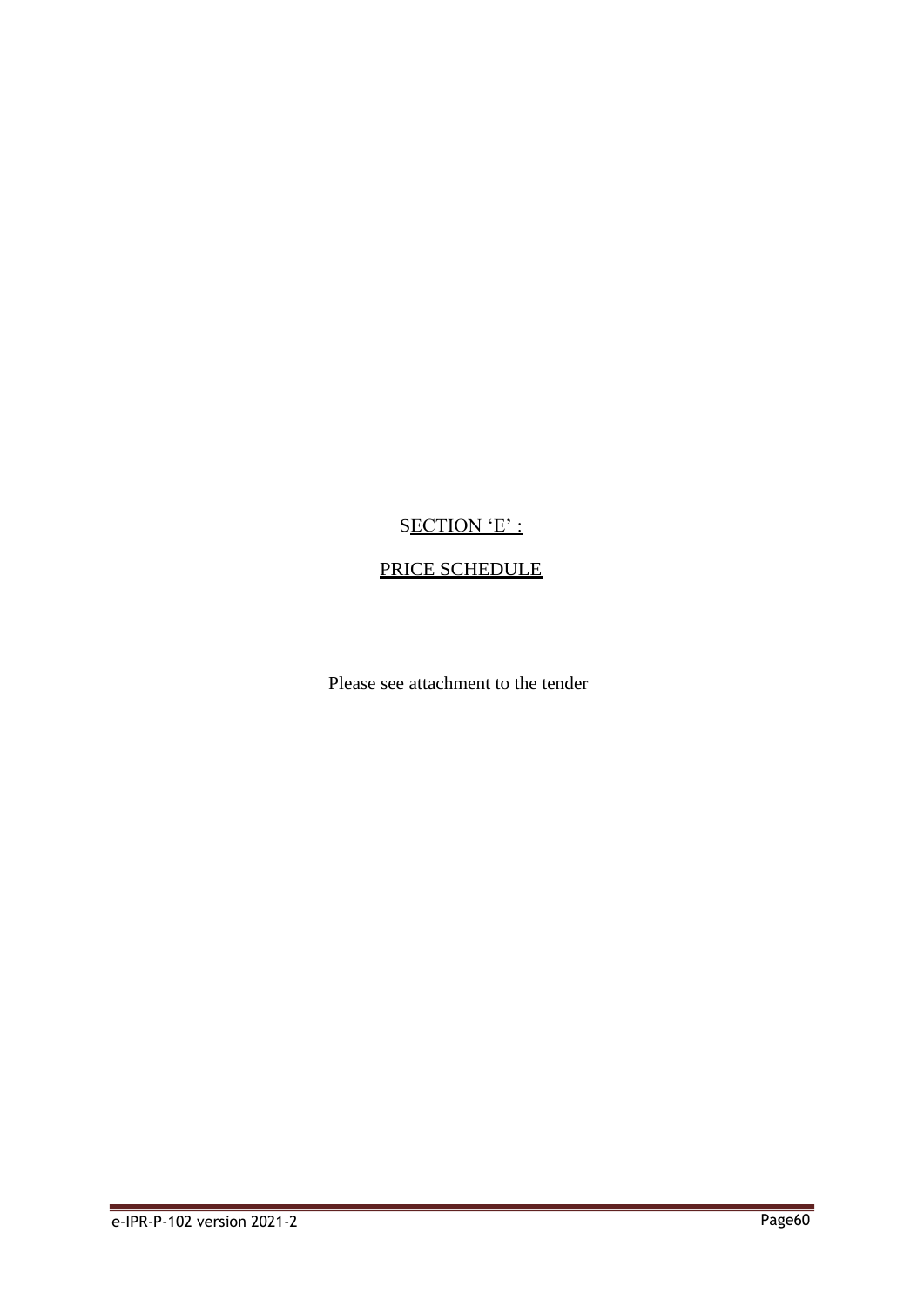## SECTION 'E' :

## PRICE SCHEDULE

Please see attachment to the tender